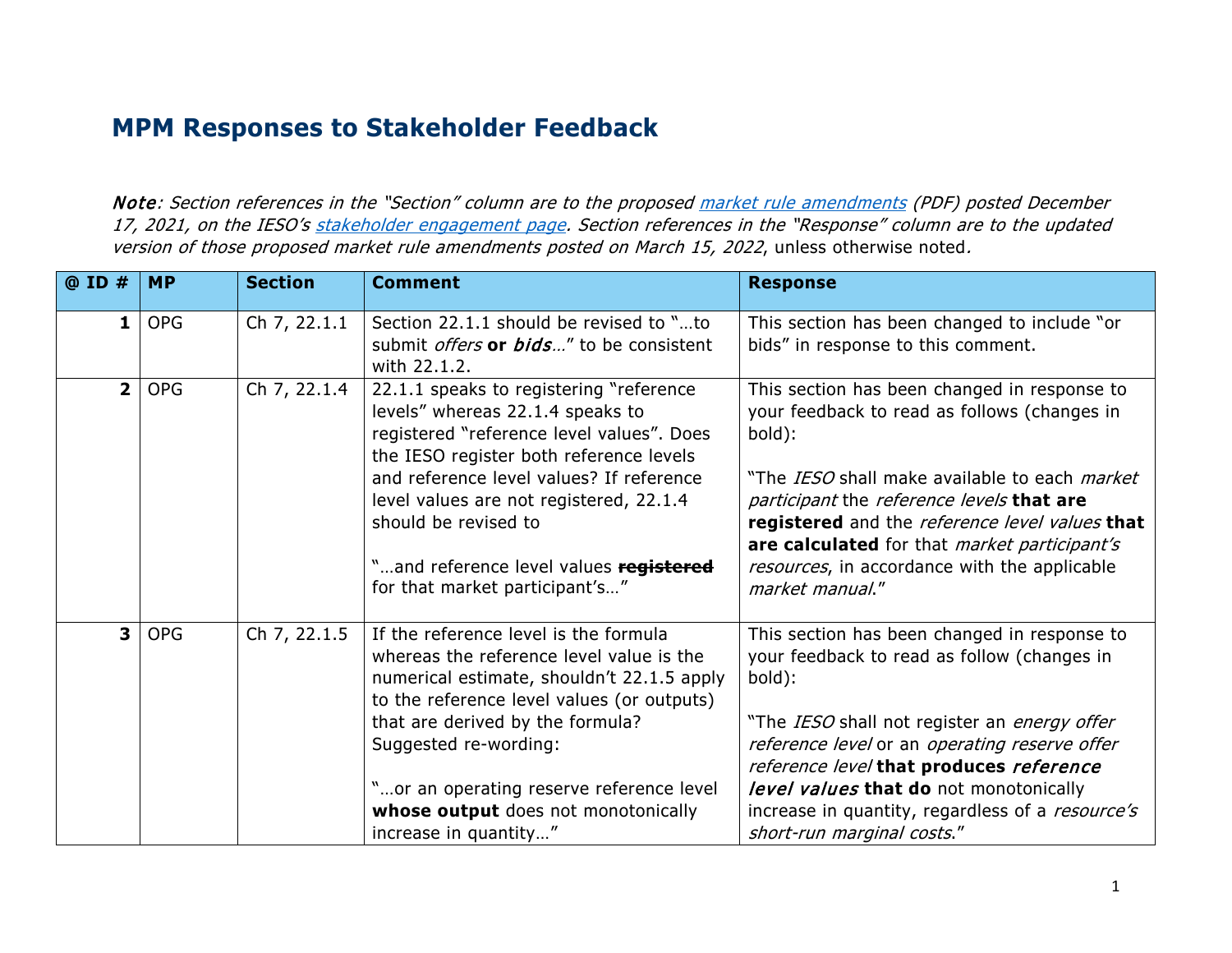# MPM Responses to Stakeholder Feedback

***Note**: Section references in the "Section" column are to the proposed [market rule amendments](#) (PDF) posted December 17, 2021, on the IESO's [stakeholder engagement page](#). Section references in the "Response" column are to the updated version of those proposed market rule amendments posted on March 15, 2022*, unless otherwise noted*.*

| @ ID # | MP | Section | Comment | Response |
|---|---|---|---|---|
| **1** | OPG | Ch 7, 22.1.1 | Section 22.1.1 should be revised to "…to submit *offers* **or** ***bids***…" to be consistent with 22.1.2. | This section has been changed to include "or bids" in response to this comment. |
| **2** | OPG | Ch 7, 22.1.4 | 22.1.1 speaks to registering "reference levels" whereas 22.1.4 speaks to registered "reference level values". Does the IESO register both reference levels and reference level values? If reference level values are not registered, 22.1.4 should be revised to<br><br>"…and reference level values ~~**registered**~~ for that market participant's…" | This section has been changed in response to your feedback to read as follows (changes in bold):<br><br>"The *IESO* shall make available to each *market participant* the *reference levels* **that are registered** and the *reference level values* **that are calculated** for that *market participant's resources*, in accordance with the applicable *market manual*." |
| **3** | OPG | Ch 7, 22.1.5 | If the reference level is the formula whereas the reference level value is the numerical estimate, shouldn't 22.1.5 apply to the reference level values (or outputs) that are derived by the formula? Suggested re-wording:<br><br>"…or an operating reserve reference level **whose output** does not monotonically increase in quantity…" | This section has been changed in response to your feedback to read as follow (changes in bold):<br><br>"The *IESO* shall not register an *energy offer reference level* or an *operating reserve offer reference level* **that produces *reference level values* that do** not monotonically increase in quantity, regardless of a *resource's short-run marginal costs*." |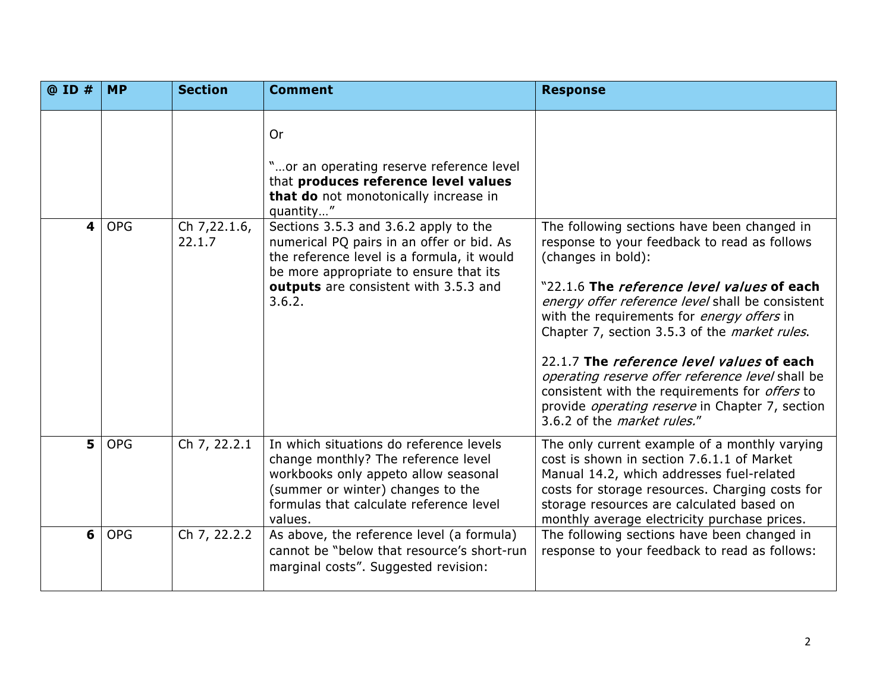| @ ID # | MP | Section | Comment | Response |
|---|---|---|---|---|
| | | | Or<br><br>"…or an operating reserve reference level that **produces reference level values that do** not monotonically increase in quantity…" | |
| **4** | OPG | Ch 7,22.1.6, 22.1.7 | Sections 3.5.3 and 3.6.2 apply to the numerical PQ pairs in an offer or bid. As the reference level is a formula, it would be more appropriate to ensure that its **outputs** are consistent with 3.5.3 and 3.6.2. | The following sections have been changed in response to your feedback to read as follows (changes in bold):<br><br>"22.1.6 **The** ***reference level values*** **of each** *energy offer reference level* shall be consistent with the requirements for *energy offers* in Chapter 7, section 3.5.3 of the *market rules*.<br><br>22.1.7 **The** ***reference level values*** **of each** *operating reserve offer reference level* shall be consistent with the requirements for *offers* to provide *operating reserve* in Chapter 7, section 3.6.2 of the *market rules.*" |
| **5** | OPG | Ch 7, 22.2.1 | In which situations do reference levels change monthly? The reference level workbooks only appeto allow seasonal (summer or winter) changes to the formulas that calculate reference level values. | The only current example of a monthly varying cost is shown in section 7.6.1.1 of Market Manual 14.2, which addresses fuel-related costs for storage resources. Charging costs for storage resources are calculated based on monthly average electricity purchase prices. |
| **6** | OPG | Ch 7, 22.2.2 | As above, the reference level (a formula) cannot be "below that resource's short-run marginal costs". Suggested revision: | The following sections have been changed in response to your feedback to read as follows: |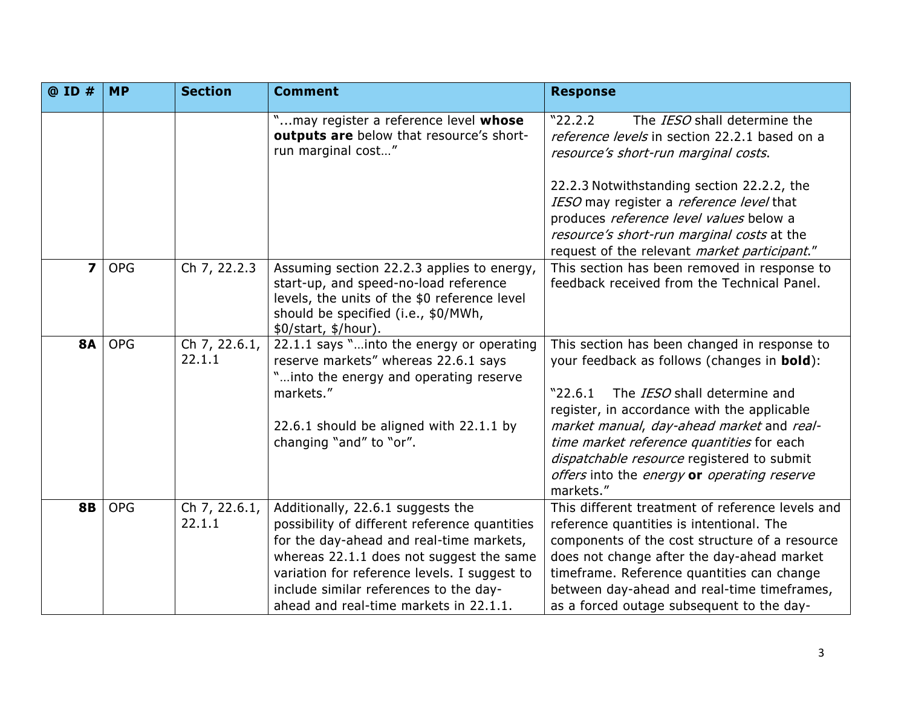| @ ID # | MP | Section | Comment | Response |
|---|---|---|---|---|
| | | | "...may register a reference level **whose outputs are** below that resource's short-run marginal cost…" | "22.2.2 The *IESO* shall determine the *reference levels* in section 22.2.1 based on a *resource's short-run marginal costs*.<br><br>22.2.3 Notwithstanding section 22.2.2, the *IESO* may register a *reference level* that produces *reference level values* below a *resource's short-run marginal costs* at the request of the relevant *market participant*." |
| **7** | OPG | Ch 7, 22.2.3 | Assuming section 22.2.3 applies to energy, start-up, and speed-no-load reference levels, the units of the $0 reference level should be specified (i.e., $0/MWh, $0/start, $/hour). | This section has been removed in response to feedback received from the Technical Panel. |
| **8A** | OPG | Ch 7, 22.6.1, 22.1.1 | 22.1.1 says "…into the energy or operating reserve markets" whereas 22.6.1 says "…into the energy and operating reserve markets."<br><br>22.6.1 should be aligned with 22.1.1 by changing "and" to "or". | This section has been changed in response to your feedback as follows (changes in **bold**):<br><br>"22.6.1 The *IESO* shall determine and register, in accordance with the applicable *market manual*, *day-ahead market* and *real-time market reference quantities* for each *dispatchable resource* registered to submit *offers* into the *energy* **or** *operating reserve* markets." |
| **8B** | OPG | Ch 7, 22.6.1, 22.1.1 | Additionally, 22.6.1 suggests the possibility of different reference quantities for the day-ahead and real-time markets, whereas 22.1.1 does not suggest the same variation for reference levels. I suggest to include similar references to the day-ahead and real-time markets in 22.1.1. | This different treatment of reference levels and reference quantities is intentional. The components of the cost structure of a resource does not change after the day-ahead market timeframe. Reference quantities can change between day-ahead and real-time timeframes, as a forced outage subsequent to the day- |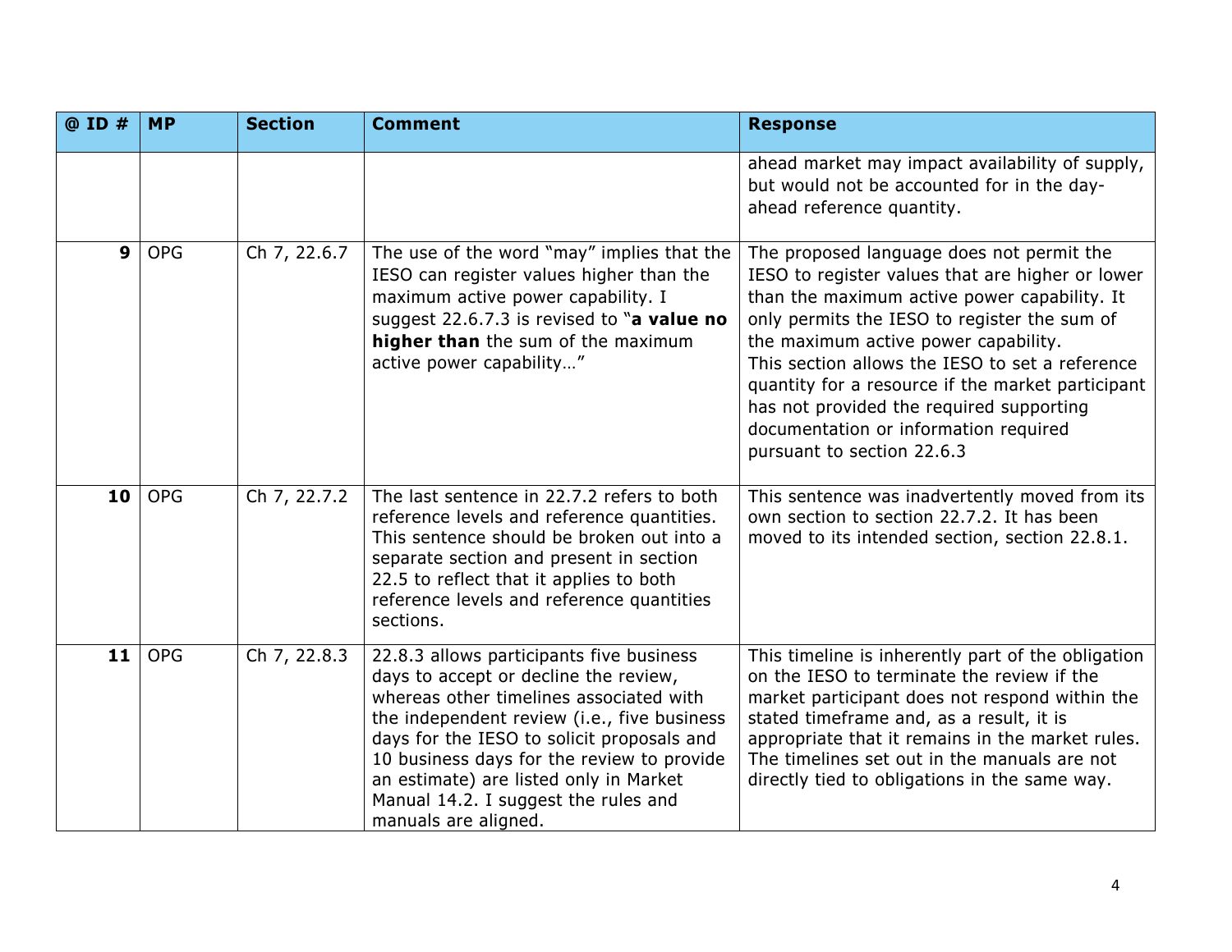| @ ID # | MP | Section | Comment | Response |
|---|---|---|---|---|
| | | | | ahead market may impact availability of supply, but would not be accounted for in the day-ahead reference quantity. |
| 9 | OPG | Ch 7, 22.6.7 | The use of the word "may" implies that the IESO can register values higher than the maximum active power capability. I suggest 22.6.7.3 is revised to "**a value no higher than** the sum of the maximum active power capability…" | The proposed language does not permit the IESO to register values that are higher or lower than the maximum active power capability. It only permits the IESO to register the sum of the maximum active power capability. This section allows the IESO to set a reference quantity for a resource if the market participant has not provided the required supporting documentation or information required pursuant to section 22.6.3 |
| 10 | OPG | Ch 7, 22.7.2 | The last sentence in 22.7.2 refers to both reference levels and reference quantities. This sentence should be broken out into a separate section and present in section 22.5 to reflect that it applies to both reference levels and reference quantities sections. | This sentence was inadvertently moved from its own section to section 22.7.2. It has been moved to its intended section, section 22.8.1. |
| 11 | OPG | Ch 7, 22.8.3 | 22.8.3 allows participants five business days to accept or decline the review, whereas other timelines associated with the independent review (i.e., five business days for the IESO to solicit proposals and 10 business days for the review to provide an estimate) are listed only in Market Manual 14.2. I suggest the rules and manuals are aligned. | This timeline is inherently part of the obligation on the IESO to terminate the review if the market participant does not respond within the stated timeframe and, as a result, it is appropriate that it remains in the market rules. The timelines set out in the manuals are not directly tied to obligations in the same way. |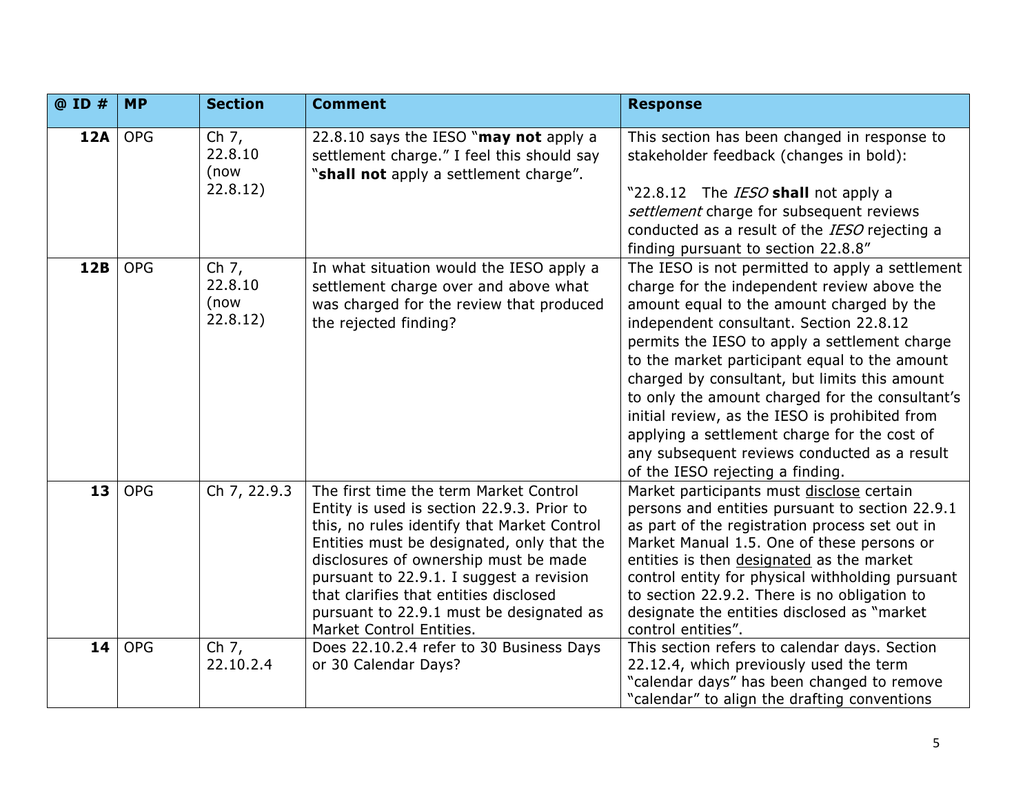| @ ID # | MP | Section | Comment | Response |
|---|---|---|---|---|
| **12A** | OPG | Ch 7, 22.8.10 (now 22.8.12) | 22.8.10 says the IESO "**may not** apply a settlement charge." I feel this should say "**shall not** apply a settlement charge". | This section has been changed in response to stakeholder feedback (changes in bold): "22.8.12 The *IESO* **shall** not apply a *settlement* charge for subsequent reviews conducted as a result of the *IESO* rejecting a finding pursuant to section 22.8.8" |
| **12B** | OPG | Ch 7, 22.8.10 (now 22.8.12) | In what situation would the IESO apply a settlement charge over and above what was charged for the review that produced the rejected finding? | The IESO is not permitted to apply a settlement charge for the independent review above the amount equal to the amount charged by the independent consultant. Section 22.8.12 permits the IESO to apply a settlement charge to the market participant equal to the amount charged by consultant, but limits this amount to only the amount charged for the consultant's initial review, as the IESO is prohibited from applying a settlement charge for the cost of any subsequent reviews conducted as a result of the IESO rejecting a finding. |
| **13** | OPG | Ch 7, 22.9.3 | The first time the term Market Control Entity is used is section 22.9.3. Prior to this, no rules identify that Market Control Entities must be designated, only that the disclosures of ownership must be made pursuant to 22.9.1. I suggest a revision that clarifies that entities disclosed pursuant to 22.9.1 must be designated as Market Control Entities. | Market participants must <u>disclose</u> certain persons and entities pursuant to section 22.9.1 as part of the registration process set out in Market Manual 1.5. One of these persons or entities is then <u>designated</u> as the market control entity for physical withholding pursuant to section 22.9.2. There is no obligation to designate the entities disclosed as "market control entities". |
| **14** | OPG | Ch 7, 22.10.2.4 | Does 22.10.2.4 refer to 30 Business Days or 30 Calendar Days? | This section refers to calendar days. Section 22.12.4, which previously used the term "calendar days" has been changed to remove "calendar" to align the drafting conventions |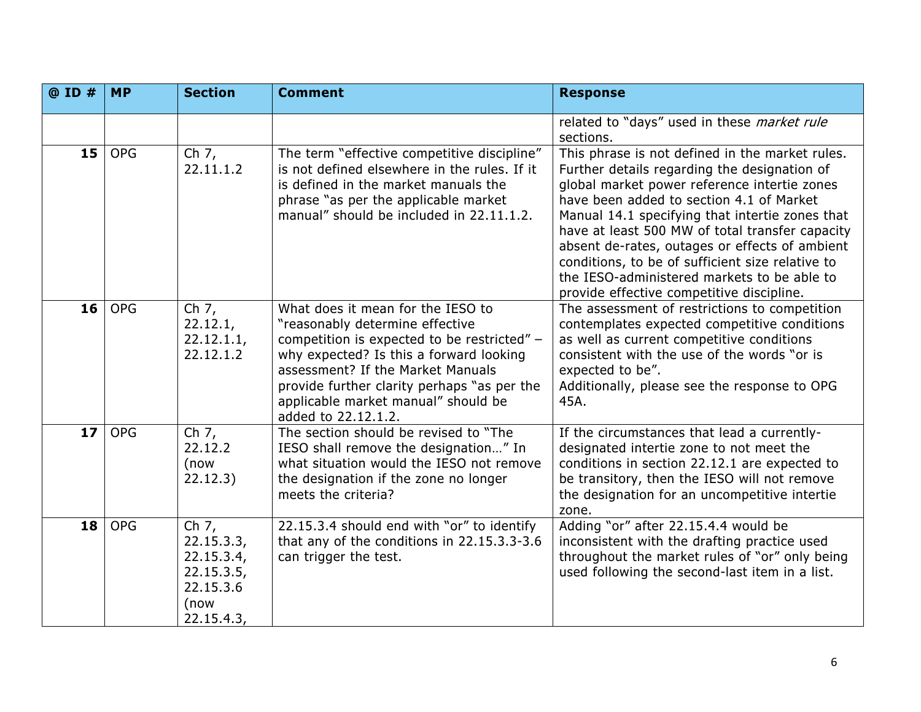| @ ID # | MP | Section | Comment | Response |
|---|---|---|---|---|
| | | | | related to "days" used in these *market rule* sections. |
| **15** | OPG | Ch 7, 22.11.1.2 | The term "effective competitive discipline" is not defined elsewhere in the rules. If it is defined in the market manuals the phrase "as per the applicable market manual" should be included in 22.11.1.2. | This phrase is not defined in the market rules. Further details regarding the designation of global market power reference intertie zones have been added to section 4.1 of Market Manual 14.1 specifying that intertie zones that have at least 500 MW of total transfer capacity absent de-rates, outages or effects of ambient conditions, to be of sufficient size relative to the IESO-administered markets to be able to provide effective competitive discipline. |
| **16** | OPG | Ch 7, 22.12.1, 22.12.1.1, 22.12.1.2 | What does it mean for the IESO to "reasonably determine effective competition is expected to be restricted" – why expected? Is this a forward looking assessment? If the Market Manuals provide further clarity perhaps "as per the applicable market manual" should be added to 22.12.1.2. | The assessment of restrictions to competition contemplates expected competitive conditions as well as current competitive conditions consistent with the use of the words "or is expected to be".<br>Additionally, please see the response to OPG 45A. |
| **17** | OPG | Ch 7, 22.12.2 (now 22.12.3) | The section should be revised to "The IESO shall remove the designation…" In what situation would the IESO not remove the designation if the zone no longer meets the criteria? | If the circumstances that lead a currently-designated intertie zone to not meet the conditions in section 22.12.1 are expected to be transitory, then the IESO will not remove the designation for an uncompetitive intertie zone. |
| **18** | OPG | Ch 7, 22.15.3.3, 22.15.3.4, 22.15.3.5, 22.15.3.6 (now 22.15.4.3, | 22.15.3.4 should end with "or" to identify that any of the conditions in 22.15.3.3-3.6 can trigger the test. | Adding "or" after 22.15.4.4 would be inconsistent with the drafting practice used throughout the market rules of "or" only being used following the second-last item in a list. |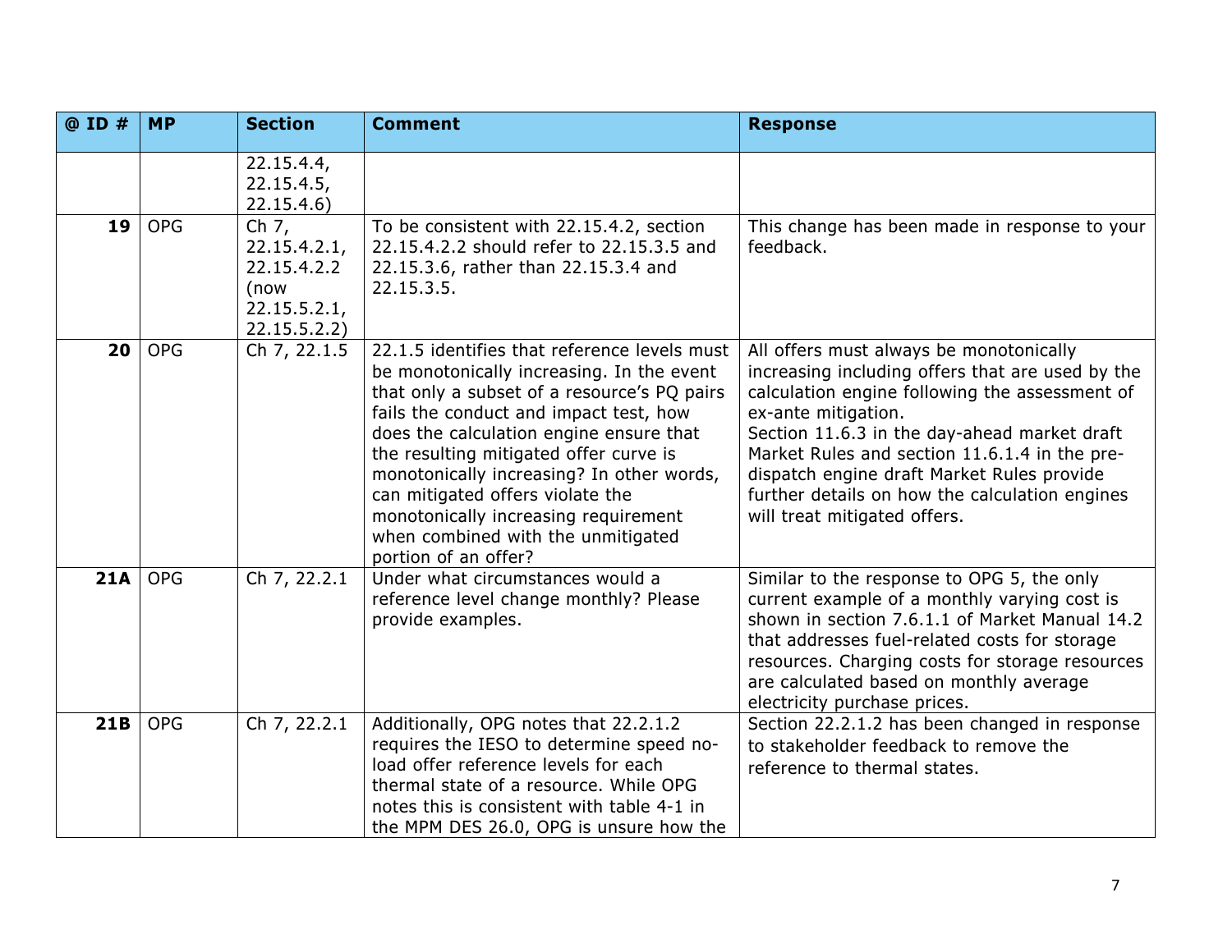| @ ID # | MP | Section | Comment | Response |
|---|---|---|---|---|
| | | 22.15.4.4, 22.15.4.5, 22.15.4.6) | | |
| **19** | OPG | Ch 7, 22.15.4.2.1, 22.15.4.2.2 (now 22.15.5.2.1, 22.15.5.2.2) | To be consistent with 22.15.4.2, section 22.15.4.2.2 should refer to 22.15.3.5 and 22.15.3.6, rather than 22.15.3.4 and 22.15.3.5. | This change has been made in response to your feedback. |
| **20** | OPG | Ch 7, 22.1.5 | 22.1.5 identifies that reference levels must be monotonically increasing. In the event that only a subset of a resource's PQ pairs fails the conduct and impact test, how does the calculation engine ensure that the resulting mitigated offer curve is monotonically increasing? In other words, can mitigated offers violate the monotonically increasing requirement when combined with the unmitigated portion of an offer? | All offers must always be monotonically increasing including offers that are used by the calculation engine following the assessment of ex-ante mitigation.<br>Section 11.6.3 in the day-ahead market draft Market Rules and section 11.6.1.4 in the pre-dispatch engine draft Market Rules provide further details on how the calculation engines will treat mitigated offers. |
| **21A** | OPG | Ch 7, 22.2.1 | Under what circumstances would a reference level change monthly? Please provide examples. | Similar to the response to OPG 5, the only current example of a monthly varying cost is shown in section 7.6.1.1 of Market Manual 14.2 that addresses fuel-related costs for storage resources. Charging costs for storage resources are calculated based on monthly average electricity purchase prices. |
| **21B** | OPG | Ch 7, 22.2.1 | Additionally, OPG notes that 22.2.1.2 requires the IESO to determine speed no-load offer reference levels for each thermal state of a resource. While OPG notes this is consistent with table 4-1 in the MPM DES 26.0, OPG is unsure how the | Section 22.2.1.2 has been changed in response to stakeholder feedback to remove the reference to thermal states. |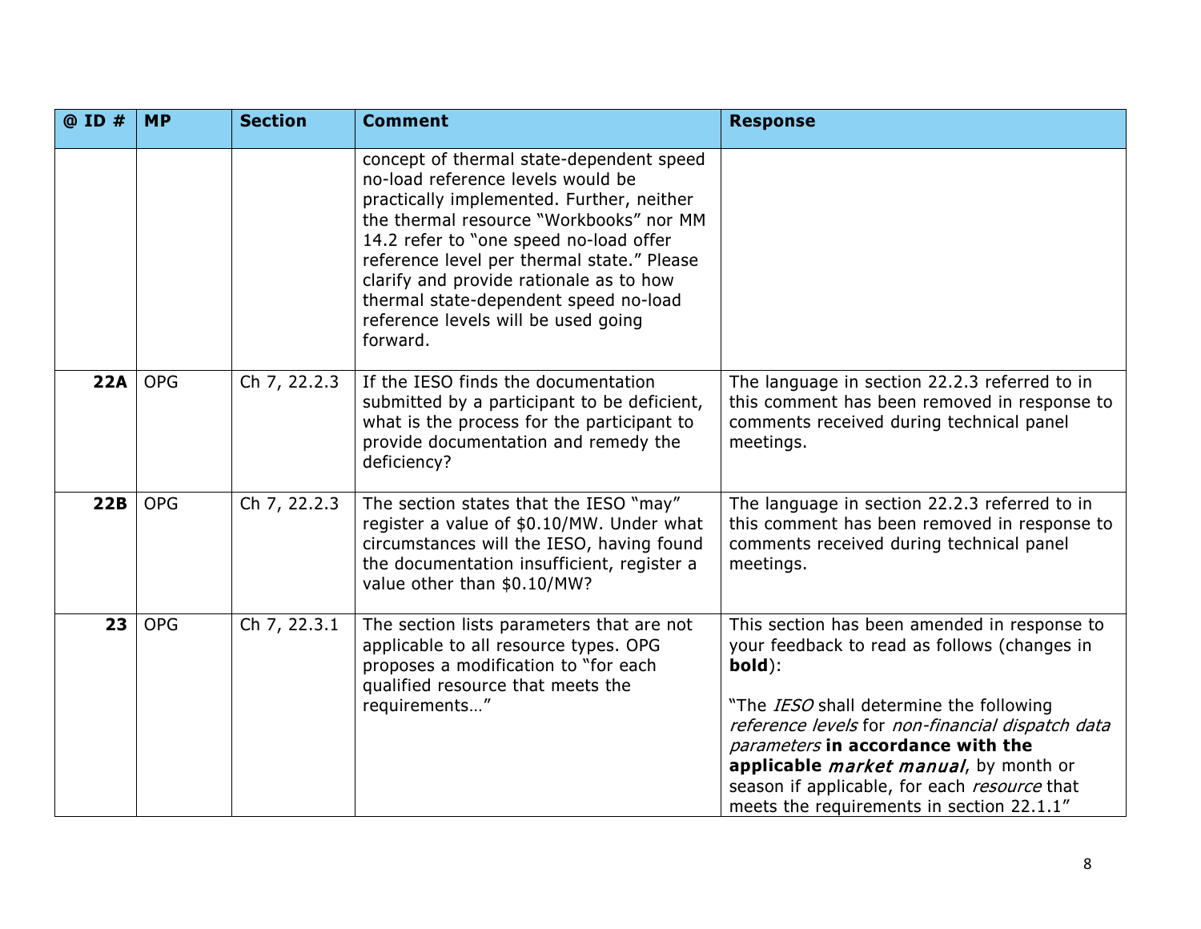| @ ID # | MP | Section | Comment | Response |
|---|---|---|---|---|
| | | | concept of thermal state-dependent speed no-load reference levels would be practically implemented. Further, neither the thermal resource "Workbooks" nor MM 14.2 refer to "one speed no-load offer reference level per thermal state." Please clarify and provide rationale as to how thermal state-dependent speed no-load reference levels will be used going forward. | |
| **22A** | OPG | Ch 7, 22.2.3 | If the IESO finds the documentation submitted by a participant to be deficient, what is the process for the participant to provide documentation and remedy the deficiency? | The language in section 22.2.3 referred to in this comment has been removed in response to comments received during technical panel meetings. |
| **22B** | OPG | Ch 7, 22.2.3 | The section states that the IESO "may" register a value of $0.10/MW. Under what circumstances will the IESO, having found the documentation insufficient, register a value other than $0.10/MW? | The language in section 22.2.3 referred to in this comment has been removed in response to comments received during technical panel meetings. |
| **23** | OPG | Ch 7, 22.3.1 | The section lists parameters that are not applicable to all resource types. OPG proposes a modification to "for each qualified resource that meets the requirements…" | This section has been amended in response to your feedback to read as follows (changes in **bold**):<br><br>"The *IESO* shall determine the following *reference levels* for *non-financial dispatch data parameters* **in accordance with the applicable *market manual***, by month or season if applicable, for each *resource* that meets the requirements in section 22.1.1" |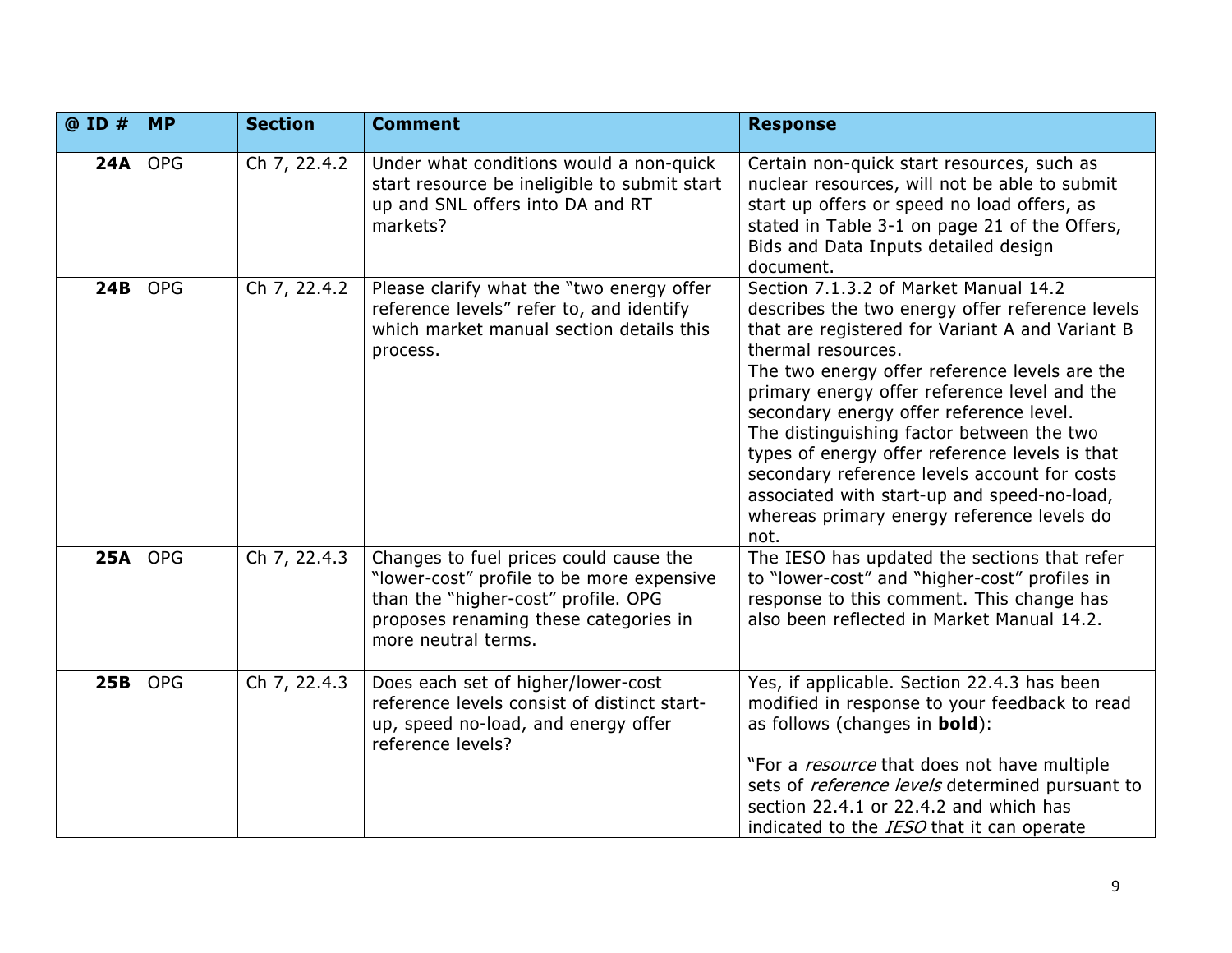| @ ID # | MP | Section | Comment | Response |
|---|---|---|---|---|
| **24A** | OPG | Ch 7, 22.4.2 | Under what conditions would a non-quick start resource be ineligible to submit start up and SNL offers into DA and RT markets? | Certain non-quick start resources, such as nuclear resources, will not be able to submit start up offers or speed no load offers, as stated in Table 3-1 on page 21 of the Offers, Bids and Data Inputs detailed design document. |
| **24B** | OPG | Ch 7, 22.4.2 | Please clarify what the "two energy offer reference levels" refer to, and identify which market manual section details this process. | Section 7.1.3.2 of Market Manual 14.2 describes the two energy offer reference levels that are registered for Variant A and Variant B thermal resources. The two energy offer reference levels are the primary energy offer reference level and the secondary energy offer reference level. The distinguishing factor between the two types of energy offer reference levels is that secondary reference levels account for costs associated with start-up and speed-no-load, whereas primary energy reference levels do not. |
| **25A** | OPG | Ch 7, 22.4.3 | Changes to fuel prices could cause the "lower-cost" profile to be more expensive than the "higher-cost" profile. OPG proposes renaming these categories in more neutral terms. | The IESO has updated the sections that refer to "lower-cost" and "higher-cost" profiles in response to this comment. This change has also been reflected in Market Manual 14.2. |
| **25B** | OPG | Ch 7, 22.4.3 | Does each set of higher/lower-cost reference levels consist of distinct start-up, speed no-load, and energy offer reference levels? | Yes, if applicable. Section 22.4.3 has been modified in response to your feedback to read as follows (changes in **bold**):<br><br>"For a *resource* that does not have multiple sets of *reference levels* determined pursuant to section 22.4.1 or 22.4.2 and which has indicated to the *IESO* that it can operate |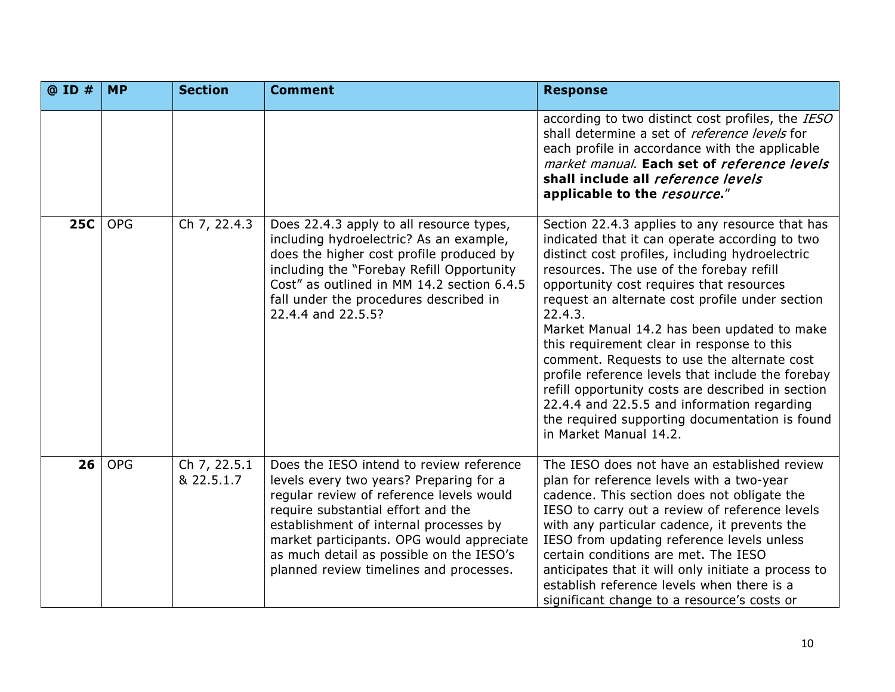| @ ID # | MP | Section | Comment | Response |
|---|---|---|---|---|
| | | | | according to two distinct cost profiles, the *IESO* shall determine a set of *reference levels* for each profile in accordance with the applicable *market manual*. **Each set of *reference levels* shall include all *reference levels* applicable to the *resource*.**" |
| **25C** | OPG | Ch 7, 22.4.3 | Does 22.4.3 apply to all resource types, including hydroelectric? As an example, does the higher cost profile produced by including the "Forebay Refill Opportunity Cost" as outlined in MM 14.2 section 6.4.5 fall under the procedures described in 22.4.4 and 22.5.5? | Section 22.4.3 applies to any resource that has indicated that it can operate according to two distinct cost profiles, including hydroelectric resources. The use of the forebay refill opportunity cost requires that resources request an alternate cost profile under section 22.4.3.<br>Market Manual 14.2 has been updated to make this requirement clear in response to this comment. Requests to use the alternate cost profile reference levels that include the forebay refill opportunity costs are described in section 22.4.4 and 22.5.5 and information regarding the required supporting documentation is found in Market Manual 14.2. |
| **26** | OPG | Ch 7, 22.5.1 & 22.5.1.7 | Does the IESO intend to review reference levels every two years? Preparing for a regular review of reference levels would require substantial effort and the establishment of internal processes by market participants. OPG would appreciate as much detail as possible on the IESO's planned review timelines and processes. | The IESO does not have an established review plan for reference levels with a two-year cadence. This section does not obligate the IESO to carry out a review of reference levels with any particular cadence, it prevents the IESO from updating reference levels unless certain conditions are met. The IESO anticipates that it will only initiate a process to establish reference levels when there is a significant change to a resource's costs or |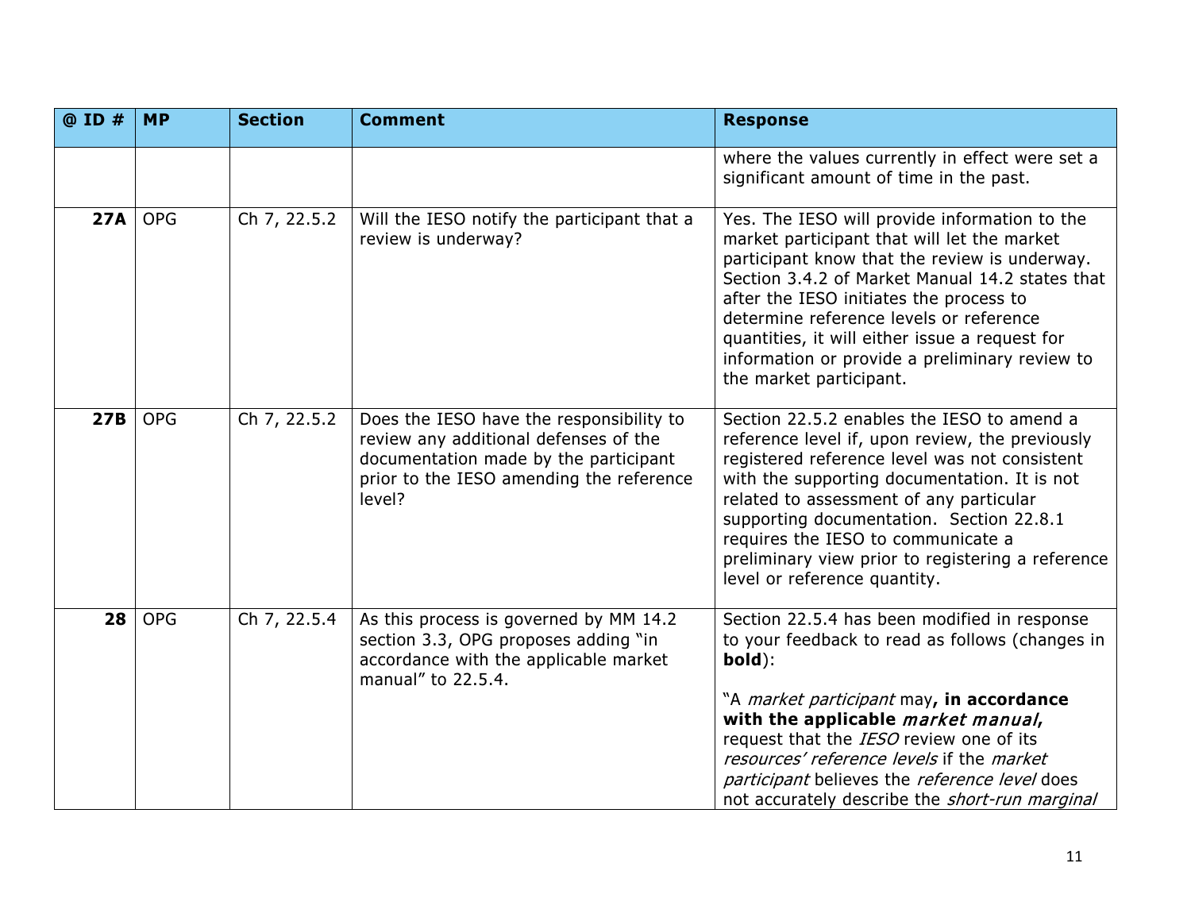| @ ID # | MP | Section | Comment | Response |
|---|---|---|---|---|
| | | | | where the values currently in effect were set a significant amount of time in the past. |
| **27A** | OPG | Ch 7, 22.5.2 | Will the IESO notify the participant that a review is underway? | Yes. The IESO will provide information to the market participant that will let the market participant know that the review is underway. Section 3.4.2 of Market Manual 14.2 states that after the IESO initiates the process to determine reference levels or reference quantities, it will either issue a request for information or provide a preliminary review to the market participant. |
| **27B** | OPG | Ch 7, 22.5.2 | Does the IESO have the responsibility to review any additional defenses of the documentation made by the participant prior to the IESO amending the reference level? | Section 22.5.2 enables the IESO to amend a reference level if, upon review, the previously registered reference level was not consistent with the supporting documentation. It is not related to assessment of any particular supporting documentation. Section 22.8.1 requires the IESO to communicate a preliminary view prior to registering a reference level or reference quantity. |
| **28** | OPG | Ch 7, 22.5.4 | As this process is governed by MM 14.2 section 3.3, OPG proposes adding "in accordance with the applicable market manual" to 22.5.4. | Section 22.5.4 has been modified in response to your feedback to read as follows (changes in **bold**): "A *market participant* may**, in accordance with the applicable *market manual*,** request that the *IESO* review one of its *resources' reference levels* if the *market participant* believes the *reference level* does not accurately describe the *short-run marginal* |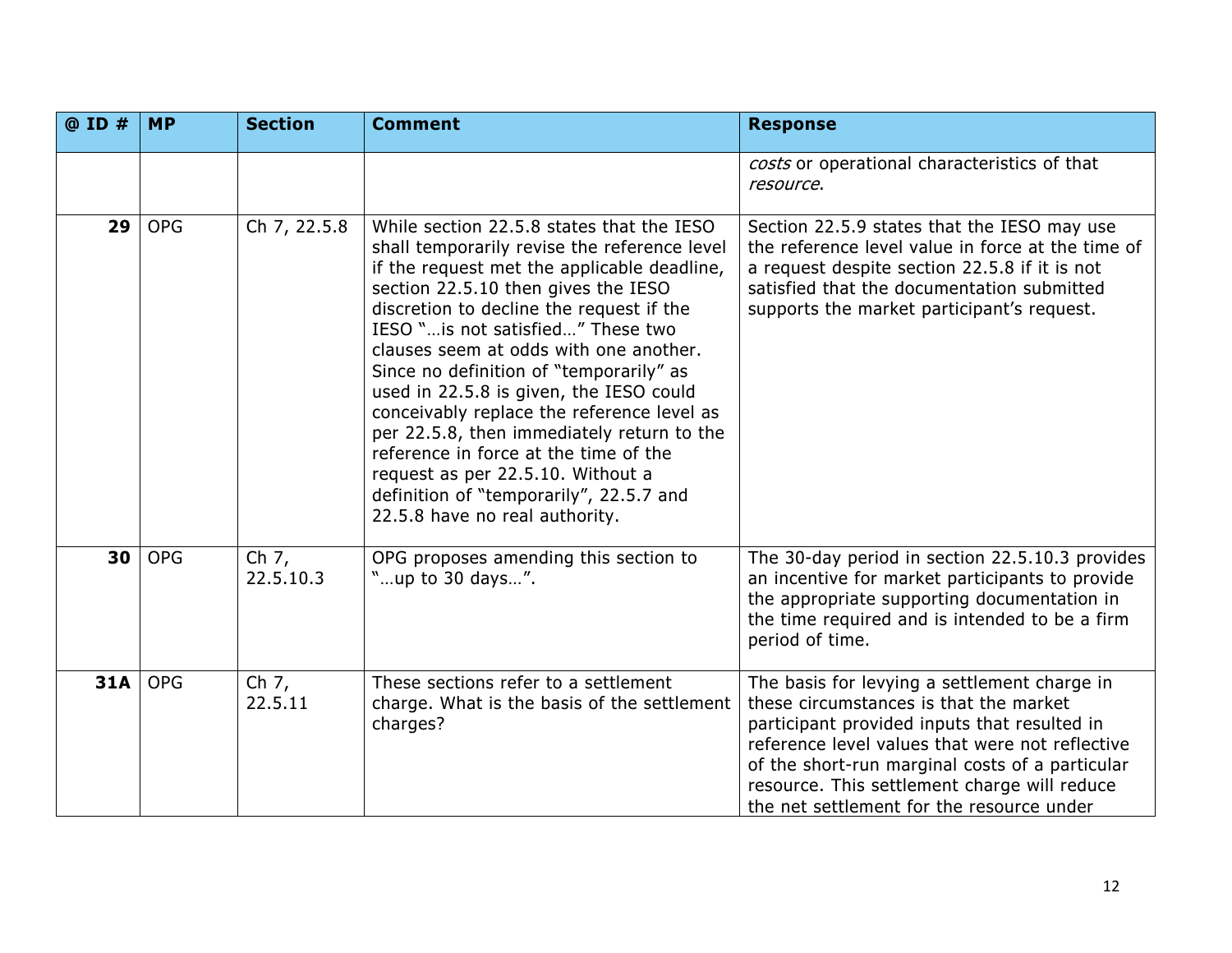| @ ID # | MP | Section | Comment | Response |
|---|---|---|---|---|
| | | | | *costs* or operational characteristics of that *resource*. |
| **29** | OPG | Ch 7, 22.5.8 | While section 22.5.8 states that the IESO shall temporarily revise the reference level if the request met the applicable deadline, section 22.5.10 then gives the IESO discretion to decline the request if the IESO "…is not satisfied…" These two clauses seem at odds with one another. Since no definition of "temporarily" as used in 22.5.8 is given, the IESO could conceivably replace the reference level as per 22.5.8, then immediately return to the reference in force at the time of the request as per 22.5.10. Without a definition of "temporarily", 22.5.7 and 22.5.8 have no real authority. | Section 22.5.9 states that the IESO may use the reference level value in force at the time of a request despite section 22.5.8 if it is not satisfied that the documentation submitted supports the market participant's request. |
| **30** | OPG | Ch 7, 22.5.10.3 | OPG proposes amending this section to "…up to 30 days…". | The 30-day period in section 22.5.10.3 provides an incentive for market participants to provide the appropriate supporting documentation in the time required and is intended to be a firm period of time. |
| **31A** | OPG | Ch 7, 22.5.11 | These sections refer to a settlement charge. What is the basis of the settlement charges? | The basis for levying a settlement charge in these circumstances is that the market participant provided inputs that resulted in reference level values that were not reflective of the short-run marginal costs of a particular resource. This settlement charge will reduce the net settlement for the resource under |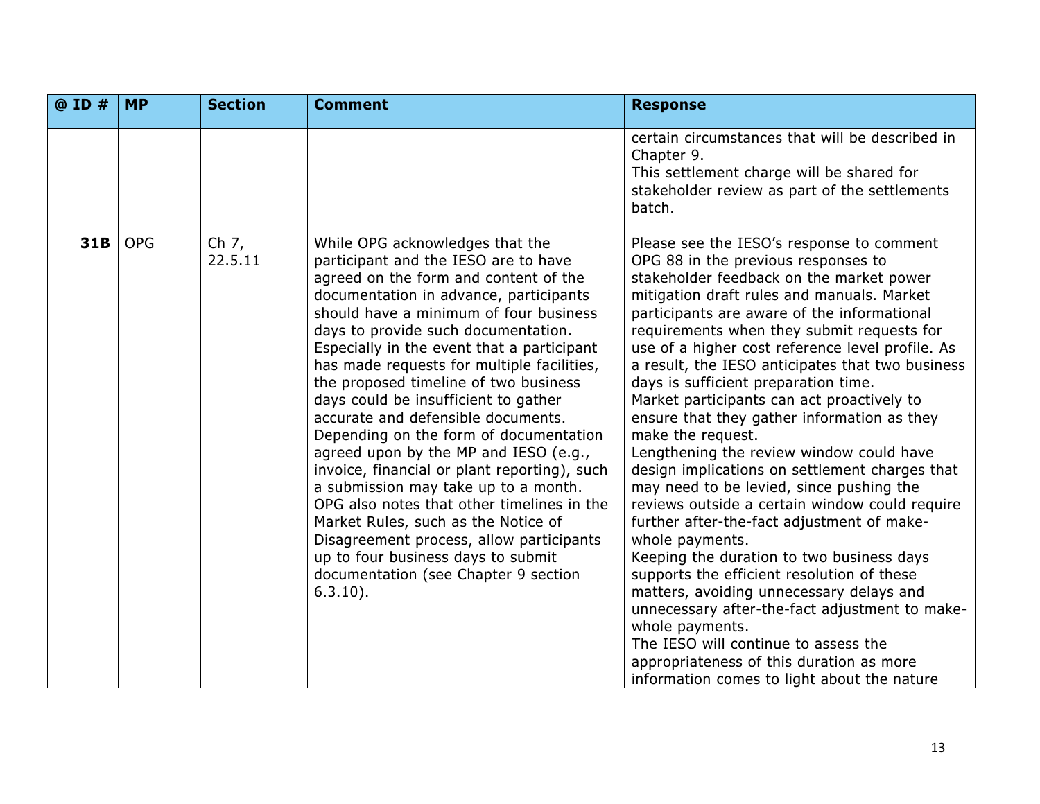| @ ID # | MP | Section | Comment | Response |
|---|---|---|---|---|
| | | | | certain circumstances that will be described in Chapter 9. This settlement charge will be shared for stakeholder review as part of the settlements batch. |
| **31B** | OPG | Ch 7, 22.5.11 | While OPG acknowledges that the participant and the IESO are to have agreed on the form and content of the documentation in advance, participants should have a minimum of four business days to provide such documentation. Especially in the event that a participant has made requests for multiple facilities, the proposed timeline of two business days could be insufficient to gather accurate and defensible documents. Depending on the form of documentation agreed upon by the MP and IESO (e.g., invoice, financial or plant reporting), such a submission may take up to a month. OPG also notes that other timelines in the Market Rules, such as the Notice of Disagreement process, allow participants up to four business days to submit documentation (see Chapter 9 section 6.3.10). | Please see the IESO's response to comment OPG 88 in the previous responses to stakeholder feedback on the market power mitigation draft rules and manuals. Market participants are aware of the informational requirements when they submit requests for use of a higher cost reference level profile. As a result, the IESO anticipates that two business days is sufficient preparation time. Market participants can act proactively to ensure that they gather information as they make the request. Lengthening the review window could have design implications on settlement charges that may need to be levied, since pushing the reviews outside a certain window could require further after-the-fact adjustment of make-whole payments. Keeping the duration to two business days supports the efficient resolution of these matters, avoiding unnecessary delays and unnecessary after-the-fact adjustment to make-whole payments. The IESO will continue to assess the appropriateness of this duration as more information comes to light about the nature |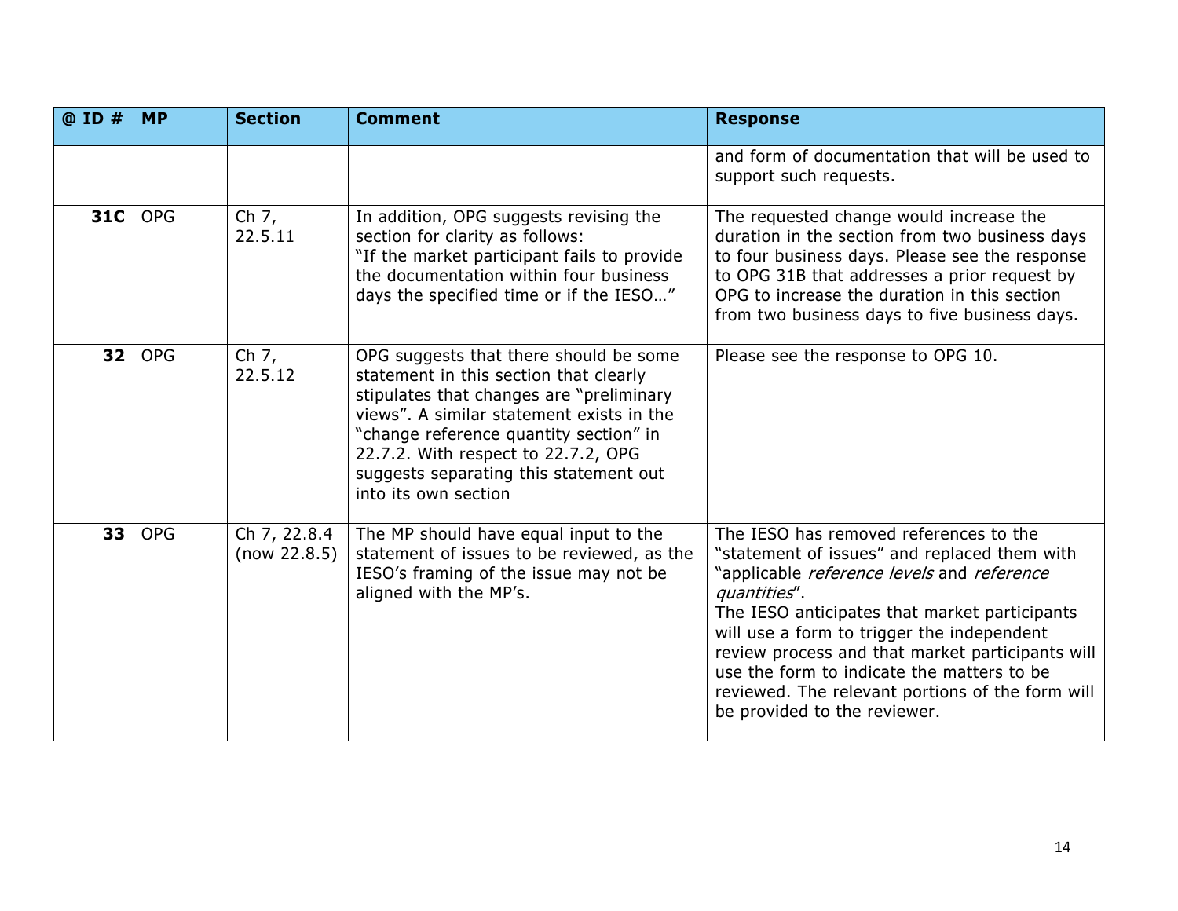| @ ID # | MP | Section | Comment | Response |
|---|---|---|---|---|
| | | | | and form of documentation that will be used to support such requests. |
| **31C** | OPG | Ch 7, 22.5.11 | In addition, OPG suggests revising the section for clarity as follows: "If the market participant fails to provide the documentation within four business days the specified time or if the IESO…" | The requested change would increase the duration in the section from two business days to four business days. Please see the response to OPG 31B that addresses a prior request by OPG to increase the duration in this section from two business days to five business days. |
| **32** | OPG | Ch 7, 22.5.12 | OPG suggests that there should be some statement in this section that clearly stipulates that changes are "preliminary views". A similar statement exists in the "change reference quantity section" in 22.7.2. With respect to 22.7.2, OPG suggests separating this statement out into its own section | Please see the response to OPG 10. |
| **33** | OPG | Ch 7, 22.8.4 (now 22.8.5) | The MP should have equal input to the statement of issues to be reviewed, as the IESO's framing of the issue may not be aligned with the MP's. | The IESO has removed references to the "statement of issues" and replaced them with "applicable *reference levels* and *reference quantities*".<br>The IESO anticipates that market participants will use a form to trigger the independent review process and that market participants will use the form to indicate the matters to be reviewed. The relevant portions of the form will be provided to the reviewer. |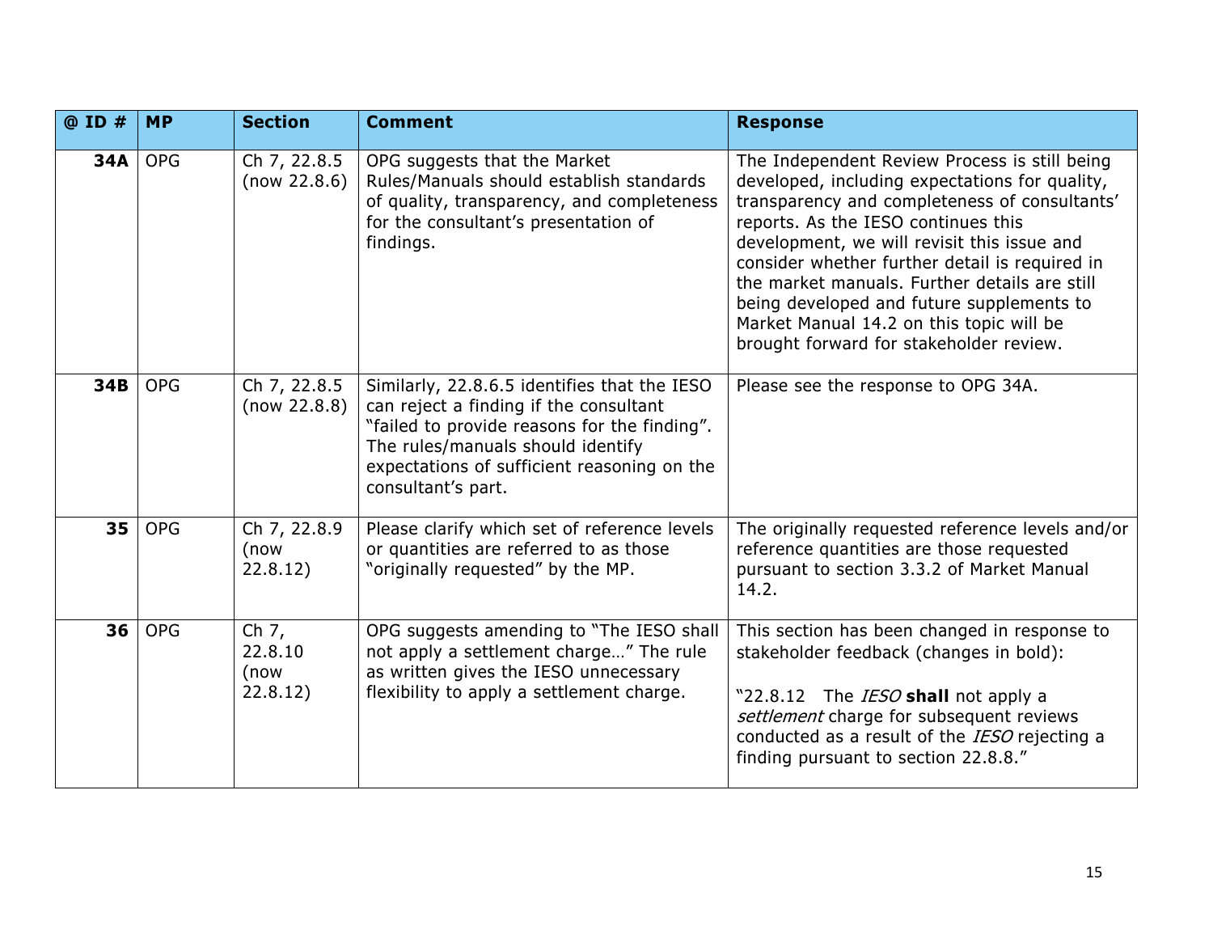| @ ID # | MP | Section | Comment | Response |
|---|---|---|---|---|
| **34A** | OPG | Ch 7, 22.8.5 (now 22.8.6) | OPG suggests that the Market Rules/Manuals should establish standards of quality, transparency, and completeness for the consultant's presentation of findings. | The Independent Review Process is still being developed, including expectations for quality, transparency and completeness of consultants' reports. As the IESO continues this development, we will revisit this issue and consider whether further detail is required in the market manuals. Further details are still being developed and future supplements to Market Manual 14.2 on this topic will be brought forward for stakeholder review. |
| **34B** | OPG | Ch 7, 22.8.5 (now 22.8.8) | Similarly, 22.8.6.5 identifies that the IESO can reject a finding if the consultant "failed to provide reasons for the finding". The rules/manuals should identify expectations of sufficient reasoning on the consultant's part. | Please see the response to OPG 34A. |
| **35** | OPG | Ch 7, 22.8.9 (now 22.8.12) | Please clarify which set of reference levels or quantities are referred to as those "originally requested" by the MP. | The originally requested reference levels and/or reference quantities are those requested pursuant to section 3.3.2 of Market Manual 14.2. |
| **36** | OPG | Ch 7, 22.8.10 (now 22.8.12) | OPG suggests amending to "The IESO shall not apply a settlement charge…" The rule as written gives the IESO unnecessary flexibility to apply a settlement charge. | This section has been changed in response to stakeholder feedback (changes in bold):<br><br>"22.8.12 The *IESO* **shall** not apply a *settlement* charge for subsequent reviews conducted as a result of the *IESO* rejecting a finding pursuant to section 22.8.8." |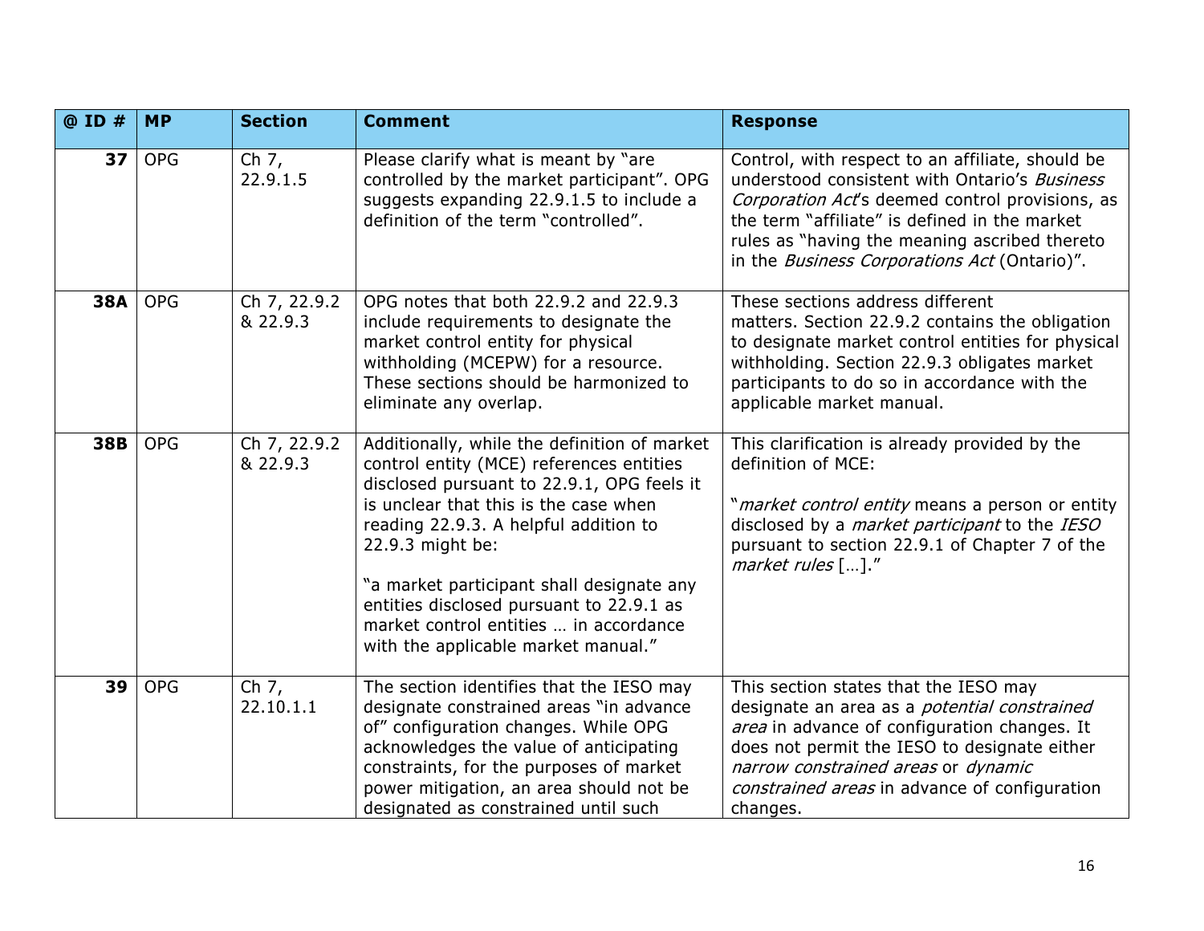| @ ID # | MP | Section | Comment | Response |
|---|---|---|---|---|
| **37** | OPG | Ch 7, 22.9.1.5 | Please clarify what is meant by "are controlled by the market participant". OPG suggests expanding 22.9.1.5 to include a definition of the term "controlled". | Control, with respect to an affiliate, should be understood consistent with Ontario's *Business Corporation Act*'s deemed control provisions, as the term "affiliate" is defined in the market rules as "having the meaning ascribed thereto in the *Business Corporations Act* (Ontario)". |
| **38A** | OPG | Ch 7, 22.9.2 & 22.9.3 | OPG notes that both 22.9.2 and 22.9.3 include requirements to designate the market control entity for physical withholding (MCEPW) for a resource. These sections should be harmonized to eliminate any overlap. | These sections address different matters. Section 22.9.2 contains the obligation to designate market control entities for physical withholding. Section 22.9.3 obligates market participants to do so in accordance with the applicable market manual. |
| **38B** | OPG | Ch 7, 22.9.2 & 22.9.3 | Additionally, while the definition of market control entity (MCE) references entities disclosed pursuant to 22.9.1, OPG feels it is unclear that this is the case when reading 22.9.3. A helpful addition to 22.9.3 might be:<br><br>"a market participant shall designate any entities disclosed pursuant to 22.9.1 as market control entities … in accordance with the applicable market manual." | This clarification is already provided by the definition of MCE:<br><br>"*market control entity* means a person or entity disclosed by a *market participant* to the *IESO* pursuant to section 22.9.1 of Chapter 7 of the *market rules* […]." |
| **39** | OPG | Ch 7, 22.10.1.1 | The section identifies that the IESO may designate constrained areas "in advance of" configuration changes. While OPG acknowledges the value of anticipating constraints, for the purposes of market power mitigation, an area should not be designated as constrained until such | This section states that the IESO may designate an area as a *potential constrained area* in advance of configuration changes. It does not permit the IESO to designate either *narrow constrained areas* or *dynamic constrained areas* in advance of configuration changes. |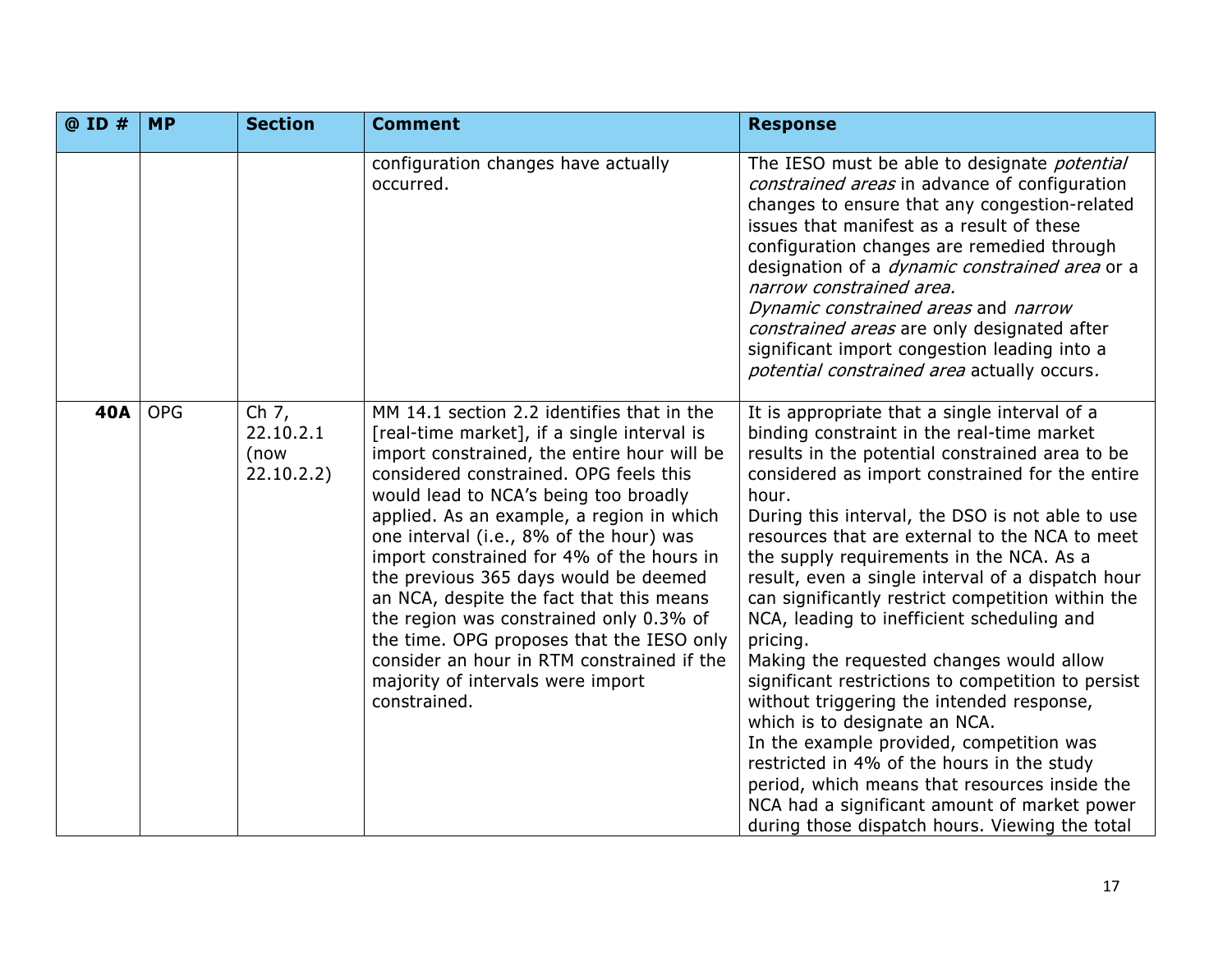| @ ID # | MP | Section | Comment | Response |
|---|---|---|---|---|
| | | | configuration changes have actually occurred. | The IESO must be able to designate *potential constrained areas* in advance of configuration changes to ensure that any congestion-related issues that manifest as a result of these configuration changes are remedied through designation of a *dynamic constrained area* or a *narrow constrained area.* *Dynamic constrained areas* and *narrow constrained areas* are only designated after significant import congestion leading into a *potential constrained area* actually occurs*.* |
| **40A** | OPG | Ch 7, 22.10.2.1 (now 22.10.2.2) | MM 14.1 section 2.2 identifies that in the [real-time market], if a single interval is import constrained, the entire hour will be considered constrained. OPG feels this would lead to NCA's being too broadly applied. As an example, a region in which one interval (i.e., 8% of the hour) was import constrained for 4% of the hours in the previous 365 days would be deemed an NCA, despite the fact that this means the region was constrained only 0.3% of the time. OPG proposes that the IESO only consider an hour in RTM constrained if the majority of intervals were import constrained. | It is appropriate that a single interval of a binding constraint in the real-time market results in the potential constrained area to be considered as import constrained for the entire hour. During this interval, the DSO is not able to use resources that are external to the NCA to meet the supply requirements in the NCA. As a result, even a single interval of a dispatch hour can significantly restrict competition within the NCA, leading to inefficient scheduling and pricing. Making the requested changes would allow significant restrictions to competition to persist without triggering the intended response, which is to designate an NCA. In the example provided, competition was restricted in 4% of the hours in the study period, which means that resources inside the NCA had a significant amount of market power during those dispatch hours. Viewing the total |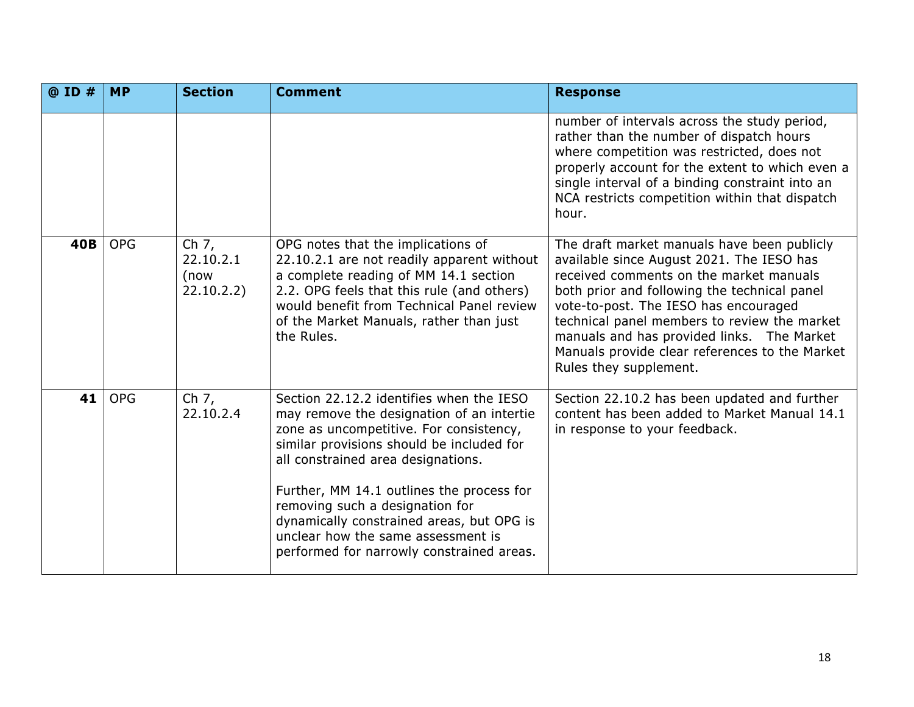| @ ID # | MP | Section | Comment | Response |
|---|---|---|---|---|
| | | | | number of intervals across the study period, rather than the number of dispatch hours where competition was restricted, does not properly account for the extent to which even a single interval of a binding constraint into an NCA restricts competition within that dispatch hour. |
| **40B** | OPG | Ch 7, 22.10.2.1 (now 22.10.2.2) | OPG notes that the implications of 22.10.2.1 are not readily apparent without a complete reading of MM 14.1 section 2.2. OPG feels that this rule (and others) would benefit from Technical Panel review of the Market Manuals, rather than just the Rules. | The draft market manuals have been publicly available since August 2021. The IESO has received comments on the market manuals both prior and following the technical panel vote-to-post. The IESO has encouraged technical panel members to review the market manuals and has provided links. The Market Manuals provide clear references to the Market Rules they supplement. |
| **41** | OPG | Ch 7, 22.10.2.4 | Section 22.12.2 identifies when the IESO may remove the designation of an intertie zone as uncompetitive. For consistency, similar provisions should be included for all constrained area designations.<br><br>Further, MM 14.1 outlines the process for removing such a designation for dynamically constrained areas, but OPG is unclear how the same assessment is performed for narrowly constrained areas. | Section 22.10.2 has been updated and further content has been added to Market Manual 14.1 in response to your feedback. |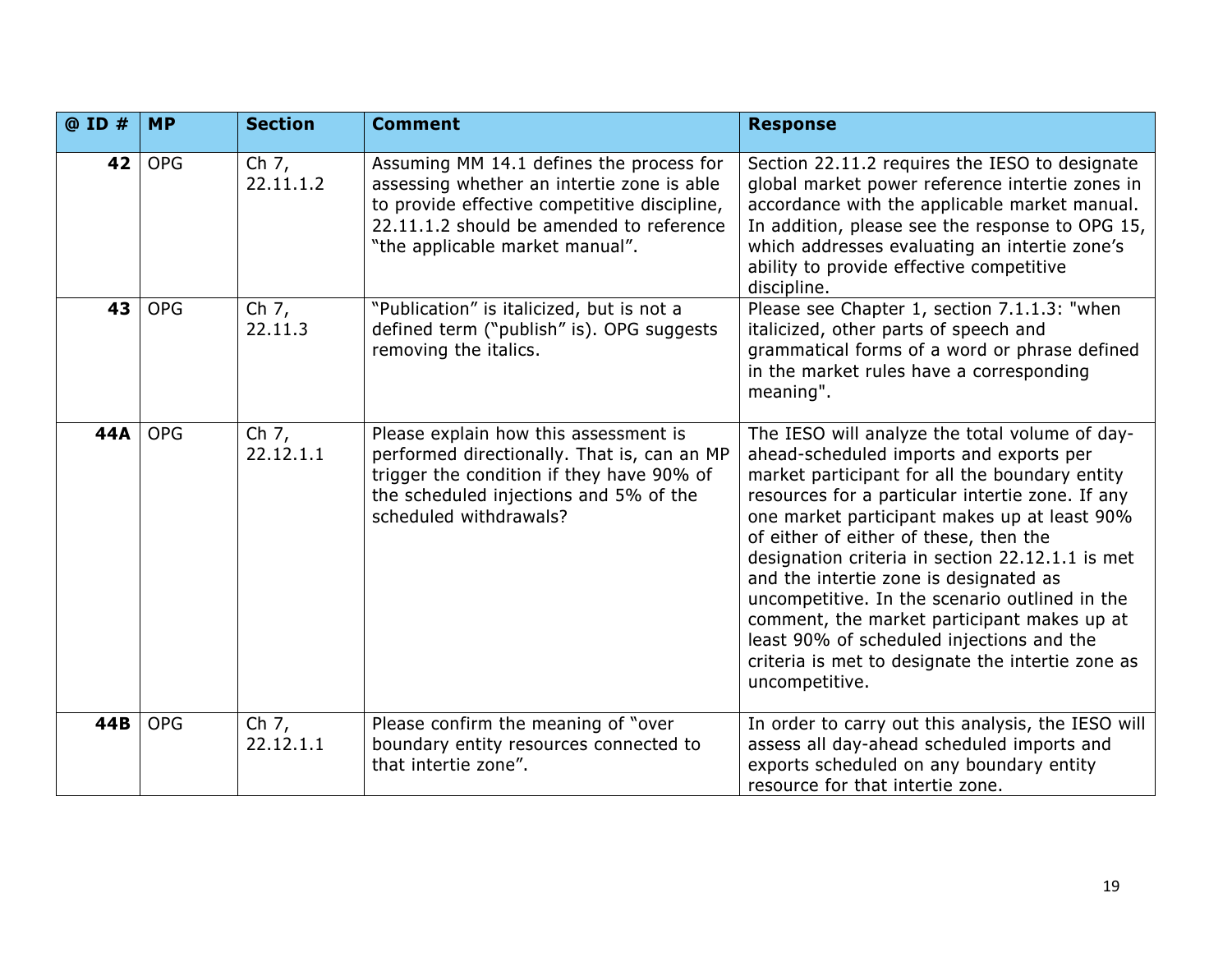| @ ID # | MP | Section | Comment | Response |
|---|---|---|---|---|
| **42** | OPG | Ch 7, 22.11.1.2 | Assuming MM 14.1 defines the process for assessing whether an intertie zone is able to provide effective competitive discipline, 22.11.1.2 should be amended to reference "the applicable market manual". | Section 22.11.2 requires the IESO to designate global market power reference intertie zones in accordance with the applicable market manual. In addition, please see the response to OPG 15, which addresses evaluating an intertie zone's ability to provide effective competitive discipline. |
| **43** | OPG | Ch 7, 22.11.3 | "Publication" is italicized, but is not a defined term ("publish" is). OPG suggests removing the italics. | Please see Chapter 1, section 7.1.1.3: "when italicized, other parts of speech and grammatical forms of a word or phrase defined in the market rules have a corresponding meaning". |
| **44A** | OPG | Ch 7, 22.12.1.1 | Please explain how this assessment is performed directionally. That is, can an MP trigger the condition if they have 90% of the scheduled injections and 5% of the scheduled withdrawals? | The IESO will analyze the total volume of day-ahead-scheduled imports and exports per market participant for all the boundary entity resources for a particular intertie zone. If any one market participant makes up at least 90% of either of either of these, then the designation criteria in section 22.12.1.1 is met and the intertie zone is designated as uncompetitive. In the scenario outlined in the comment, the market participant makes up at least 90% of scheduled injections and the criteria is met to designate the intertie zone as uncompetitive. |
| **44B** | OPG | Ch 7, 22.12.1.1 | Please confirm the meaning of "over boundary entity resources connected to that intertie zone". | In order to carry out this analysis, the IESO will assess all day-ahead scheduled imports and exports scheduled on any boundary entity resource for that intertie zone. |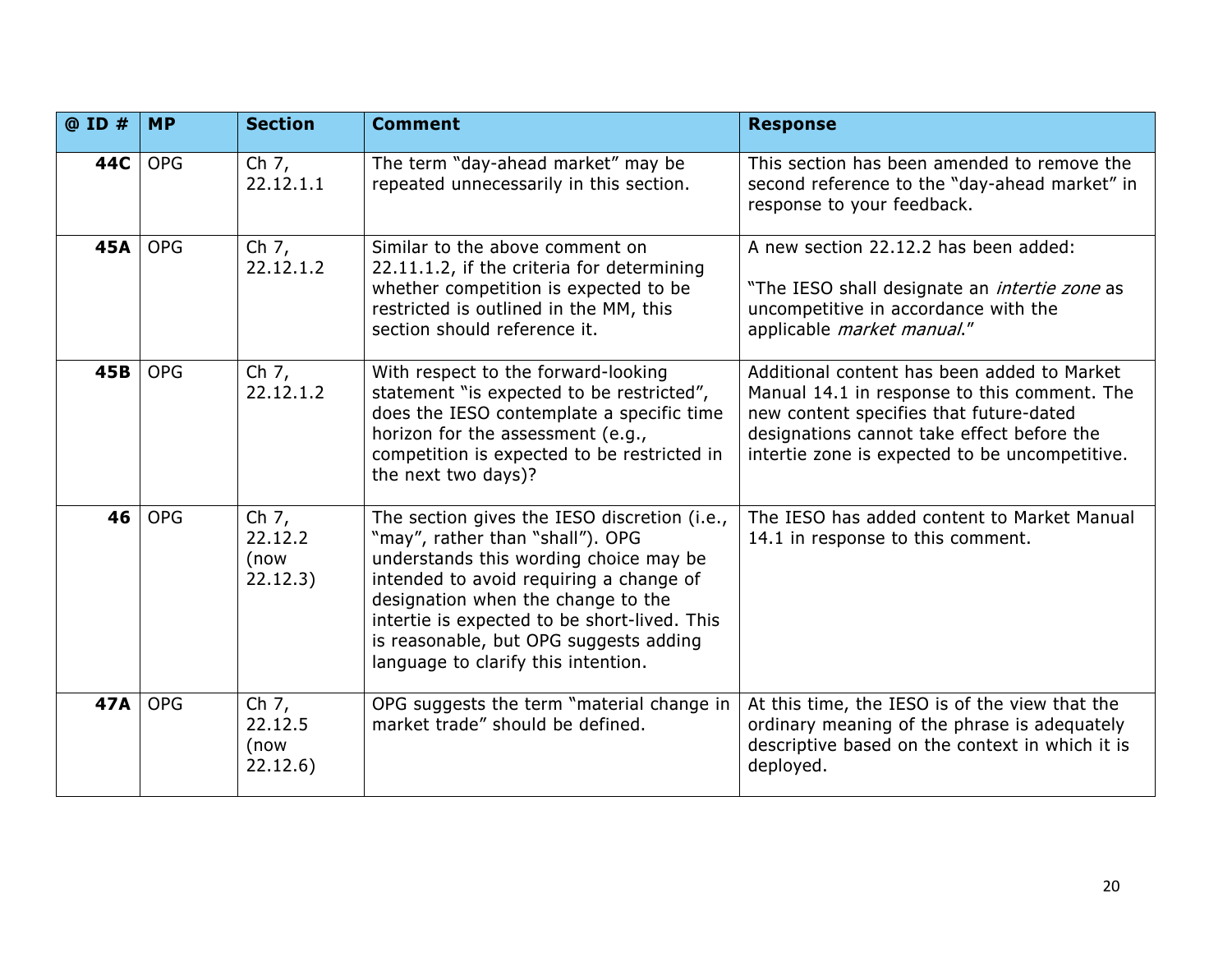| @ ID # | MP | Section | Comment | Response |
| --- | --- | --- | --- | --- |
| **44C** | OPG | Ch 7, 22.12.1.1 | The term "day-ahead market" may be repeated unnecessarily in this section. | This section has been amended to remove the second reference to the "day-ahead market" in response to your feedback. |
| **45A** | OPG | Ch 7, 22.12.1.2 | Similar to the above comment on 22.11.1.2, if the criteria for determining whether competition is expected to be restricted is outlined in the MM, this section should reference it. | A new section 22.12.2 has been added:<br><br>"The IESO shall designate an *intertie zone* as uncompetitive in accordance with the applicable *market manual*." |
| **45B** | OPG | Ch 7, 22.12.1.2 | With respect to the forward-looking statement "is expected to be restricted", does the IESO contemplate a specific time horizon for the assessment (e.g., competition is expected to be restricted in the next two days)? | Additional content has been added to Market Manual 14.1 in response to this comment. The new content specifies that future-dated designations cannot take effect before the intertie zone is expected to be uncompetitive. |
| **46** | OPG | Ch 7, 22.12.2 (now 22.12.3) | The section gives the IESO discretion (i.e., "may", rather than "shall"). OPG understands this wording choice may be intended to avoid requiring a change of designation when the change to the intertie is expected to be short-lived. This is reasonable, but OPG suggests adding language to clarify this intention. | The IESO has added content to Market Manual 14.1 in response to this comment. |
| **47A** | OPG | Ch 7, 22.12.5 (now 22.12.6) | OPG suggests the term "material change in market trade" should be defined. | At this time, the IESO is of the view that the ordinary meaning of the phrase is adequately descriptive based on the context in which it is deployed. |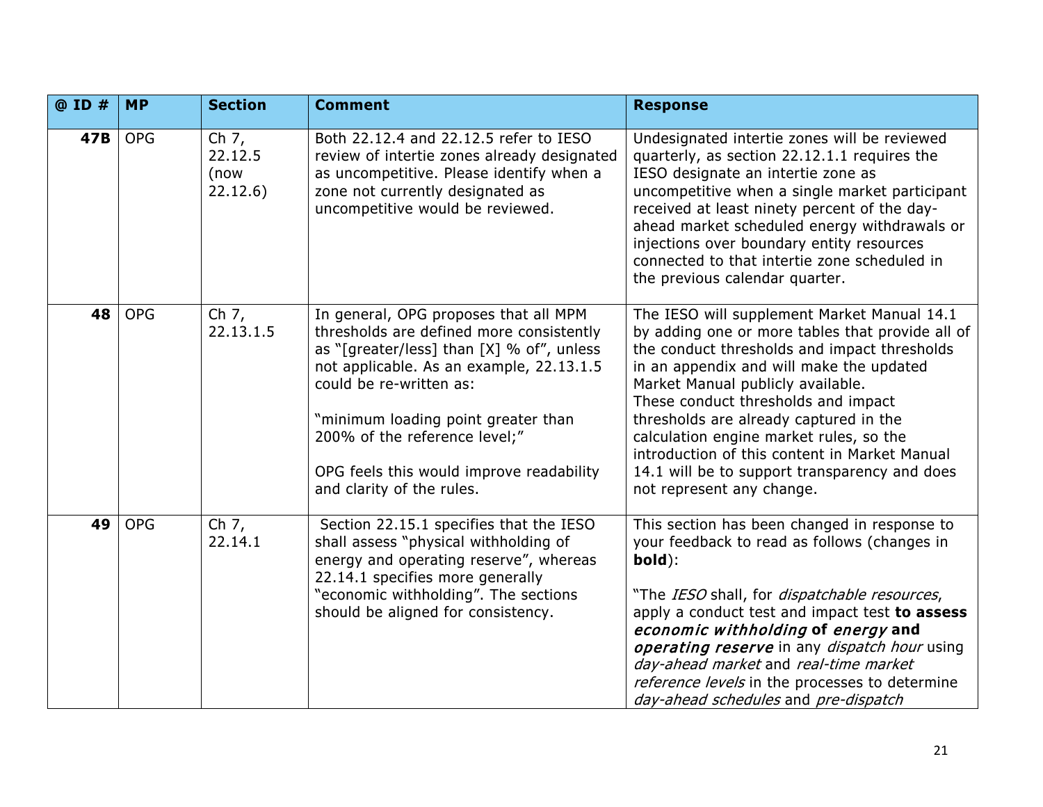| @ ID # | MP | Section | Comment | Response |
|---|---|---|---|---|
| **47B** | OPG | Ch 7, 22.12.5 (now 22.12.6) | Both 22.12.4 and 22.12.5 refer to IESO review of intertie zones already designated as uncompetitive. Please identify when a zone not currently designated as uncompetitive would be reviewed. | Undesignated intertie zones will be reviewed quarterly, as section 22.12.1.1 requires the IESO designate an intertie zone as uncompetitive when a single market participant received at least ninety percent of the day-ahead market scheduled energy withdrawals or injections over boundary entity resources connected to that intertie zone scheduled in the previous calendar quarter. |
| **48** | OPG | Ch 7, 22.13.1.5 | In general, OPG proposes that all MPM thresholds are defined more consistently as "[greater/less] than [X] % of", unless not applicable. As an example, 22.13.1.5 could be re-written as:<br><br>"minimum loading point greater than 200% of the reference level;"<br><br>OPG feels this would improve readability and clarity of the rules. | The IESO will supplement Market Manual 14.1 by adding one or more tables that provide all of the conduct thresholds and impact thresholds in an appendix and will make the updated Market Manual publicly available.<br>These conduct thresholds and impact thresholds are already captured in the calculation engine market rules, so the introduction of this content in Market Manual 14.1 will be to support transparency and does not represent any change. |
| **49** | OPG | Ch 7, 22.14.1 | Section 22.15.1 specifies that the IESO shall assess "physical withholding of energy and operating reserve", whereas 22.14.1 specifies more generally "economic withholding". The sections should be aligned for consistency. | This section has been changed in response to your feedback to read as follows (changes in **bold**):<br><br>"The *IESO* shall, for *dispatchable resources*, apply a conduct test and impact test **to assess** ***economic withholding*** **of** ***energy*** **and** ***operating reserve*** in any *dispatch hour* using *day-ahead market* and *real-time market reference levels* in the processes to determine *day-ahead schedules* and *pre-dispatch* |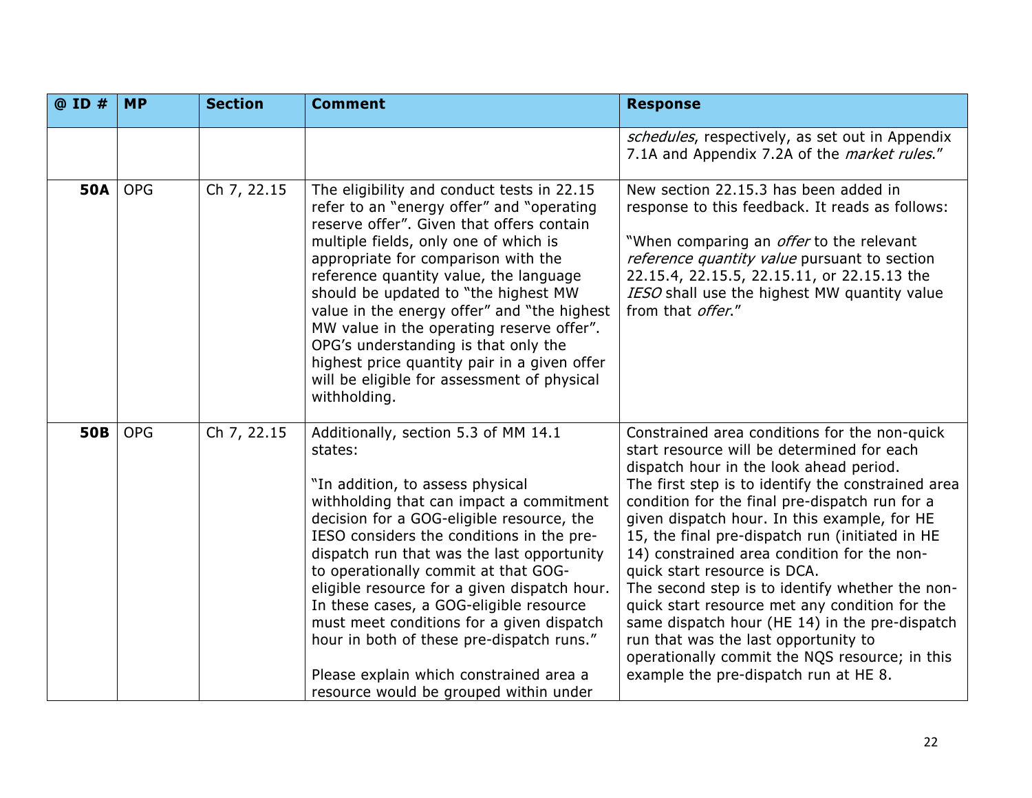| @ ID # | MP | Section | Comment | Response |
|---|---|---|---|---|
| | | | | *schedules*, respectively, as set out in Appendix 7.1A and Appendix 7.2A of the *market rules*." |
| **50A** | OPG | Ch 7, 22.15 | The eligibility and conduct tests in 22.15 refer to an "energy offer" and "operating reserve offer". Given that offers contain multiple fields, only one of which is appropriate for comparison with the reference quantity value, the language should be updated to "the highest MW value in the energy offer" and "the highest MW value in the operating reserve offer". OPG's understanding is that only the highest price quantity pair in a given offer will be eligible for assessment of physical withholding. | New section 22.15.3 has been added in response to this feedback. It reads as follows:<br><br>"When comparing an *offer* to the relevant *reference quantity value* pursuant to section 22.15.4, 22.15.5, 22.15.11, or 22.15.13 the *IESO* shall use the highest MW quantity value from that *offer*." |
| **50B** | OPG | Ch 7, 22.15 | Additionally, section 5.3 of MM 14.1 states:<br><br>"In addition, to assess physical withholding that can impact a commitment decision for a GOG-eligible resource, the IESO considers the conditions in the pre-dispatch run that was the last opportunity to operationally commit at that GOG-eligible resource for a given dispatch hour. In these cases, a GOG-eligible resource must meet conditions for a given dispatch hour in both of these pre-dispatch runs."<br><br>Please explain which constrained area a resource would be grouped within under | Constrained area conditions for the non-quick start resource will be determined for each dispatch hour in the look ahead period.<br>The first step is to identify the constrained area condition for the final pre-dispatch run for a given dispatch hour. In this example, for HE 15, the final pre-dispatch run (initiated in HE 14) constrained area condition for the non-quick start resource is DCA.<br>The second step is to identify whether the non-quick start resource met any condition for the same dispatch hour (HE 14) in the pre-dispatch run that was the last opportunity to operationally commit the NQS resource; in this example the pre-dispatch run at HE 8. |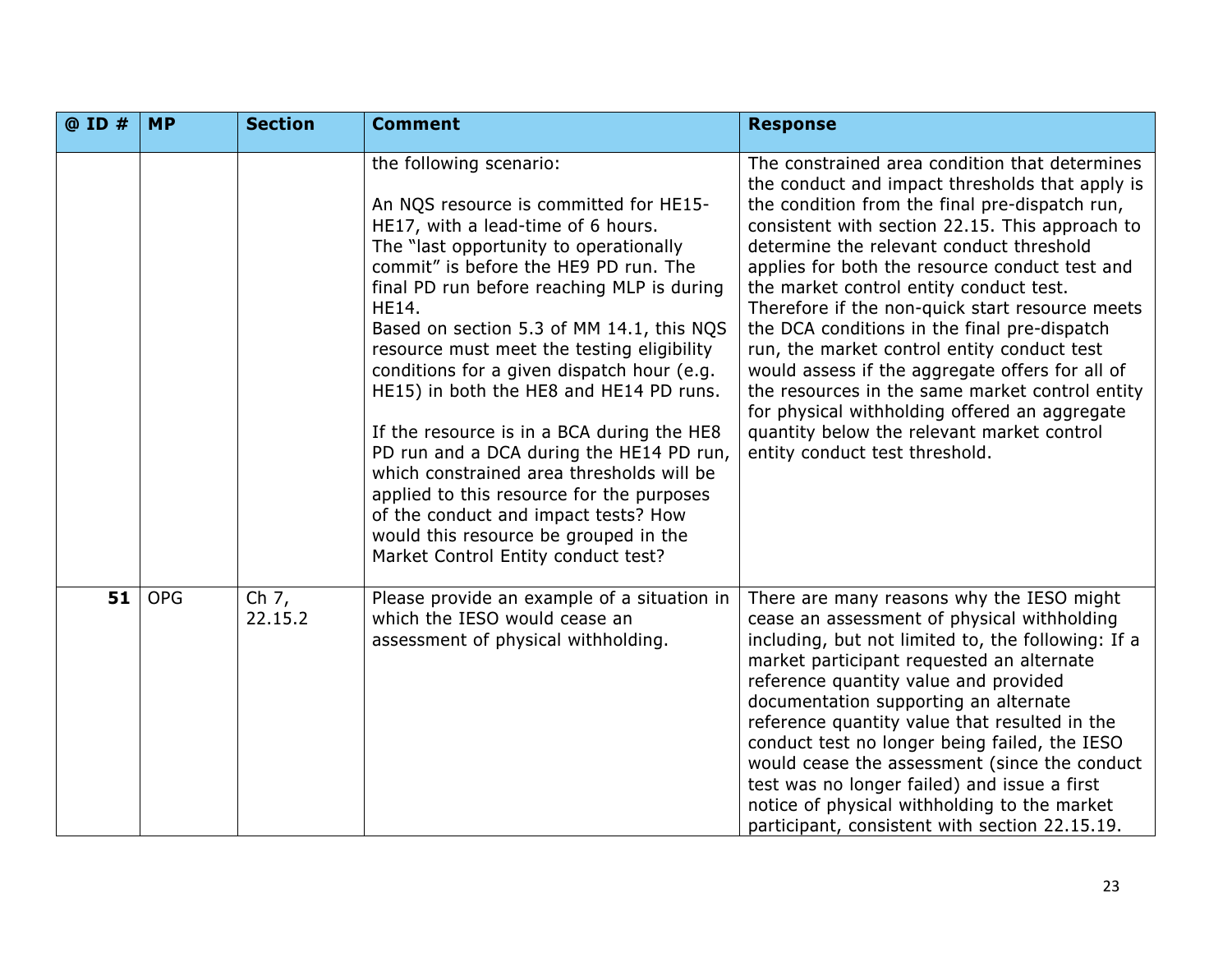| @ ID # | MP | Section | Comment | Response |
|---|---|---|---|---|
| | | | the following scenario:<br><br>An NQS resource is committed for HE15-HE17, with a lead-time of 6 hours. The "last opportunity to operationally commit" is before the HE9 PD run. The final PD run before reaching MLP is during HE14.<br>Based on section 5.3 of MM 14.1, this NQS resource must meet the testing eligibility conditions for a given dispatch hour (e.g. HE15) in both the HE8 and HE14 PD runs.<br><br>If the resource is in a BCA during the HE8 PD run and a DCA during the HE14 PD run, which constrained area thresholds will be applied to this resource for the purposes of the conduct and impact tests? How would this resource be grouped in the Market Control Entity conduct test? | The constrained area condition that determines the conduct and impact thresholds that apply is the condition from the final pre-dispatch run, consistent with section 22.15. This approach to determine the relevant conduct threshold applies for both the resource conduct test and the market control entity conduct test. Therefore if the non-quick start resource meets the DCA conditions in the final pre-dispatch run, the market control entity conduct test would assess if the aggregate offers for all of the resources in the same market control entity for physical withholding offered an aggregate quantity below the relevant market control entity conduct test threshold. |
| **51** | OPG | Ch 7, 22.15.2 | Please provide an example of a situation in which the IESO would cease an assessment of physical withholding. | There are many reasons why the IESO might cease an assessment of physical withholding including, but not limited to, the following: If a market participant requested an alternate reference quantity value and provided documentation supporting an alternate reference quantity value that resulted in the conduct test no longer being failed, the IESO would cease the assessment (since the conduct test was no longer failed) and issue a first notice of physical withholding to the market participant, consistent with section 22.15.19. |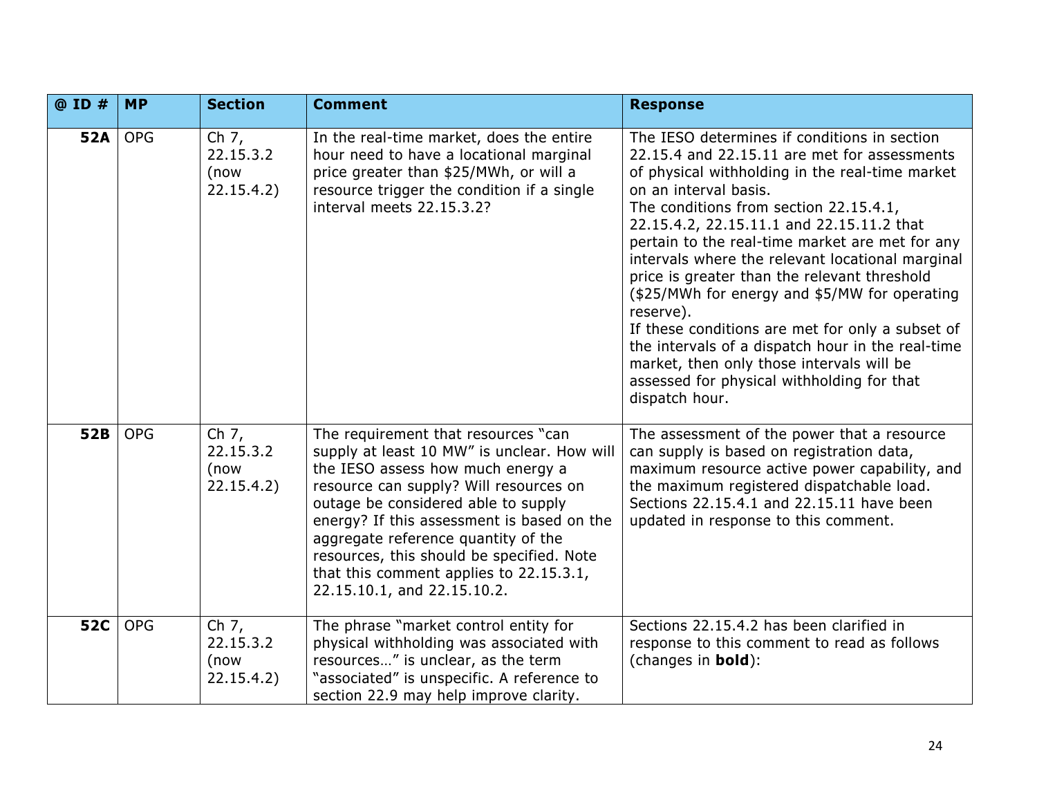| @ ID # | MP | Section | Comment | Response |
|---|---|---|---|---|
| **52A** | OPG | Ch 7, 22.15.3.2 (now 22.15.4.2) | In the real-time market, does the entire hour need to have a locational marginal price greater than $25/MWh, or will a resource trigger the condition if a single interval meets 22.15.3.2? | The IESO determines if conditions in section 22.15.4 and 22.15.11 are met for assessments of physical withholding in the real-time market on an interval basis.<br>The conditions from section 22.15.4.1, 22.15.4.2, 22.15.11.1 and 22.15.11.2 that pertain to the real-time market are met for any intervals where the relevant locational marginal price is greater than the relevant threshold ($25/MWh for energy and $5/MW for operating reserve).<br>If these conditions are met for only a subset of the intervals of a dispatch hour in the real-time market, then only those intervals will be assessed for physical withholding for that dispatch hour. |
| **52B** | OPG | Ch 7, 22.15.3.2 (now 22.15.4.2) | The requirement that resources "can supply at least 10 MW" is unclear. How will the IESO assess how much energy a resource can supply? Will resources on outage be considered able to supply energy? If this assessment is based on the aggregate reference quantity of the resources, this should be specified. Note that this comment applies to 22.15.3.1, 22.15.10.1, and 22.15.10.2. | The assessment of the power that a resource can supply is based on registration data, maximum resource active power capability, and the maximum registered dispatchable load. Sections 22.15.4.1 and 22.15.11 have been updated in response to this comment. |
| **52C** | OPG | Ch 7, 22.15.3.2 (now 22.15.4.2) | The phrase "market control entity for physical withholding was associated with resources…" is unclear, as the term "associated" is unspecific. A reference to section 22.9 may help improve clarity. | Sections 22.15.4.2 has been clarified in response to this comment to read as follows (changes in **bold**): |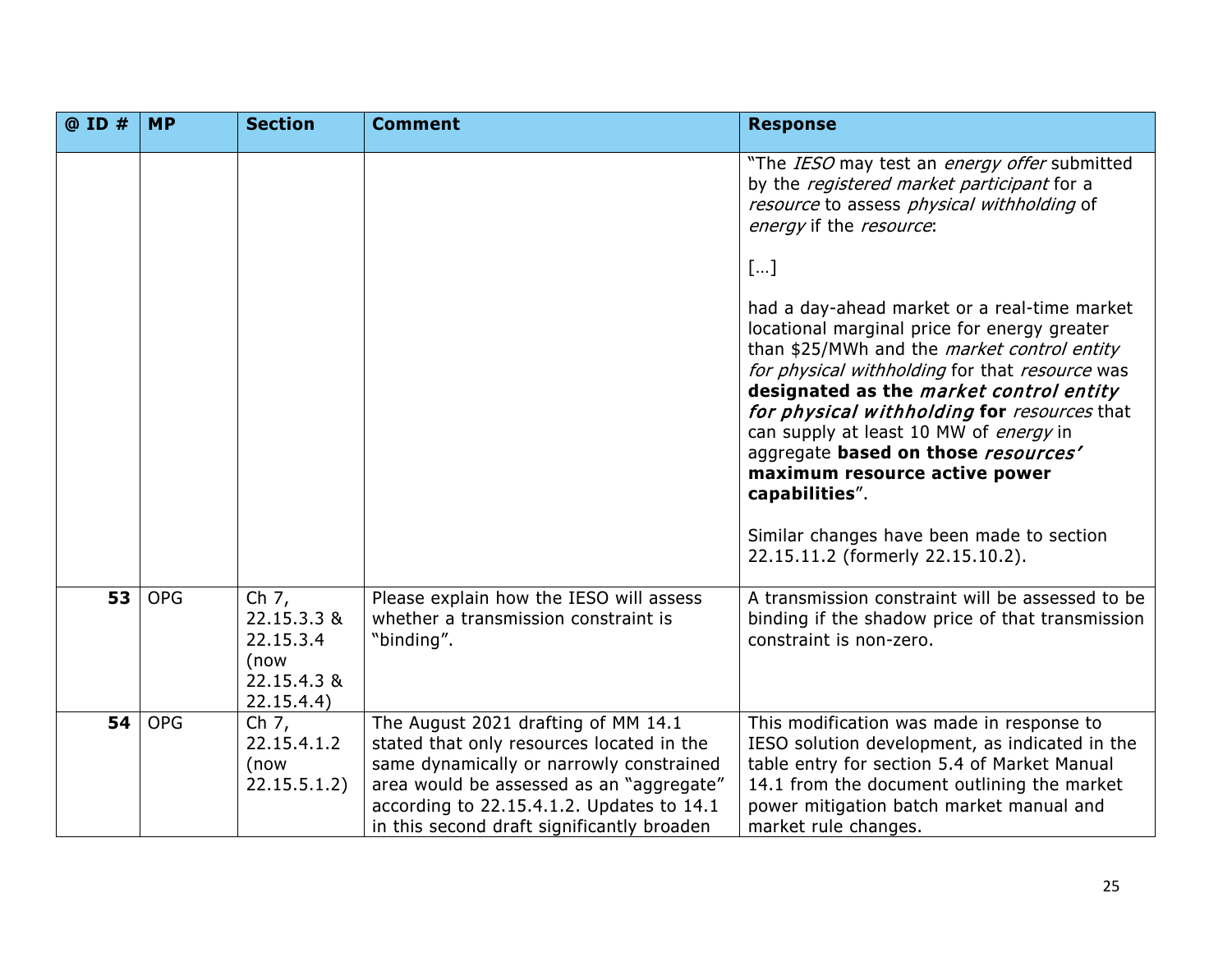| @ ID # | MP | Section | Comment | Response |
|---|---|---|---|---|
| | | | | "The *IESO* may test an *energy offer* submitted by the *registered market participant* for a *resource* to assess *physical withholding* of *energy* if the *resource*:<br><br>[…]<br><br>had a day-ahead market or a real-time market locational marginal price for energy greater than $25/MWh and the *market control entity for physical withholding* for that *resource* was **designated as the *market control entity for physical withholding* for** *resources* that can supply at least 10 MW of *energy* in aggregate **based on those *resources'* maximum resource active power capabilities**".<br><br>Similar changes have been made to section 22.15.11.2 (formerly 22.15.10.2). |
| **53** | OPG | Ch 7, 22.15.3.3 & 22.15.3.4 (now 22.15.4.3 & 22.15.4.4) | Please explain how the IESO will assess whether a transmission constraint is "binding". | A transmission constraint will be assessed to be binding if the shadow price of that transmission constraint is non-zero. |
| **54** | OPG | Ch 7, 22.15.4.1.2 (now 22.15.5.1.2) | The August 2021 drafting of MM 14.1 stated that only resources located in the same dynamically or narrowly constrained area would be assessed as an "aggregate" according to 22.15.4.1.2. Updates to 14.1 in this second draft significantly broaden | This modification was made in response to IESO solution development, as indicated in the table entry for section 5.4 of Market Manual 14.1 from the document outlining the market power mitigation batch market manual and market rule changes. |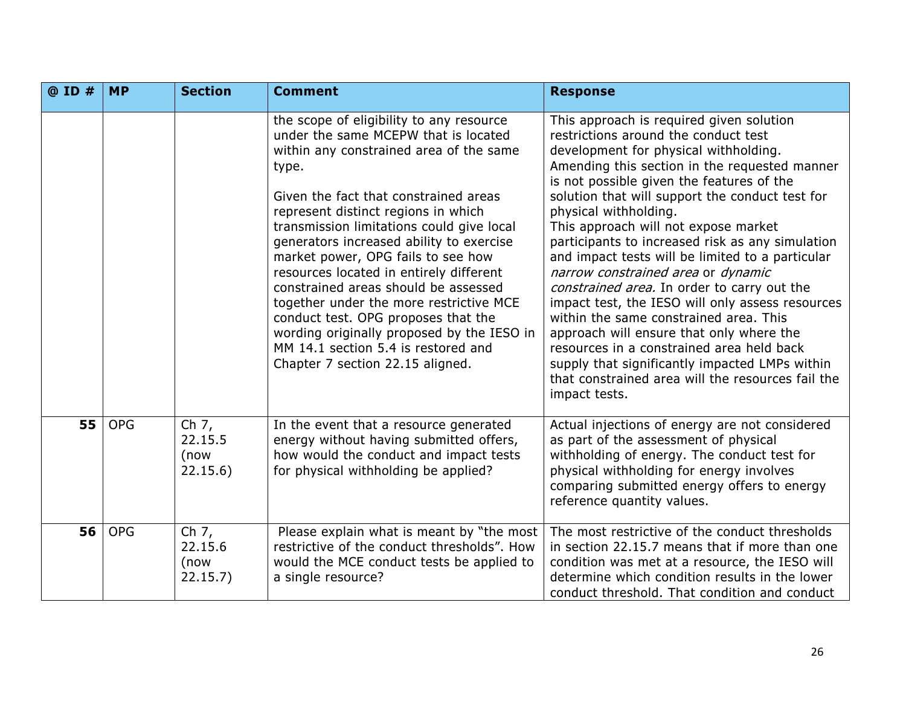| @ ID # | MP | Section | Comment | Response |
|---|---|---|---|---|
| | | | the scope of eligibility to any resource under the same MCEPW that is located within any constrained area of the same type.<br><br>Given the fact that constrained areas represent distinct regions in which transmission limitations could give local generators increased ability to exercise market power, OPG fails to see how resources located in entirely different constrained areas should be assessed together under the more restrictive MCE conduct test. OPG proposes that the wording originally proposed by the IESO in MM 14.1 section 5.4 is restored and Chapter 7 section 22.15 aligned. | This approach is required given solution restrictions around the conduct test development for physical withholding. Amending this section in the requested manner is not possible given the features of the solution that will support the conduct test for physical withholding.<br>This approach will not expose market participants to increased risk as any simulation and impact tests will be limited to a particular *narrow constrained area* or *dynamic constrained area.* In order to carry out the impact test, the IESO will only assess resources within the same constrained area. This approach will ensure that only where the resources in a constrained area held back supply that significantly impacted LMPs within that constrained area will the resources fail the impact tests. |
| **55** | OPG | Ch 7, 22.15.5 (now 22.15.6) | In the event that a resource generated energy without having submitted offers, how would the conduct and impact tests for physical withholding be applied? | Actual injections of energy are not considered as part of the assessment of physical withholding of energy. The conduct test for physical withholding for energy involves comparing submitted energy offers to energy reference quantity values. |
| **56** | OPG | Ch 7, 22.15.6 (now 22.15.7) | Please explain what is meant by "the most restrictive of the conduct thresholds". How would the MCE conduct tests be applied to a single resource? | The most restrictive of the conduct thresholds in section 22.15.7 means that if more than one condition was met at a resource, the IESO will determine which condition results in the lower conduct threshold. That condition and conduct |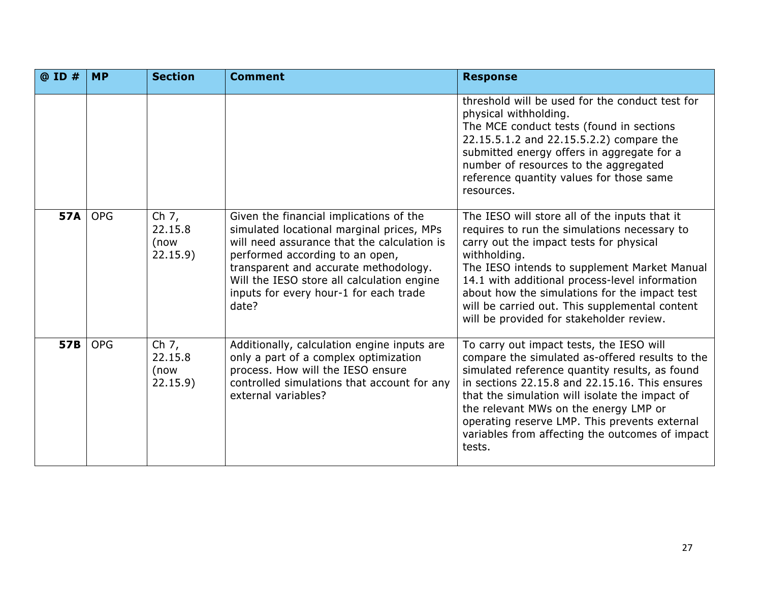| @ ID # | MP | Section | Comment | Response |
|---|---|---|---|---|
| | | | | threshold will be used for the conduct test for physical withholding.<br>The MCE conduct tests (found in sections 22.15.5.1.2 and 22.15.5.2.2) compare the submitted energy offers in aggregate for a number of resources to the aggregated reference quantity values for those same resources. |
| **57A** | OPG | Ch 7, 22.15.8 (now 22.15.9) | Given the financial implications of the simulated locational marginal prices, MPs will need assurance that the calculation is performed according to an open, transparent and accurate methodology. Will the IESO store all calculation engine inputs for every hour-1 for each trade date? | The IESO will store all of the inputs that it requires to run the simulations necessary to carry out the impact tests for physical withholding.<br>The IESO intends to supplement Market Manual 14.1 with additional process-level information about how the simulations for the impact test will be carried out. This supplemental content will be provided for stakeholder review. |
| **57B** | OPG | Ch 7, 22.15.8 (now 22.15.9) | Additionally, calculation engine inputs are only a part of a complex optimization process. How will the IESO ensure controlled simulations that account for any external variables? | To carry out impact tests, the IESO will compare the simulated as-offered results to the simulated reference quantity results, as found in sections 22.15.8 and 22.15.16. This ensures that the simulation will isolate the impact of the relevant MWs on the energy LMP or operating reserve LMP. This prevents external variables from affecting the outcomes of impact tests. |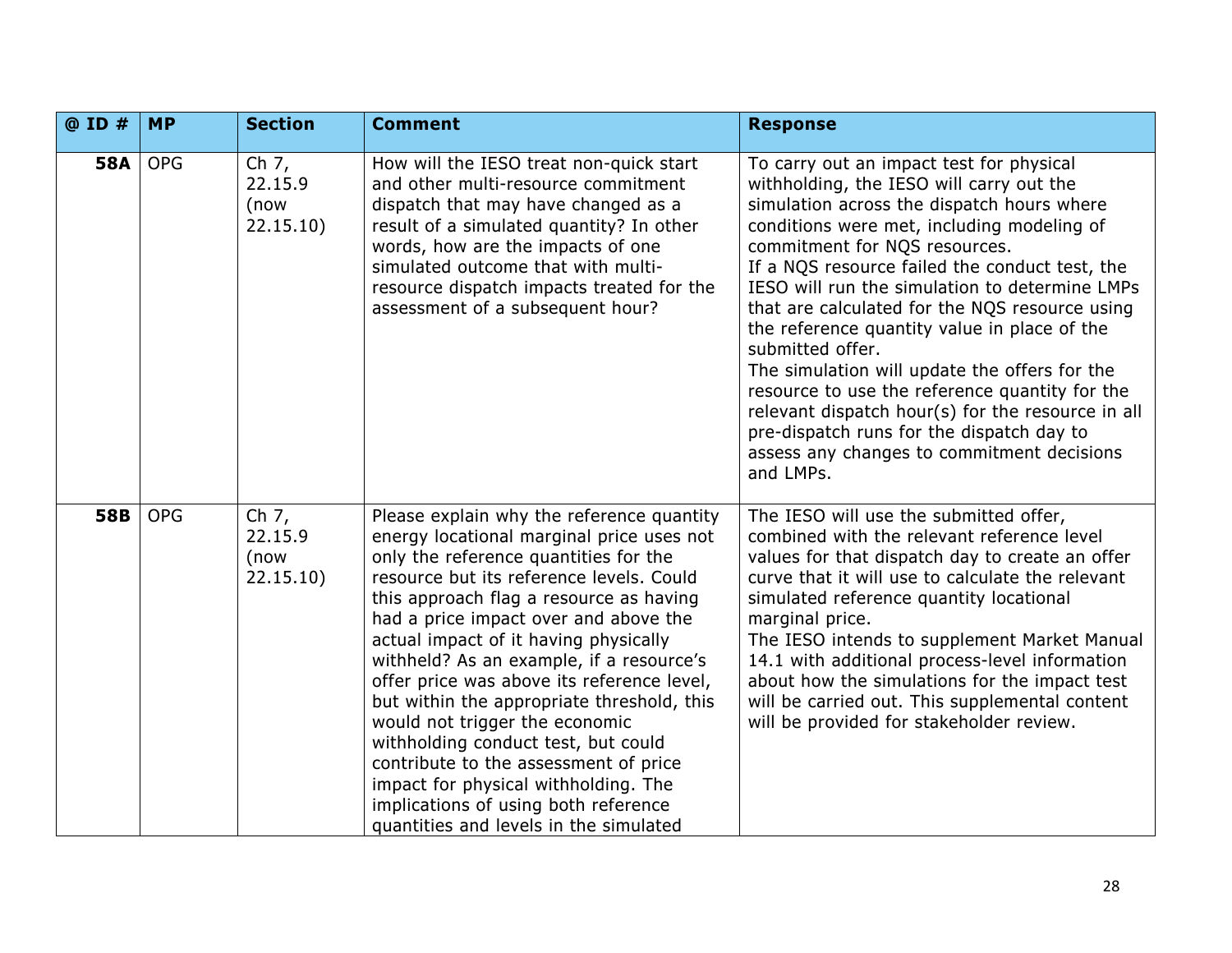| @ ID # | MP | Section | Comment | Response |
|---|---|---|---|---|
| **58A** | OPG | Ch 7, 22.15.9 (now 22.15.10) | How will the IESO treat non-quick start and other multi-resource commitment dispatch that may have changed as a result of a simulated quantity? In other words, how are the impacts of one simulated outcome that with multi-resource dispatch impacts treated for the assessment of a subsequent hour? | To carry out an impact test for physical withholding, the IESO will carry out the simulation across the dispatch hours where conditions were met, including modeling of commitment for NQS resources.<br>If a NQS resource failed the conduct test, the IESO will run the simulation to determine LMPs that are calculated for the NQS resource using the reference quantity value in place of the submitted offer.<br>The simulation will update the offers for the resource to use the reference quantity for the relevant dispatch hour(s) for the resource in all pre-dispatch runs for the dispatch day to assess any changes to commitment decisions and LMPs. |
| **58B** | OPG | Ch 7, 22.15.9 (now 22.15.10) | Please explain why the reference quantity energy locational marginal price uses not only the reference quantities for the resource but its reference levels. Could this approach flag a resource as having had a price impact over and above the actual impact of it having physically withheld? As an example, if a resource's offer price was above its reference level, but within the appropriate threshold, this would not trigger the economic withholding conduct test, but could contribute to the assessment of price impact for physical withholding. The implications of using both reference quantities and levels in the simulated | The IESO will use the submitted offer, combined with the relevant reference level values for that dispatch day to create an offer curve that it will use to calculate the relevant simulated reference quantity locational marginal price.<br>The IESO intends to supplement Market Manual 14.1 with additional process-level information about how the simulations for the impact test will be carried out. This supplemental content will be provided for stakeholder review. |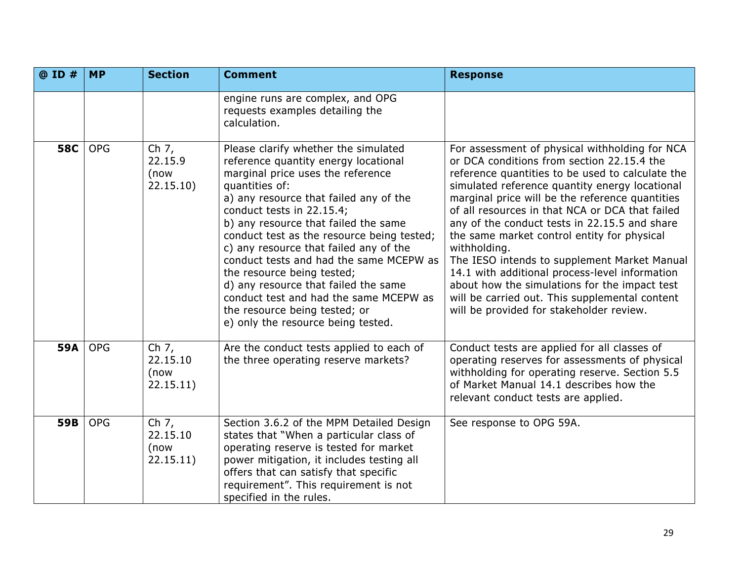| @ ID # | MP | Section | Comment | Response |
|---|---|---|---|---|
| | | | engine runs are complex, and OPG requests examples detailing the calculation. | |
| **58C** | OPG | Ch 7, 22.15.9 (now 22.15.10) | Please clarify whether the simulated reference quantity energy locational marginal price uses the reference quantities of:<br>a) any resource that failed any of the conduct tests in 22.15.4;<br>b) any resource that failed the same conduct test as the resource being tested;<br>c) any resource that failed any of the conduct tests and had the same MCEPW as the resource being tested;<br>d) any resource that failed the same conduct test and had the same MCEPW as the resource being tested; or<br>e) only the resource being tested. | For assessment of physical withholding for NCA or DCA conditions from section 22.15.4 the reference quantities to be used to calculate the simulated reference quantity energy locational marginal price will be the reference quantities of all resources in that NCA or DCA that failed any of the conduct tests in 22.15.5 and share the same market control entity for physical withholding.<br>The IESO intends to supplement Market Manual 14.1 with additional process-level information about how the simulations for the impact test will be carried out. This supplemental content will be provided for stakeholder review. |
| **59A** | OPG | Ch 7, 22.15.10 (now 22.15.11) | Are the conduct tests applied to each of the three operating reserve markets? | Conduct tests are applied for all classes of operating reserves for assessments of physical withholding for operating reserve. Section 5.5 of Market Manual 14.1 describes how the relevant conduct tests are applied. |
| **59B** | OPG | Ch 7, 22.15.10 (now 22.15.11) | Section 3.6.2 of the MPM Detailed Design states that "When a particular class of operating reserve is tested for market power mitigation, it includes testing all offers that can satisfy that specific requirement". This requirement is not specified in the rules. | See response to OPG 59A. |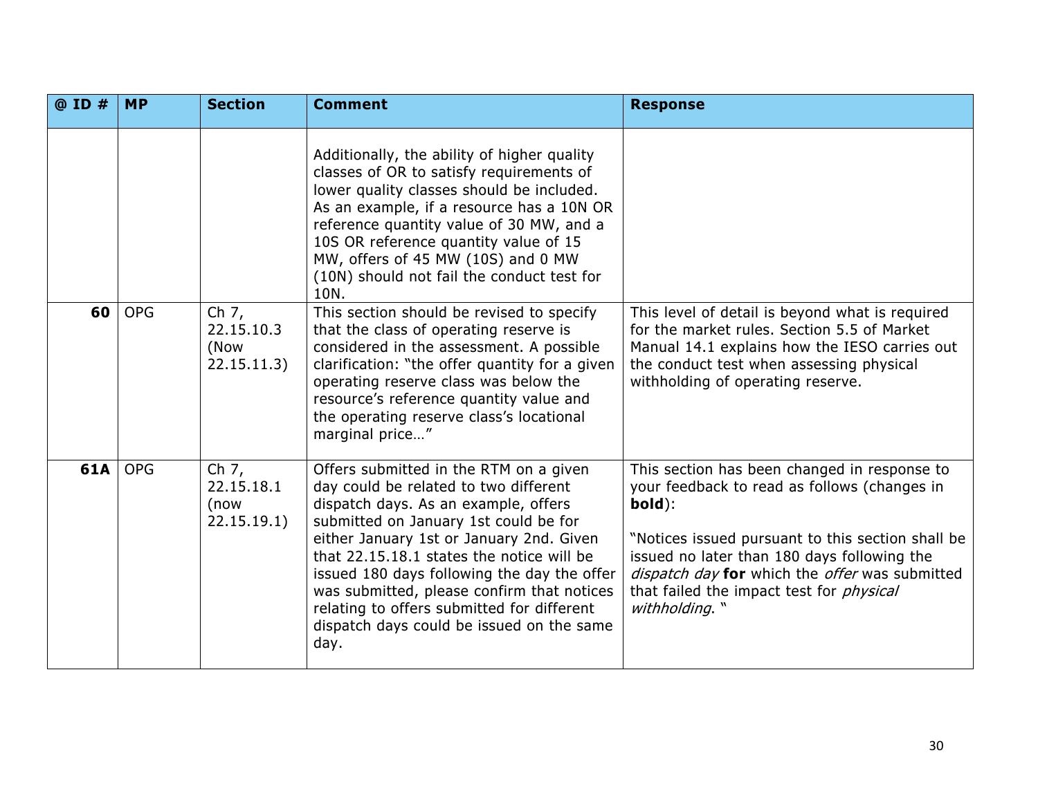| @ ID # | MP | Section | Comment | Response |
|---|---|---|---|---|
| | | | Additionally, the ability of higher quality classes of OR to satisfy requirements of lower quality classes should be included. As an example, if a resource has a 10N OR reference quantity value of 30 MW, and a 10S OR reference quantity value of 15 MW, offers of 45 MW (10S) and 0 MW (10N) should not fail the conduct test for 10N. | |
| **60** | OPG | Ch 7, 22.15.10.3 (Now 22.15.11.3) | This section should be revised to specify that the class of operating reserve is considered in the assessment. A possible clarification: "the offer quantity for a given operating reserve class was below the resource's reference quantity value and the operating reserve class's locational marginal price…" | This level of detail is beyond what is required for the market rules. Section 5.5 of Market Manual 14.1 explains how the IESO carries out the conduct test when assessing physical withholding of operating reserve. |
| **61A** | OPG | Ch 7, 22.15.18.1 (now 22.15.19.1) | Offers submitted in the RTM on a given day could be related to two different dispatch days. As an example, offers submitted on January 1st could be for either January 1st or January 2nd. Given that 22.15.18.1 states the notice will be issued 180 days following the day the offer was submitted, please confirm that notices relating to offers submitted for different dispatch days could be issued on the same day. | This section has been changed in response to your feedback to read as follows (changes in **bold**):<br><br>"Notices issued pursuant to this section shall be issued no later than 180 days following the *dispatch day* **for** which the *offer* was submitted that failed the impact test for *physical withholding*. " |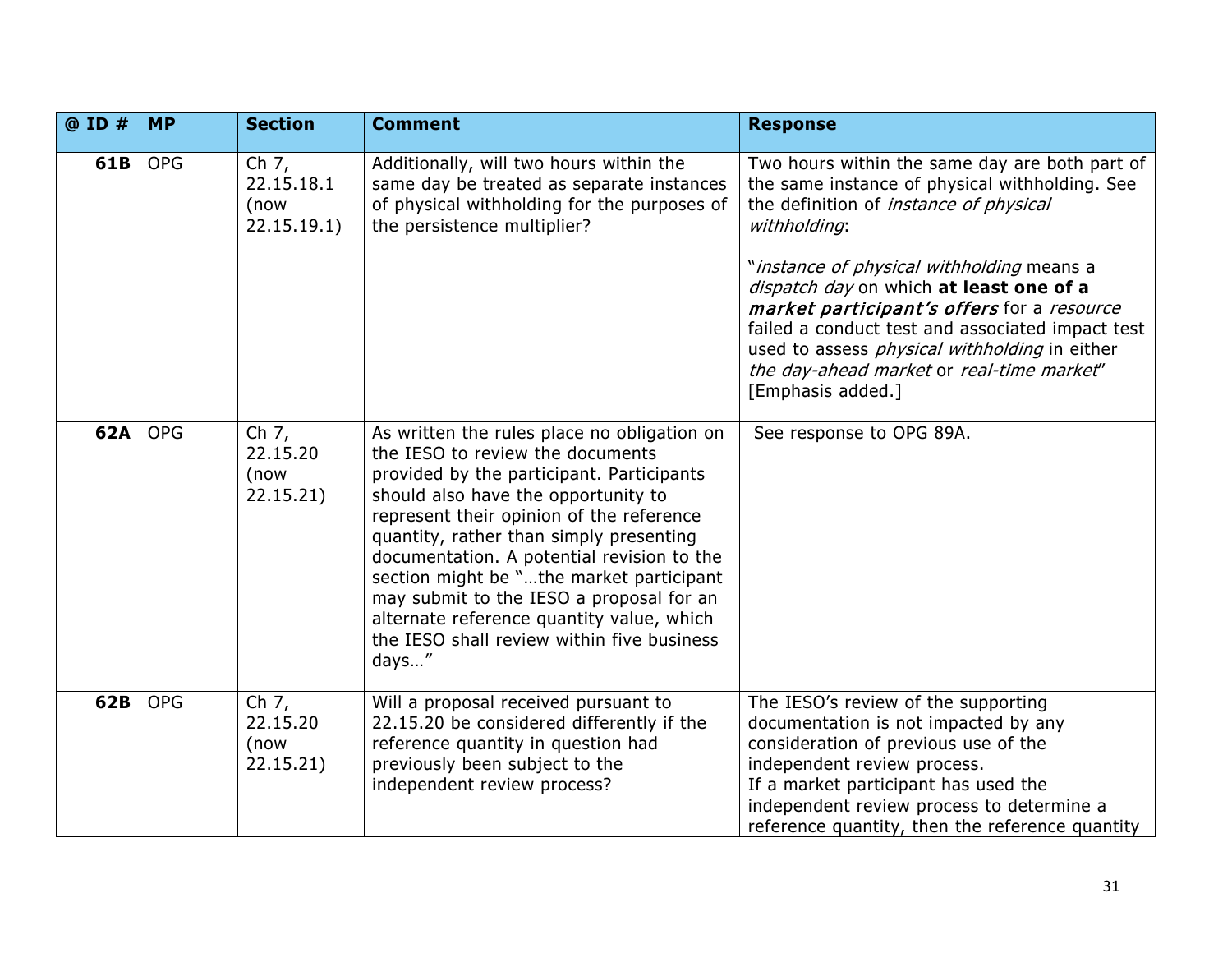| @ ID # | MP | Section | Comment | Response |
|---|---|---|---|---|
| **61B** | OPG | Ch 7, 22.15.18.1 (now 22.15.19.1) | Additionally, will two hours within the same day be treated as separate instances of physical withholding for the purposes of the persistence multiplier? | Two hours within the same day are both part of the same instance of physical withholding. See the definition of *instance of physical withholding*:<br><br>"*instance of physical withholding* means a *dispatch day* on which **at least one of a *market participant's offers*** for a *resource* failed a conduct test and associated impact test used to assess *physical withholding* in either *the day-ahead market* or *real-time market*" [Emphasis added.] |
| **62A** | OPG | Ch 7, 22.15.20 (now 22.15.21) | As written the rules place no obligation on the IESO to review the documents provided by the participant. Participants should also have the opportunity to represent their opinion of the reference quantity, rather than simply presenting documentation. A potential revision to the section might be "…the market participant may submit to the IESO a proposal for an alternate reference quantity value, which the IESO shall review within five business days…" | See response to OPG 89A. |
| **62B** | OPG | Ch 7, 22.15.20 (now 22.15.21) | Will a proposal received pursuant to 22.15.20 be considered differently if the reference quantity in question had previously been subject to the independent review process? | The IESO's review of the supporting documentation is not impacted by any consideration of previous use of the independent review process.<br>If a market participant has used the independent review process to determine a reference quantity, then the reference quantity |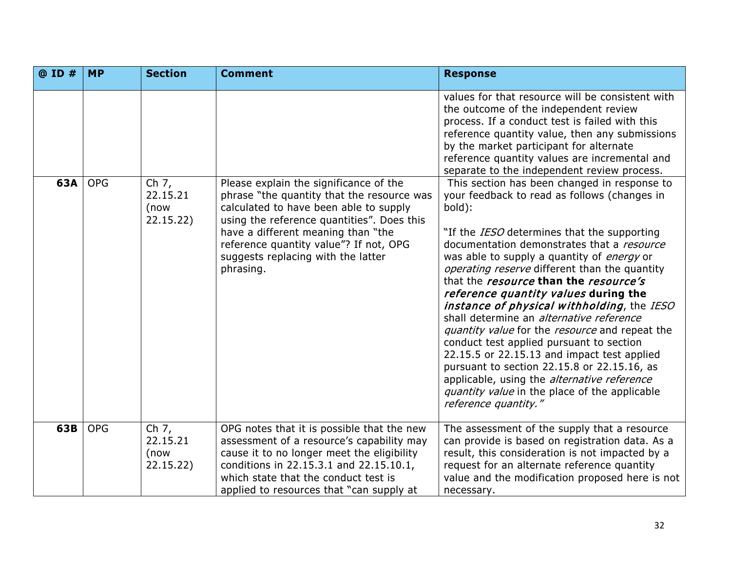| @ ID # | MP | Section | Comment | Response |
|---|---|---|---|---|
| | | | | values for that resource will be consistent with the outcome of the independent review process. If a conduct test is failed with this reference quantity value, then any submissions by the market participant for alternate reference quantity values are incremental and separate to the independent review process. |
| **63A** | OPG | Ch 7, 22.15.21 (now 22.15.22) | Please explain the significance of the phrase "the quantity that the resource was calculated to have been able to supply using the reference quantities". Does this have a different meaning than "the reference quantity value"? If not, OPG suggests replacing with the latter phrasing. | This section has been changed in response to your feedback to read as follows (changes in bold):<br><br>"If the *IESO* determines that the supporting documentation demonstrates that a *resource* was able to supply a quantity of *energy* or *operating reserve* different than the quantity that the ***resource* than the *resource's reference quantity values* during the *instance of physical withholding***, the *IESO* shall determine an *alternative reference quantity value* for the *resource* and repeat the conduct test applied pursuant to section 22.15.5 or 22.15.13 and impact test applied pursuant to section 22.15.8 or 22.15.16, as applicable, using the *alternative reference quantity value* in the place of the applicable *reference quantity."* |
| **63B** | OPG | Ch 7, 22.15.21 (now 22.15.22) | OPG notes that it is possible that the new assessment of a resource's capability may cause it to no longer meet the eligibility conditions in 22.15.3.1 and 22.15.10.1, which state that the conduct test is applied to resources that "can supply at | The assessment of the supply that a resource can provide is based on registration data. As a result, this consideration is not impacted by a request for an alternate reference quantity value and the modification proposed here is not necessary. |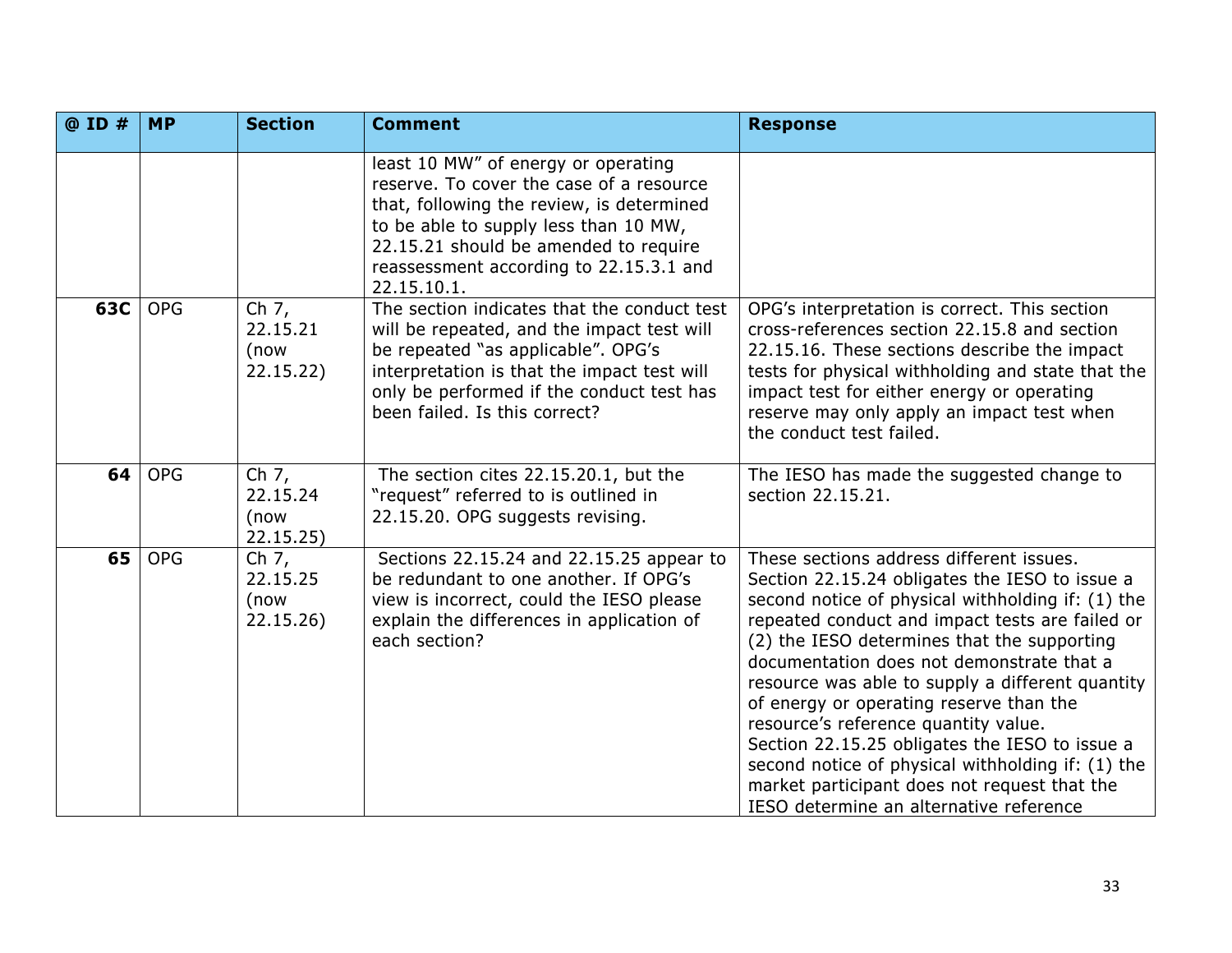| @ ID # | MP | Section | Comment | Response |
|---|---|---|---|---|
| | | | least 10 MW" of energy or operating reserve. To cover the case of a resource that, following the review, is determined to be able to supply less than 10 MW, 22.15.21 should be amended to require reassessment according to 22.15.3.1 and 22.15.10.1. | |
| **63C** | OPG | Ch 7, 22.15.21 (now 22.15.22) | The section indicates that the conduct test will be repeated, and the impact test will be repeated "as applicable". OPG's interpretation is that the impact test will only be performed if the conduct test has been failed. Is this correct? | OPG's interpretation is correct. This section cross-references section 22.15.8 and section 22.15.16. These sections describe the impact tests for physical withholding and state that the impact test for either energy or operating reserve may only apply an impact test when the conduct test failed. |
| **64** | OPG | Ch 7, 22.15.24 (now 22.15.25) | The section cites 22.15.20.1, but the "request" referred to is outlined in 22.15.20. OPG suggests revising. | The IESO has made the suggested change to section 22.15.21. |
| **65** | OPG | Ch 7, 22.15.25 (now 22.15.26) | Sections 22.15.24 and 22.15.25 appear to be redundant to one another. If OPG's view is incorrect, could the IESO please explain the differences in application of each section? | These sections address different issues. Section 22.15.24 obligates the IESO to issue a second notice of physical withholding if: (1) the repeated conduct and impact tests are failed or (2) the IESO determines that the supporting documentation does not demonstrate that a resource was able to supply a different quantity of energy or operating reserve than the resource's reference quantity value. Section 22.15.25 obligates the IESO to issue a second notice of physical withholding if: (1) the market participant does not request that the IESO determine an alternative reference |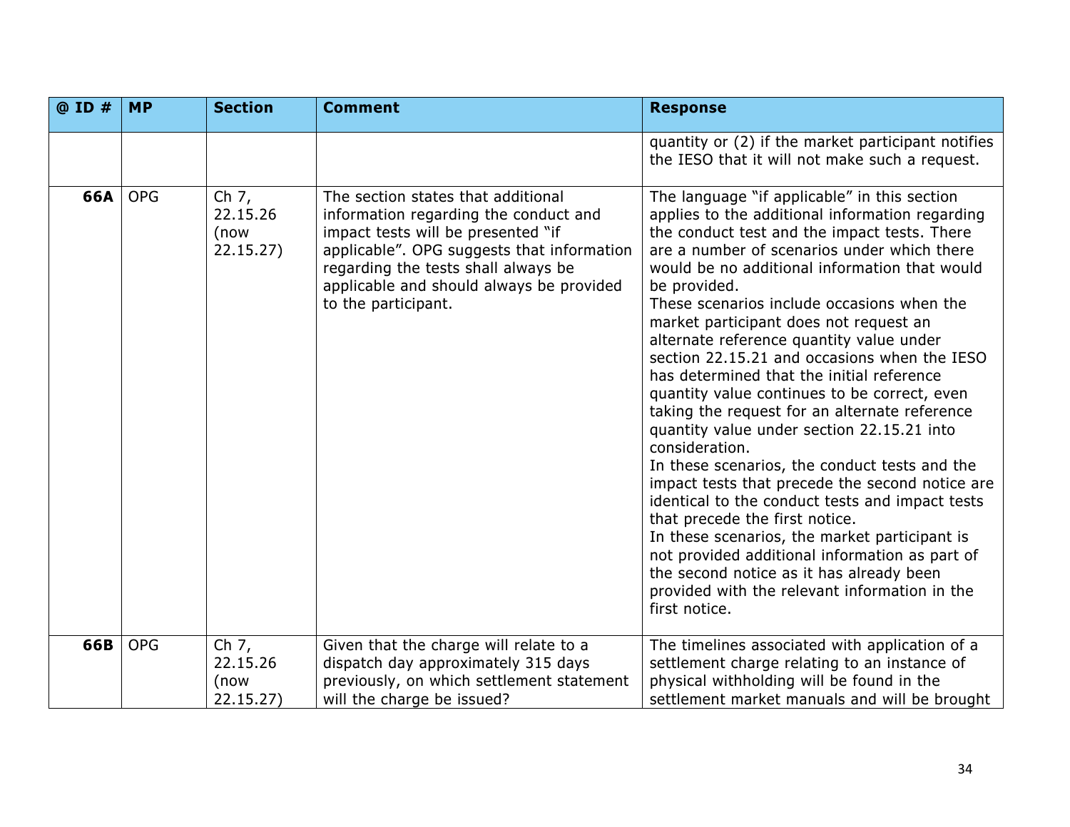| @ ID # | MP | Section | Comment | Response |
|---|---|---|---|---|
| | | | | quantity or (2) if the market participant notifies the IESO that it will not make such a request. |
| **66A** | OPG | Ch 7, 22.15.26 (now 22.15.27) | The section states that additional information regarding the conduct and impact tests will be presented "if applicable". OPG suggests that information regarding the tests shall always be applicable and should always be provided to the participant. | The language "if applicable" in this section applies to the additional information regarding the conduct test and the impact tests. There are a number of scenarios under which there would be no additional information that would be provided.<br>These scenarios include occasions when the market participant does not request an alternate reference quantity value under section 22.15.21 and occasions when the IESO has determined that the initial reference quantity value continues to be correct, even taking the request for an alternate reference quantity value under section 22.15.21 into consideration.<br>In these scenarios, the conduct tests and the impact tests that precede the second notice are identical to the conduct tests and impact tests that precede the first notice.<br>In these scenarios, the market participant is not provided additional information as part of the second notice as it has already been provided with the relevant information in the first notice. |
| **66B** | OPG | Ch 7, 22.15.26 (now 22.15.27) | Given that the charge will relate to a dispatch day approximately 315 days previously, on which settlement statement will the charge be issued? | The timelines associated with application of a settlement charge relating to an instance of physical withholding will be found in the settlement market manuals and will be brought |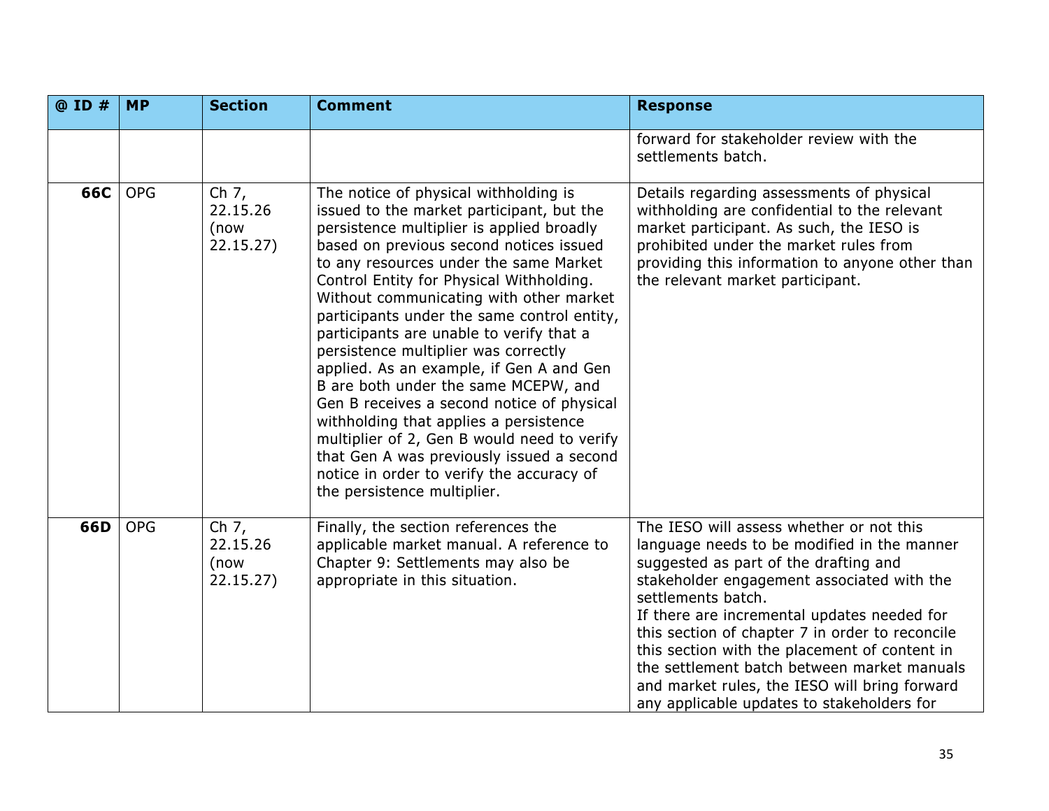| @ ID # | MP | Section | Comment | Response |
|---|---|---|---|---|
| | | | | forward for stakeholder review with the settlements batch. |
| **66C** | OPG | Ch 7, 22.15.26 (now 22.15.27) | The notice of physical withholding is issued to the market participant, but the persistence multiplier is applied broadly based on previous second notices issued to any resources under the same Market Control Entity for Physical Withholding. Without communicating with other market participants under the same control entity, participants are unable to verify that a persistence multiplier was correctly applied. As an example, if Gen A and Gen B are both under the same MCEPW, and Gen B receives a second notice of physical withholding that applies a persistence multiplier of 2, Gen B would need to verify that Gen A was previously issued a second notice in order to verify the accuracy of the persistence multiplier. | Details regarding assessments of physical withholding are confidential to the relevant market participant. As such, the IESO is prohibited under the market rules from providing this information to anyone other than the relevant market participant. |
| **66D** | OPG | Ch 7, 22.15.26 (now 22.15.27) | Finally, the section references the applicable market manual. A reference to Chapter 9: Settlements may also be appropriate in this situation. | The IESO will assess whether or not this language needs to be modified in the manner suggested as part of the drafting and stakeholder engagement associated with the settlements batch.<br>If there are incremental updates needed for this section of chapter 7 in order to reconcile this section with the placement of content in the settlement batch between market manuals and market rules, the IESO will bring forward any applicable updates to stakeholders for |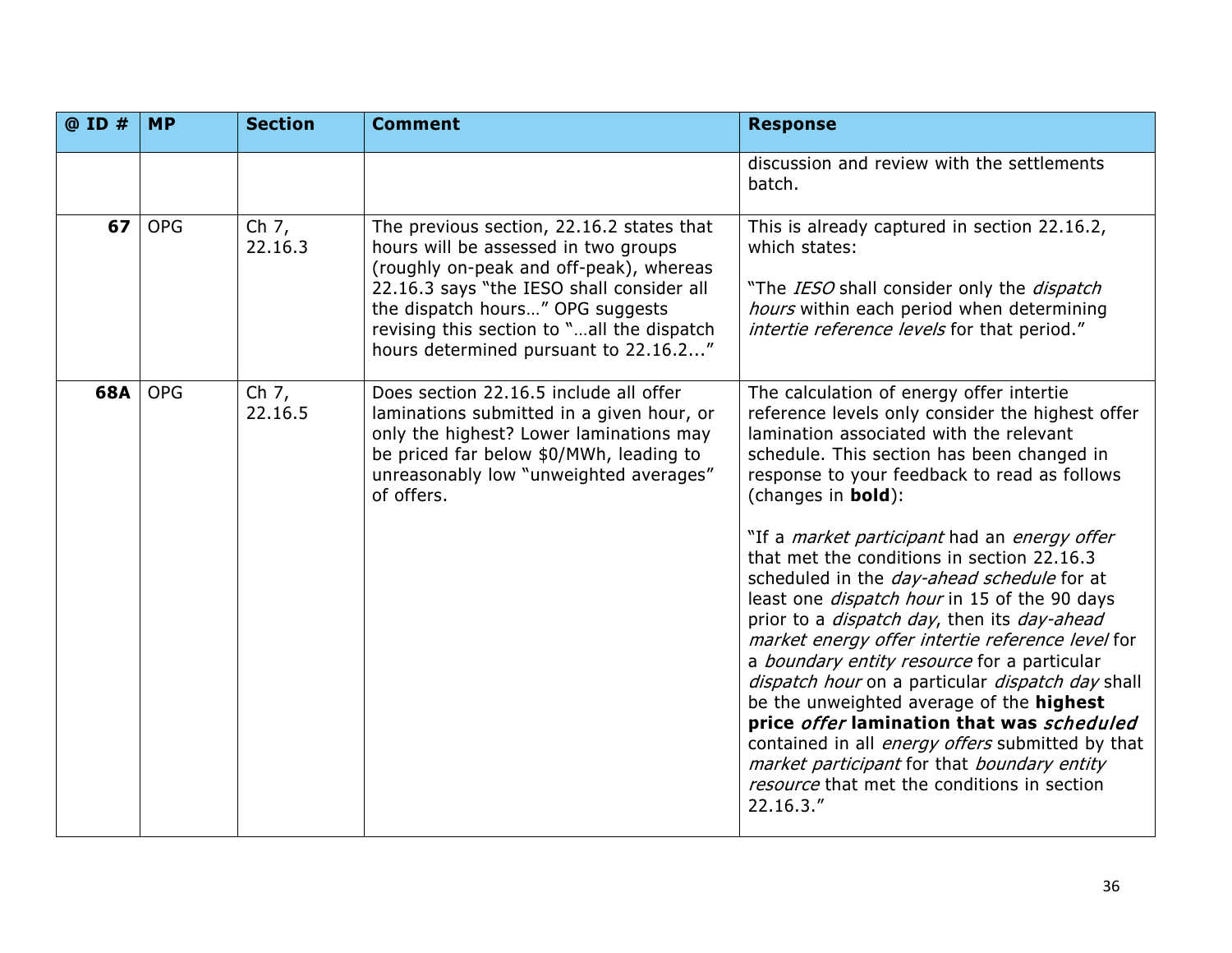| @ ID # | MP | Section | Comment | Response |
|---|---|---|---|---|
| | | | | discussion and review with the settlements batch. |
| **67** | OPG | Ch 7, 22.16.3 | The previous section, 22.16.2 states that hours will be assessed in two groups (roughly on-peak and off-peak), whereas 22.16.3 says "the IESO shall consider all the dispatch hours…" OPG suggests revising this section to "…all the dispatch hours determined pursuant to 22.16.2..." | This is already captured in section 22.16.2, which states:<br><br>"The *IESO* shall consider only the *dispatch hours* within each period when determining *intertie reference levels* for that period." |
| **68A** | OPG | Ch 7, 22.16.5 | Does section 22.16.5 include all offer laminations submitted in a given hour, or only the highest? Lower laminations may be priced far below $0/MWh, leading to unreasonably low "unweighted averages" of offers. | The calculation of energy offer intertie reference levels only consider the highest offer lamination associated with the relevant schedule. This section has been changed in response to your feedback to read as follows (changes in **bold**):<br><br>"If a *market participant* had an *energy offer* that met the conditions in section 22.16.3 scheduled in the *day-ahead schedule* for at least one *dispatch hour* in 15 of the 90 days prior to a *dispatch day*, then its *day-ahead market energy offer intertie reference level* for a *boundary entity resource* for a particular *dispatch hour* on a particular *dispatch day* shall be the unweighted average of the **highest price *offer* lamination that was *scheduled*** contained in all *energy offers* submitted by that *market participant* for that *boundary entity resource* that met the conditions in section 22.16.3." |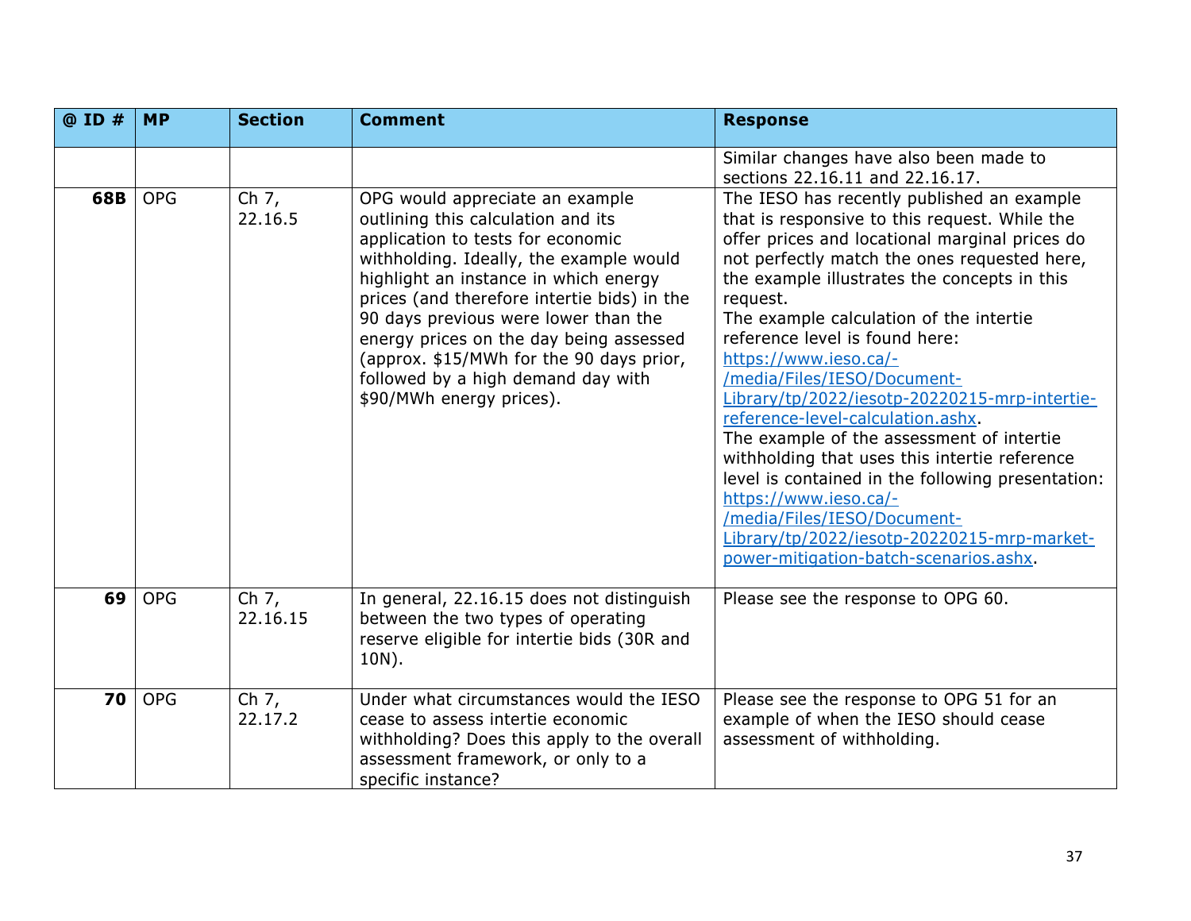| @ ID # | MP | Section | Comment | Response |
|---|---|---|---|---|
| | | | | Similar changes have also been made to sections 22.16.11 and 22.16.17. |
| **68B** | OPG | Ch 7, 22.16.5 | OPG would appreciate an example outlining this calculation and its application to tests for economic withholding. Ideally, the example would highlight an instance in which energy prices (and therefore intertie bids) in the 90 days previous were lower than the energy prices on the day being assessed (approx. $15/MWh for the 90 days prior, followed by a high demand day with $90/MWh energy prices). | The IESO has recently published an example that is responsive to this request. While the offer prices and locational marginal prices do not perfectly match the ones requested here, the example illustrates the concepts in this request. The example calculation of the intertie reference level is found here: [https://www.ieso.ca/-/media/Files/IESO/Document-Library/tp/2022/iesotp-20220215-mrp-intertie-reference-level-calculation.ashx](https://www.ieso.ca/-/media/Files/IESO/Document-Library/tp/2022/iesotp-20220215-mrp-intertie-reference-level-calculation.ashx). The example of the assessment of intertie withholding that uses this intertie reference level is contained in the following presentation: [https://www.ieso.ca/-/media/Files/IESO/Document-Library/tp/2022/iesotp-20220215-mrp-market-power-mitigation-batch-scenarios.ashx](https://www.ieso.ca/-/media/Files/IESO/Document-Library/tp/2022/iesotp-20220215-mrp-market-power-mitigation-batch-scenarios.ashx). |
| **69** | OPG | Ch 7, 22.16.15 | In general, 22.16.15 does not distinguish between the two types of operating reserve eligible for intertie bids (30R and 10N). | Please see the response to OPG 60. |
| **70** | OPG | Ch 7, 22.17.2 | Under what circumstances would the IESO cease to assess intertie economic withholding? Does this apply to the overall assessment framework, or only to a specific instance? | Please see the response to OPG 51 for an example of when the IESO should cease assessment of withholding. |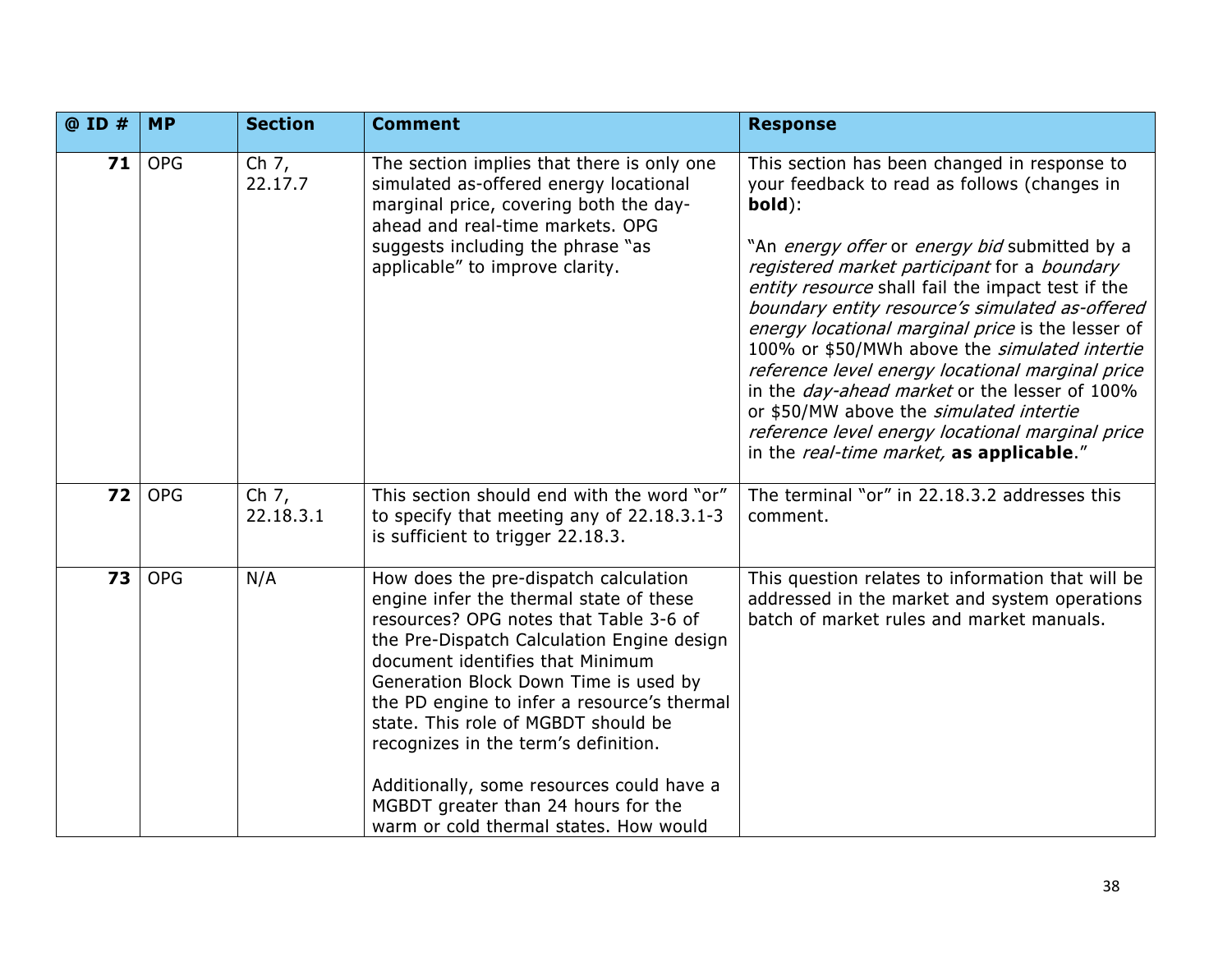| @ ID # | MP | Section | Comment | Response |
|---|---|---|---|---|
| **71** | OPG | Ch 7, 22.17.7 | The section implies that there is only one simulated as-offered energy locational marginal price, covering both the day-ahead and real-time markets. OPG suggests including the phrase "as applicable" to improve clarity. | This section has been changed in response to your feedback to read as follows (changes in **bold**):<br><br>"An *energy offer* or *energy bid* submitted by a *registered market participant* for a *boundary entity resource* shall fail the impact test if the *boundary entity resource's simulated as-offered energy locational marginal price* is the lesser of 100% or $50/MWh above the *simulated intertie reference level energy locational marginal price* in the *day-ahead market* or the lesser of 100% or $50/MW above the *simulated intertie reference level energy locational marginal price* in the *real-time market,* **as applicable**." |
| **72** | OPG | Ch 7, 22.18.3.1 | This section should end with the word "or" to specify that meeting any of 22.18.3.1-3 is sufficient to trigger 22.18.3. | The terminal "or" in 22.18.3.2 addresses this comment. |
| **73** | OPG | N/A | How does the pre-dispatch calculation engine infer the thermal state of these resources? OPG notes that Table 3-6 of the Pre-Dispatch Calculation Engine design document identifies that Minimum Generation Block Down Time is used by the PD engine to infer a resource's thermal state. This role of MGBDT should be recognizes in the term's definition.<br><br>Additionally, some resources could have a MGBDT greater than 24 hours for the warm or cold thermal states. How would | This question relates to information that will be addressed in the market and system operations batch of market rules and market manuals. |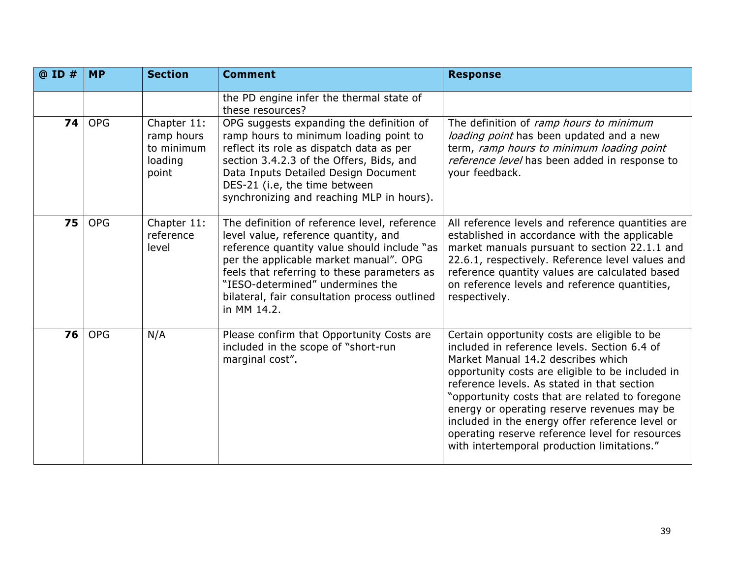| @ ID # | MP | Section | Comment | Response |
|---|---|---|---|---|
| | | | the PD engine infer the thermal state of these resources? | |
| **74** | OPG | Chapter 11: ramp hours to minimum loading point | OPG suggests expanding the definition of ramp hours to minimum loading point to reflect its role as dispatch data as per section 3.4.2.3 of the Offers, Bids, and Data Inputs Detailed Design Document DES-21 (i.e, the time between synchronizing and reaching MLP in hours). | The definition of *ramp hours to minimum loading point* has been updated and a new term, *ramp hours to minimum loading point reference level* has been added in response to your feedback. |
| **75** | OPG | Chapter 11: reference level | The definition of reference level, reference level value, reference quantity, and reference quantity value should include "as per the applicable market manual". OPG feels that referring to these parameters as "IESO-determined" undermines the bilateral, fair consultation process outlined in MM 14.2. | All reference levels and reference quantities are established in accordance with the applicable market manuals pursuant to section 22.1.1 and 22.6.1, respectively. Reference level values and reference quantity values are calculated based on reference levels and reference quantities, respectively. |
| **76** | OPG | N/A | Please confirm that Opportunity Costs are included in the scope of "short-run marginal cost". | Certain opportunity costs are eligible to be included in reference levels. Section 6.4 of Market Manual 14.2 describes which opportunity costs are eligible to be included in reference levels. As stated in that section "opportunity costs that are related to foregone energy or operating reserve revenues may be included in the energy offer reference level or operating reserve reference level for resources with intertemporal production limitations." |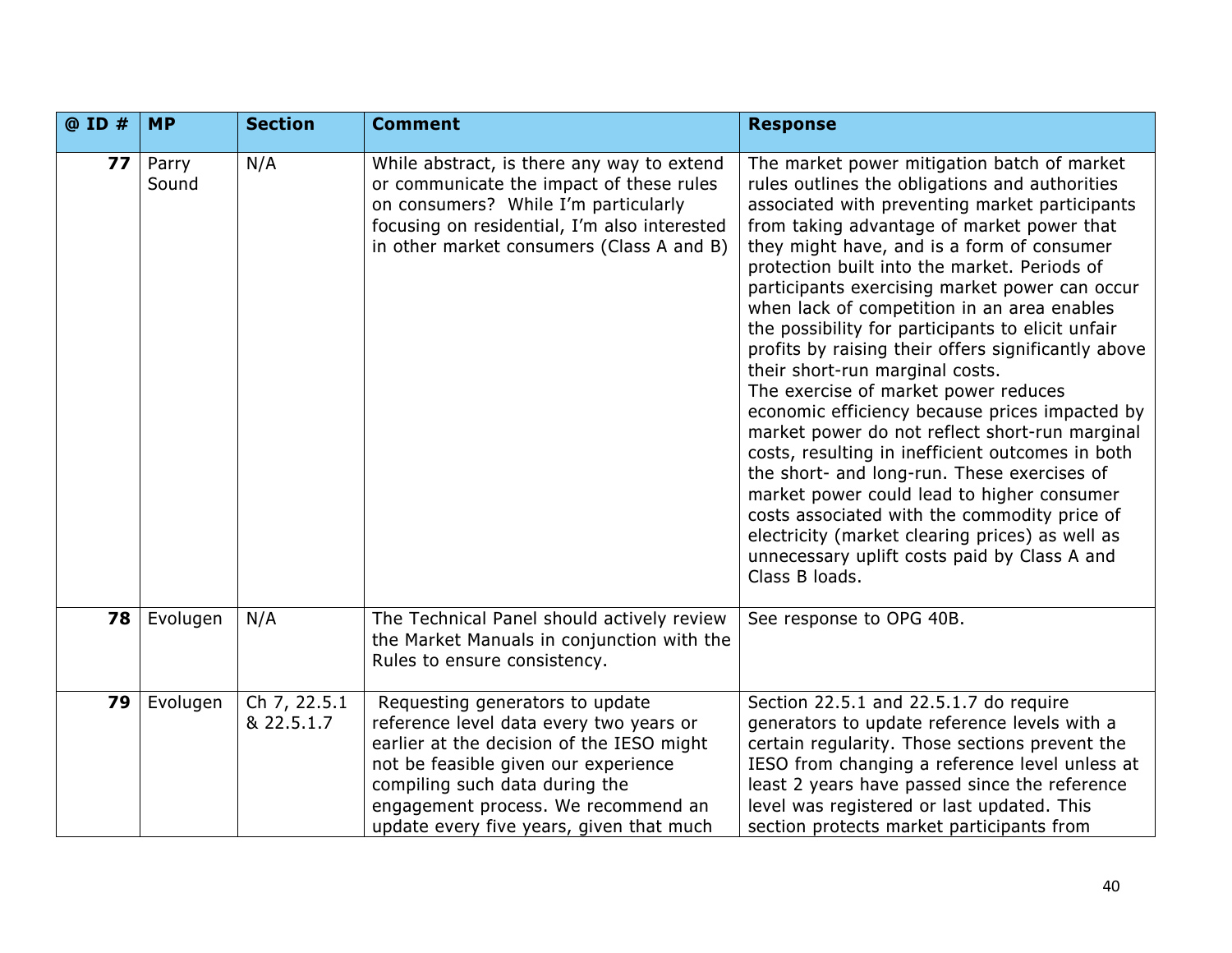| @ ID # | MP | Section | Comment | Response |
|---|---|---|---|---|
| **77** | Parry Sound | N/A | While abstract, is there any way to extend or communicate the impact of these rules on consumers? While I'm particularly focusing on residential, I'm also interested in other market consumers (Class A and B) | The market power mitigation batch of market rules outlines the obligations and authorities associated with preventing market participants from taking advantage of market power that they might have, and is a form of consumer protection built into the market. Periods of participants exercising market power can occur when lack of competition in an area enables the possibility for participants to elicit unfair profits by raising their offers significantly above their short-run marginal costs. The exercise of market power reduces economic efficiency because prices impacted by market power do not reflect short-run marginal costs, resulting in inefficient outcomes in both the short- and long-run. These exercises of market power could lead to higher consumer costs associated with the commodity price of electricity (market clearing prices) as well as unnecessary uplift costs paid by Class A and Class B loads. |
| **78** | Evolugen | N/A | The Technical Panel should actively review the Market Manuals in conjunction with the Rules to ensure consistency. | See response to OPG 40B. |
| **79** | Evolugen | Ch 7, 22.5.1 & 22.5.1.7 | Requesting generators to update reference level data every two years or earlier at the decision of the IESO might not be feasible given our experience compiling such data during the engagement process. We recommend an update every five years, given that much | Section 22.5.1 and 22.5.1.7 do require generators to update reference levels with a certain regularity. Those sections prevent the IESO from changing a reference level unless at least 2 years have passed since the reference level was registered or last updated. This section protects market participants from |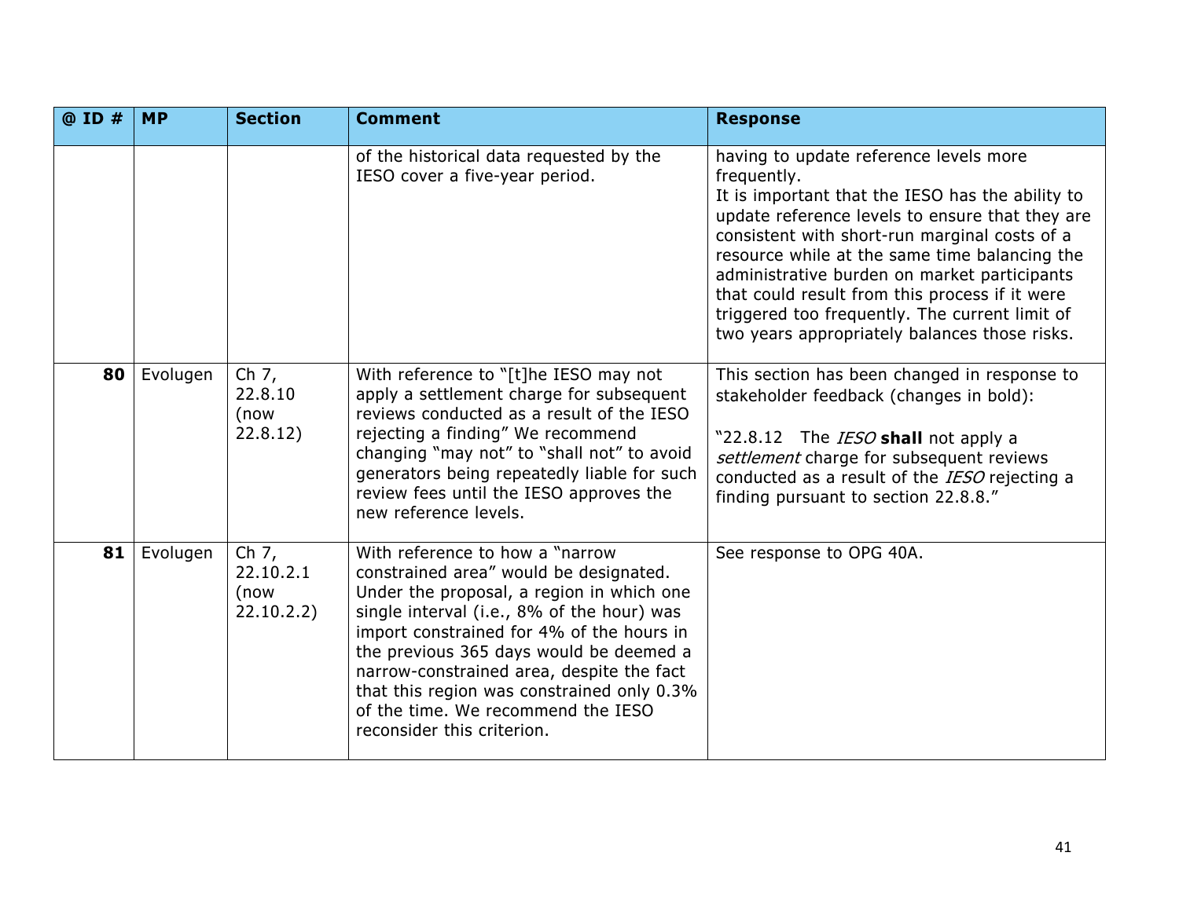| @ ID # | MP | Section | Comment | Response |
|---|---|---|---|---|
| | | | of the historical data requested by the IESO cover a five-year period. | having to update reference levels more frequently.<br>It is important that the IESO has the ability to update reference levels to ensure that they are consistent with short-run marginal costs of a resource while at the same time balancing the administrative burden on market participants that could result from this process if it were triggered too frequently. The current limit of two years appropriately balances those risks. |
| **80** | Evolugen | Ch 7, 22.8.10 (now 22.8.12) | With reference to "[t]he IESO may not apply a settlement charge for subsequent reviews conducted as a result of the IESO rejecting a finding" We recommend changing "may not" to "shall not" to avoid generators being repeatedly liable for such review fees until the IESO approves the new reference levels. | This section has been changed in response to stakeholder feedback (changes in bold):<br><br>"22.8.12 The *IESO* **shall** not apply a *settlement* charge for subsequent reviews conducted as a result of the *IESO* rejecting a finding pursuant to section 22.8.8." |
| **81** | Evolugen | Ch 7, 22.10.2.1 (now 22.10.2.2) | With reference to how a "narrow constrained area" would be designated. Under the proposal, a region in which one single interval (i.e., 8% of the hour) was import constrained for 4% of the hours in the previous 365 days would be deemed a narrow-constrained area, despite the fact that this region was constrained only 0.3% of the time. We recommend the IESO reconsider this criterion. | See response to OPG 40A. |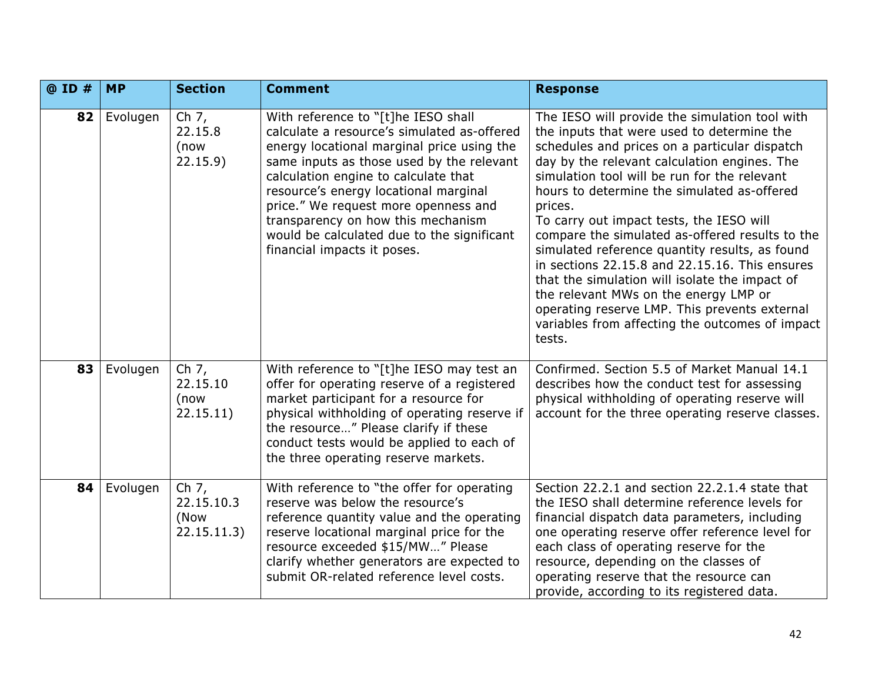| @ ID # | MP | Section | Comment | Response |
|---|---|---|---|---|
| **82** | Evolugen | Ch 7, 22.15.8 (now 22.15.9) | With reference to "[t]he IESO shall calculate a resource's simulated as-offered energy locational marginal price using the same inputs as those used by the relevant calculation engine to calculate that resource's energy locational marginal price." We request more openness and transparency on how this mechanism would be calculated due to the significant financial impacts it poses. | The IESO will provide the simulation tool with the inputs that were used to determine the schedules and prices on a particular dispatch day by the relevant calculation engines. The simulation tool will be run for the relevant hours to determine the simulated as-offered prices.<br>To carry out impact tests, the IESO will compare the simulated as-offered results to the simulated reference quantity results, as found in sections 22.15.8 and 22.15.16. This ensures that the simulation will isolate the impact of the relevant MWs on the energy LMP or operating reserve LMP. This prevents external variables from affecting the outcomes of impact tests. |
| **83** | Evolugen | Ch 7, 22.15.10 (now 22.15.11) | With reference to "[t]he IESO may test an offer for operating reserve of a registered market participant for a resource for physical withholding of operating reserve if the resource…" Please clarify if these conduct tests would be applied to each of the three operating reserve markets. | Confirmed. Section 5.5 of Market Manual 14.1 describes how the conduct test for assessing physical withholding of operating reserve will account for the three operating reserve classes. |
| **84** | Evolugen | Ch 7, 22.15.10.3 (Now 22.15.11.3) | With reference to "the offer for operating reserve was below the resource's reference quantity value and the operating reserve locational marginal price for the resource exceeded $15/MW…" Please clarify whether generators are expected to submit OR-related reference level costs. | Section 22.2.1 and section 22.2.1.4 state that the IESO shall determine reference levels for financial dispatch data parameters, including one operating reserve offer reference level for each class of operating reserve for the resource, depending on the classes of operating reserve that the resource can provide, according to its registered data. |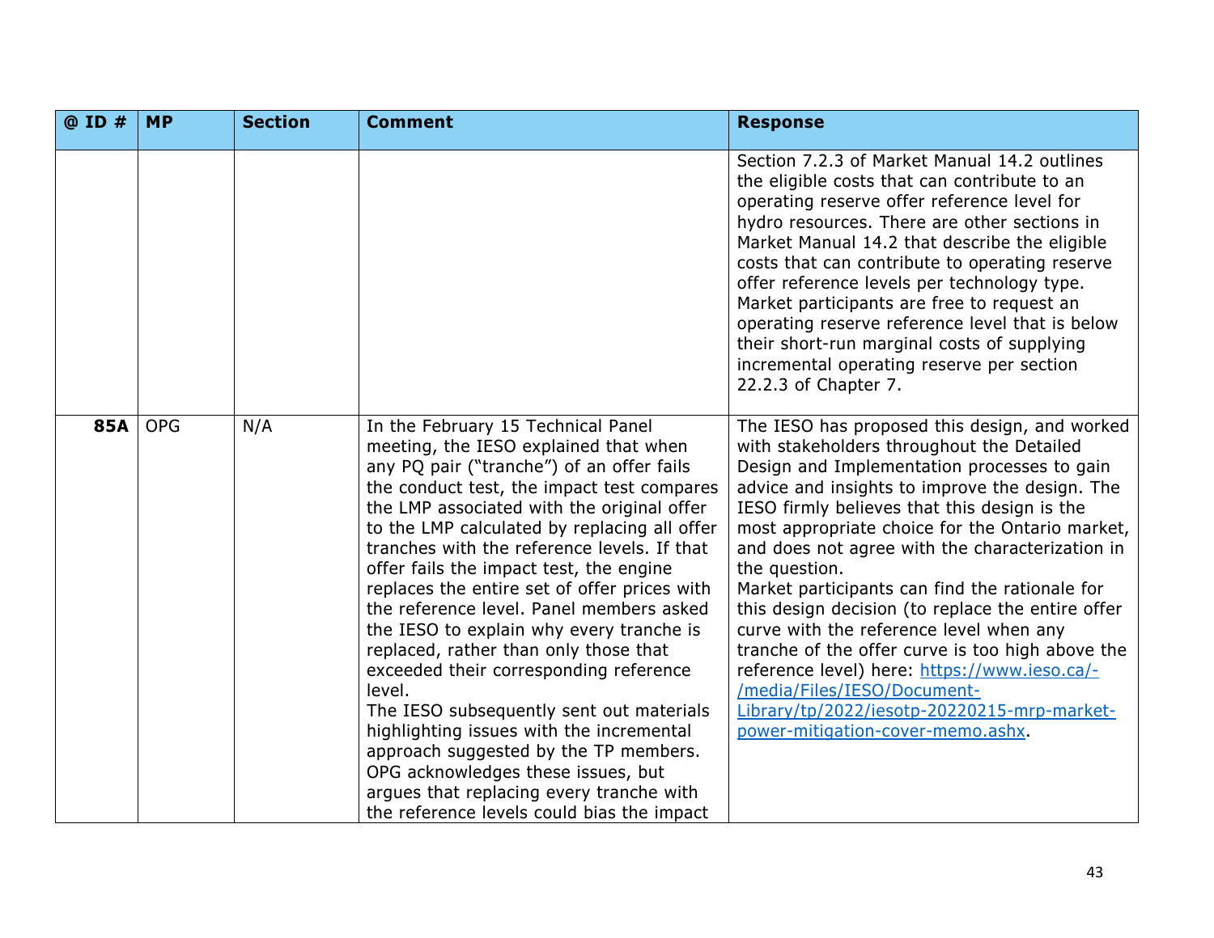| @ ID # | MP | Section | Comment | Response |
|---|---|---|---|---|
| | | | | Section 7.2.3 of Market Manual 14.2 outlines the eligible costs that can contribute to an operating reserve offer reference level for hydro resources. There are other sections in Market Manual 14.2 that describe the eligible costs that can contribute to operating reserve offer reference levels per technology type. Market participants are free to request an operating reserve reference level that is below their short-run marginal costs of supplying incremental operating reserve per section 22.2.3 of Chapter 7. |
| **85A** | OPG | N/A | In the February 15 Technical Panel meeting, the IESO explained that when any PQ pair ("tranche") of an offer fails the conduct test, the impact test compares the LMP associated with the original offer to the LMP calculated by replacing all offer tranches with the reference levels. If that offer fails the impact test, the engine replaces the entire set of offer prices with the reference level. Panel members asked the IESO to explain why every tranche is replaced, rather than only those that exceeded their corresponding reference level.<br>The IESO subsequently sent out materials highlighting issues with the incremental approach suggested by the TP members. OPG acknowledges these issues, but argues that replacing every tranche with the reference levels could bias the impact | The IESO has proposed this design, and worked with stakeholders throughout the Detailed Design and Implementation processes to gain advice and insights to improve the design. The IESO firmly believes that this design is the most appropriate choice for the Ontario market, and does not agree with the characterization in the question.<br>Market participants can find the rationale for this design decision (to replace the entire offer curve with the reference level when any tranche of the offer curve is too high above the reference level) here: [https://www.ieso.ca/-/media/Files/IESO/Document-Library/tp/2022/iesotp-20220215-mrp-market-power-mitigation-cover-memo.ashx](https://www.ieso.ca/-/media/Files/IESO/Document-Library/tp/2022/iesotp-20220215-mrp-market-power-mitigation-cover-memo.ashx). |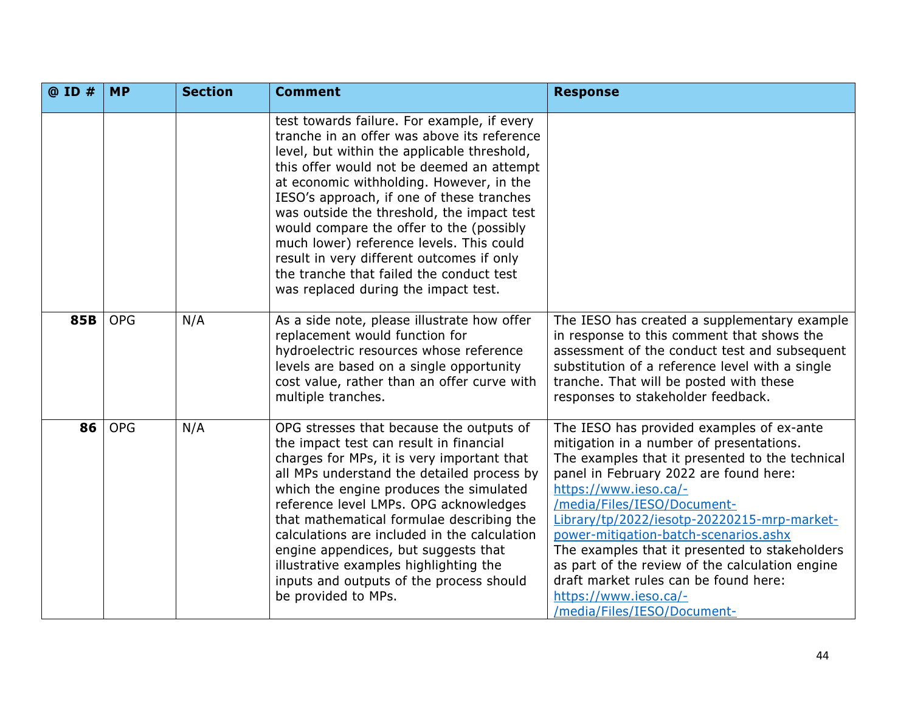| @ ID # | MP | Section | Comment | Response |
|---|---|---|---|---|
| | | | test towards failure. For example, if every tranche in an offer was above its reference level, but within the applicable threshold, this offer would not be deemed an attempt at economic withholding. However, in the IESO's approach, if one of these tranches was outside the threshold, the impact test would compare the offer to the (possibly much lower) reference levels. This could result in very different outcomes if only the tranche that failed the conduct test was replaced during the impact test. | |
| 85B | OPG | N/A | As a side note, please illustrate how offer replacement would function for hydroelectric resources whose reference levels are based on a single opportunity cost value, rather than an offer curve with multiple tranches. | The IESO has created a supplementary example in response to this comment that shows the assessment of the conduct test and subsequent substitution of a reference level with a single tranche. That will be posted with these responses to stakeholder feedback. |
| 86 | OPG | N/A | OPG stresses that because the outputs of the impact test can result in financial charges for MPs, it is very important that all MPs understand the detailed process by which the engine produces the simulated reference level LMPs. OPG acknowledges that mathematical formulae describing the calculations are included in the calculation engine appendices, but suggests that illustrative examples highlighting the inputs and outputs of the process should be provided to MPs. | The IESO has provided examples of ex-ante mitigation in a number of presentations. The examples that it presented to the technical panel in February 2022 are found here: [https://www.ieso.ca/-/media/Files/IESO/Document-Library/tp/2022/iesotp-20220215-mrp-market-power-mitigation-batch-scenarios.ashx](https://www.ieso.ca/-/media/Files/IESO/Document-Library/tp/2022/iesotp-20220215-mrp-market-power-mitigation-batch-scenarios.ashx) The examples that it presented to stakeholders as part of the review of the calculation engine draft market rules can be found here: https://www.ieso.ca/-/media/Files/IESO/Document- |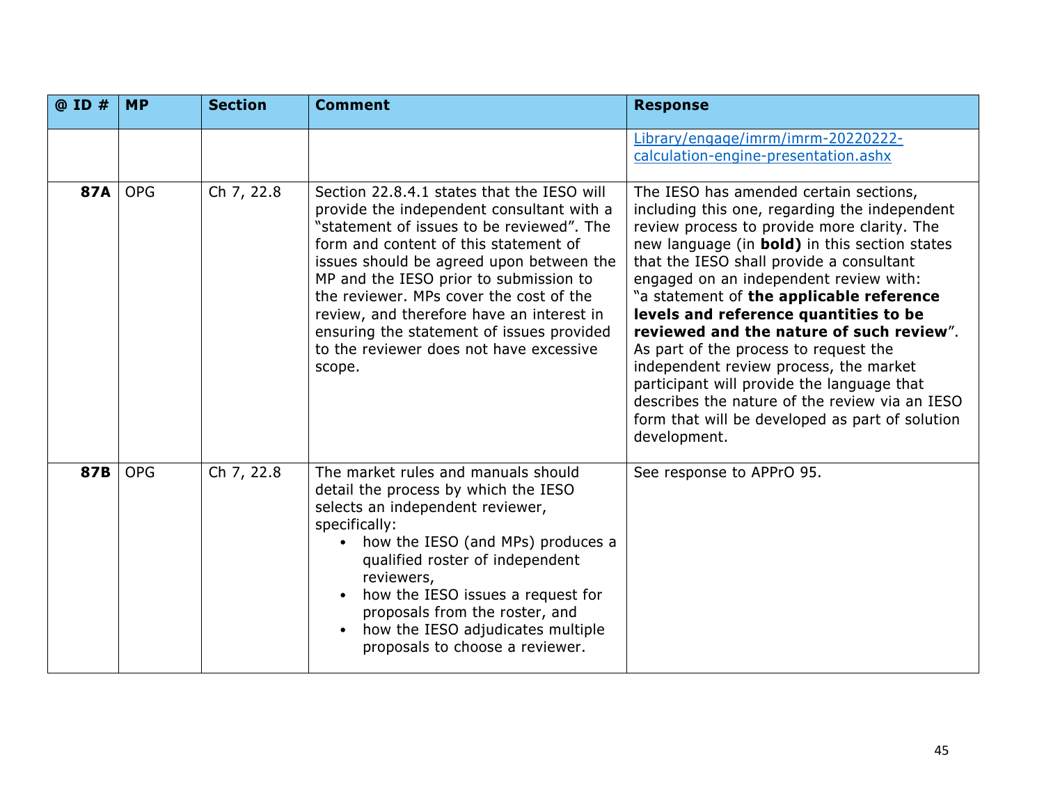| @ ID # | MP | Section | Comment | Response |
|---|---|---|---|---|
| | | | | Library/engage/imrm/imrm-20220222-calculation-engine-presentation.ashx |
| **87A** | OPG | Ch 7, 22.8 | Section 22.8.4.1 states that the IESO will provide the independent consultant with a "statement of issues to be reviewed". The form and content of this statement of issues should be agreed upon between the MP and the IESO prior to submission to the reviewer. MPs cover the cost of the review, and therefore have an interest in ensuring the statement of issues provided to the reviewer does not have excessive scope. | The IESO has amended certain sections, including this one, regarding the independent review process to provide more clarity. The new language (in **bold)** in this section states that the IESO shall provide a consultant engaged on an independent review with: "a statement of **the applicable reference levels and reference quantities to be reviewed and the nature of such review**". As part of the process to request the independent review process, the market participant will provide the language that describes the nature of the review via an IESO form that will be developed as part of solution development. |
| **87B** | OPG | Ch 7, 22.8 | The market rules and manuals should detail the process by which the IESO selects an independent reviewer, specifically:<br>• how the IESO (and MPs) produces a qualified roster of independent reviewers,<br>• how the IESO issues a request for proposals from the roster, and<br>• how the IESO adjudicates multiple proposals to choose a reviewer. | See response to APPrO 95. |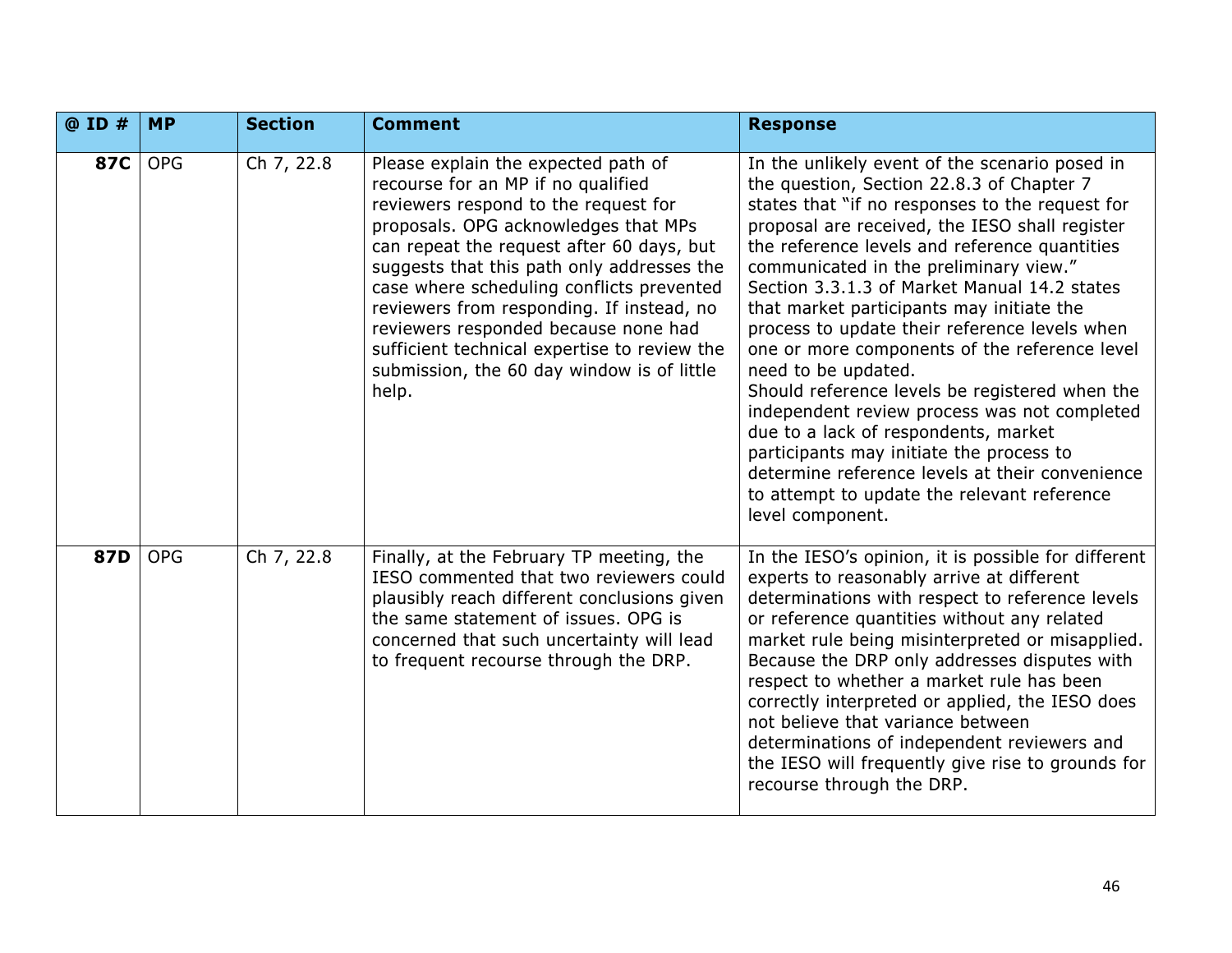| @ ID # | MP | Section | Comment | Response |
|---|---|---|---|---|
| **87C** | OPG | Ch 7, 22.8 | Please explain the expected path of recourse for an MP if no qualified reviewers respond to the request for proposals. OPG acknowledges that MPs can repeat the request after 60 days, but suggests that this path only addresses the case where scheduling conflicts prevented reviewers from responding. If instead, no reviewers responded because none had sufficient technical expertise to review the submission, the 60 day window is of little help. | In the unlikely event of the scenario posed in the question, Section 22.8.3 of Chapter 7 states that "if no responses to the request for proposal are received, the IESO shall register the reference levels and reference quantities communicated in the preliminary view." Section 3.3.1.3 of Market Manual 14.2 states that market participants may initiate the process to update their reference levels when one or more components of the reference level need to be updated. Should reference levels be registered when the independent review process was not completed due to a lack of respondents, market participants may initiate the process to determine reference levels at their convenience to attempt to update the relevant reference level component. |
| **87D** | OPG | Ch 7, 22.8 | Finally, at the February TP meeting, the IESO commented that two reviewers could plausibly reach different conclusions given the same statement of issues. OPG is concerned that such uncertainty will lead to frequent recourse through the DRP. | In the IESO's opinion, it is possible for different experts to reasonably arrive at different determinations with respect to reference levels or reference quantities without any related market rule being misinterpreted or misapplied. Because the DRP only addresses disputes with respect to whether a market rule has been correctly interpreted or applied, the IESO does not believe that variance between determinations of independent reviewers and the IESO will frequently give rise to grounds for recourse through the DRP. |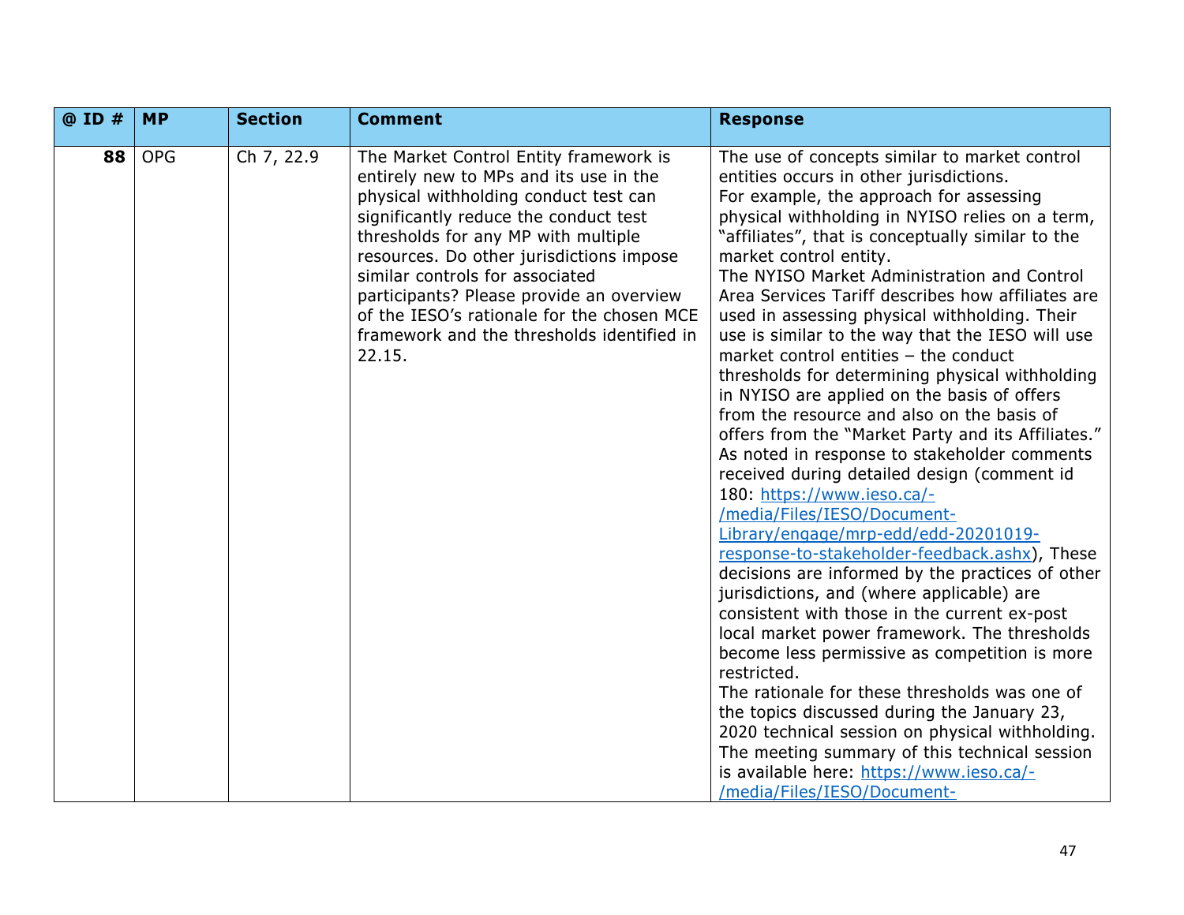| @ ID # | MP | Section | Comment | Response |
|---|---|---|---|---|
| **88** | OPG | Ch 7, 22.9 | The Market Control Entity framework is entirely new to MPs and its use in the physical withholding conduct test can significantly reduce the conduct test thresholds for any MP with multiple resources. Do other jurisdictions impose similar controls for associated participants? Please provide an overview of the IESO's rationale for the chosen MCE framework and the thresholds identified in 22.15. | The use of concepts similar to market control entities occurs in other jurisdictions. For example, the approach for assessing physical withholding in NYISO relies on a term, "affiliates", that is conceptually similar to the market control entity. The NYISO Market Administration and Control Area Services Tariff describes how affiliates are used in assessing physical withholding. Their use is similar to the way that the IESO will use market control entities – the conduct thresholds for determining physical withholding in NYISO are applied on the basis of offers from the resource and also on the basis of offers from the "Market Party and its Affiliates." As noted in response to stakeholder comments received during detailed design (comment id 180: [https://www.ieso.ca/-/media/Files/IESO/Document-Library/engage/mrp-edd/edd-20201019-response-to-stakeholder-feedback.ashx](https://www.ieso.ca/-/media/Files/IESO/Document-Library/engage/mrp-edd/edd-20201019-response-to-stakeholder-feedback.ashx)), These decisions are informed by the practices of other jurisdictions, and (where applicable) are consistent with those in the current ex-post local market power framework. The thresholds become less permissive as competition is more restricted. The rationale for these thresholds was one of the topics discussed during the January 23, 2020 technical session on physical withholding. The meeting summary of this technical session is available here: https://www.ieso.ca/-/media/Files/IESO/Document- |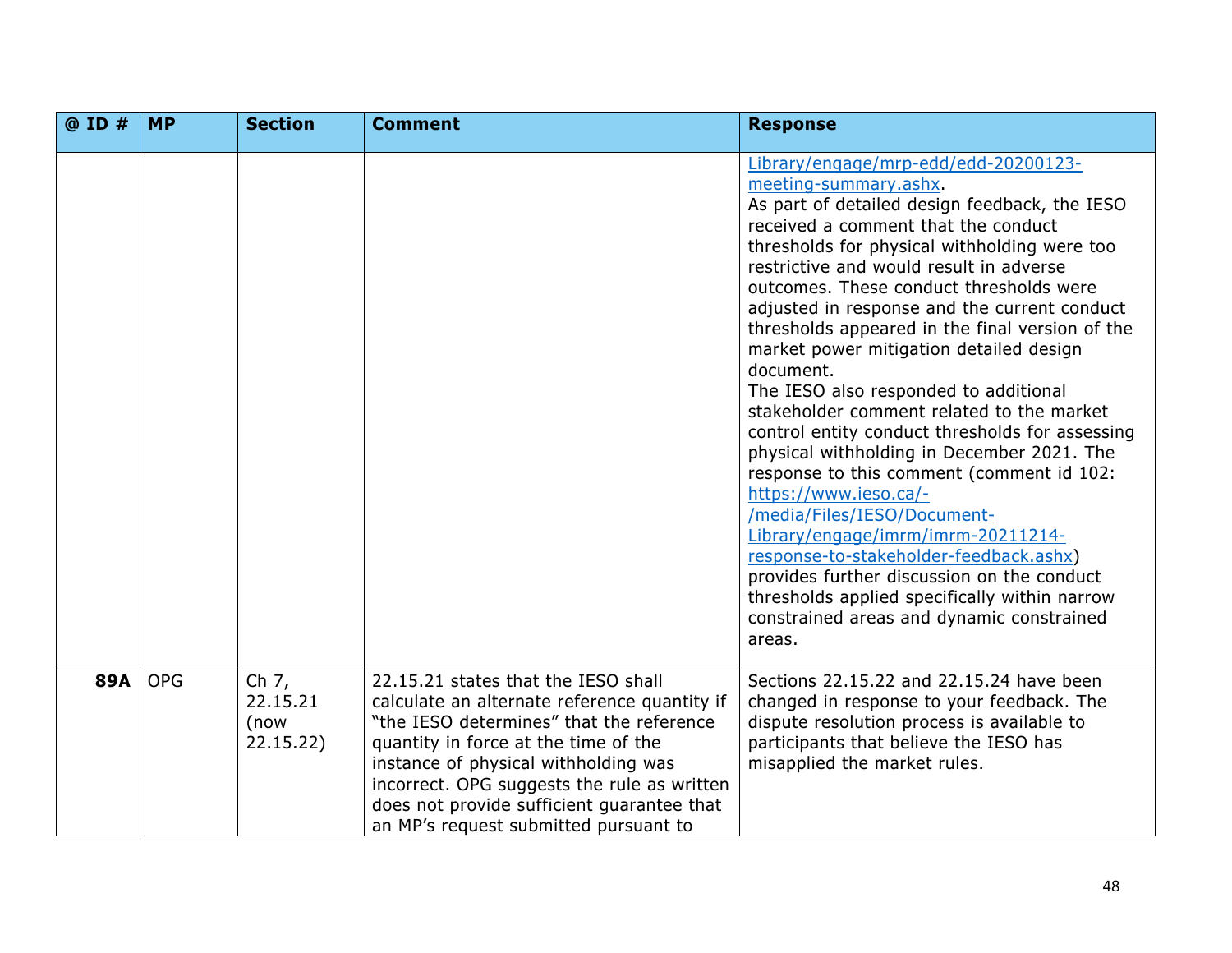| @ ID # | MP | Section | Comment | Response |
|---|---|---|---|---|
| | | | | Library/engage/mrp-edd/edd-20200123-meeting-summary.ashx. As part of detailed design feedback, the IESO received a comment that the conduct thresholds for physical withholding were too restrictive and would result in adverse outcomes. These conduct thresholds were adjusted in response and the current conduct thresholds appeared in the final version of the market power mitigation detailed design document. The IESO also responded to additional stakeholder comment related to the market control entity conduct thresholds for assessing physical withholding in December 2021. The response to this comment (comment id 102: https://www.ieso.ca/-/media/Files/IESO/Document-Library/engage/imrm/imrm-20211214-response-to-stakeholder-feedback.ashx) provides further discussion on the conduct thresholds applied specifically within narrow constrained areas and dynamic constrained areas. |
| **89A** | OPG | Ch 7, 22.15.21 (now 22.15.22) | 22.15.21 states that the IESO shall calculate an alternate reference quantity if "the IESO determines" that the reference quantity in force at the time of the instance of physical withholding was incorrect. OPG suggests the rule as written does not provide sufficient guarantee that an MP's request submitted pursuant to | Sections 22.15.22 and 22.15.24 have been changed in response to your feedback. The dispute resolution process is available to participants that believe the IESO has misapplied the market rules. |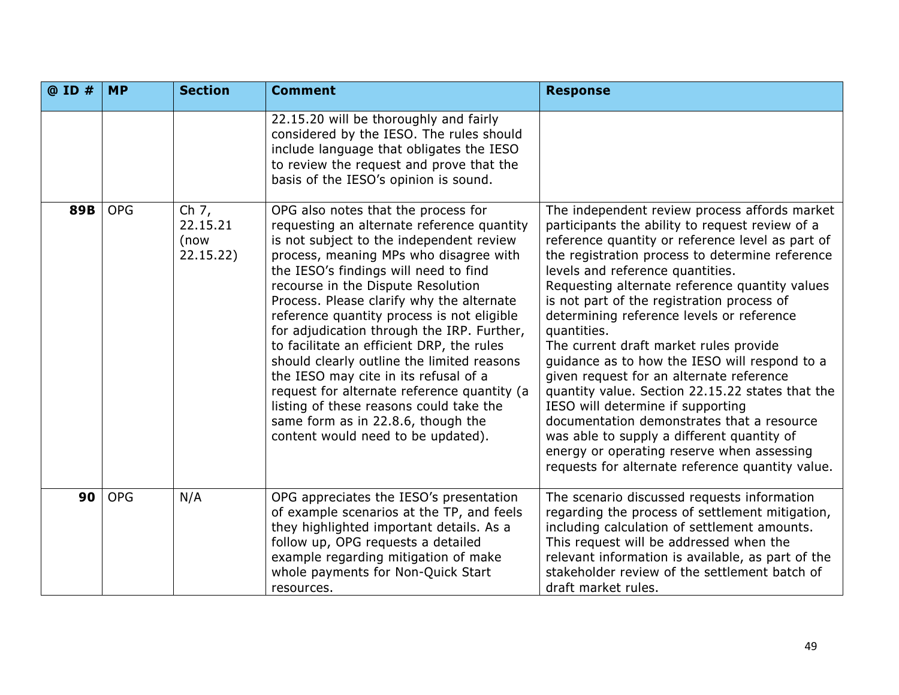| @ ID # | MP | Section | Comment | Response |
|---|---|---|---|---|
| | | | 22.15.20 will be thoroughly and fairly considered by the IESO. The rules should include language that obligates the IESO to review the request and prove that the basis of the IESO's opinion is sound. | |
| **89B** | OPG | Ch 7, 22.15.21 (now 22.15.22) | OPG also notes that the process for requesting an alternate reference quantity is not subject to the independent review process, meaning MPs who disagree with the IESO's findings will need to find recourse in the Dispute Resolution Process. Please clarify why the alternate reference quantity process is not eligible for adjudication through the IRP. Further, to facilitate an efficient DRP, the rules should clearly outline the limited reasons the IESO may cite in its refusal of a request for alternate reference quantity (a listing of these reasons could take the same form as in 22.8.6, though the content would need to be updated). | The independent review process affords market participants the ability to request review of a reference quantity or reference level as part of the registration process to determine reference levels and reference quantities.<br>Requesting alternate reference quantity values is not part of the registration process of determining reference levels or reference quantities.<br>The current draft market rules provide guidance as to how the IESO will respond to a given request for an alternate reference quantity value. Section 22.15.22 states that the IESO will determine if supporting documentation demonstrates that a resource was able to supply a different quantity of energy or operating reserve when assessing requests for alternate reference quantity value. |
| **90** | OPG | N/A | OPG appreciates the IESO's presentation of example scenarios at the TP, and feels they highlighted important details. As a follow up, OPG requests a detailed example regarding mitigation of make whole payments for Non-Quick Start resources. | The scenario discussed requests information regarding the process of settlement mitigation, including calculation of settlement amounts. This request will be addressed when the relevant information is available, as part of the stakeholder review of the settlement batch of draft market rules. |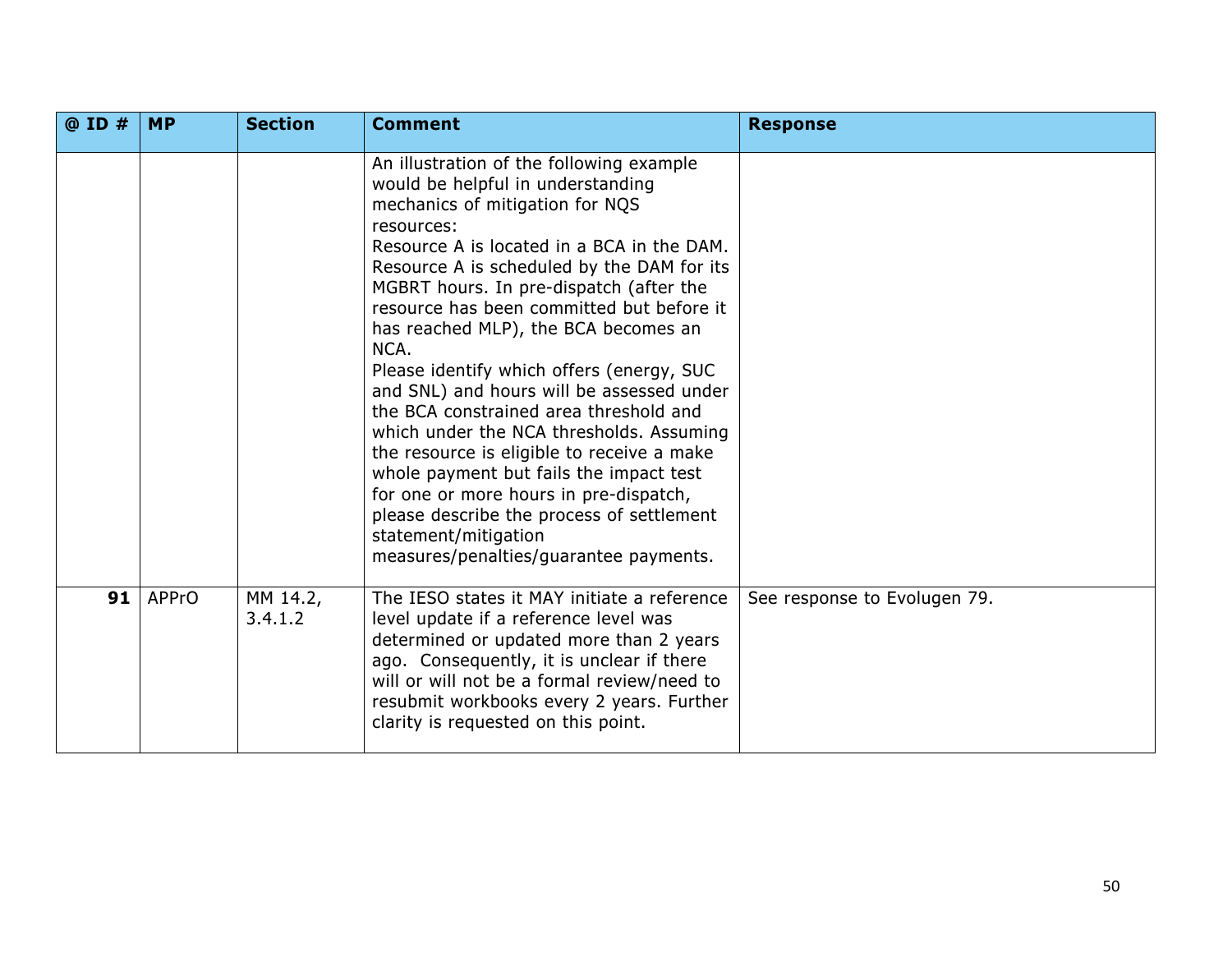| @ ID # | MP | Section | Comment | Response |
|---|---|---|---|---|
| | | | An illustration of the following example would be helpful in understanding mechanics of mitigation for NQS resources: Resource A is located in a BCA in the DAM. Resource A is scheduled by the DAM for its MGBRT hours. In pre-dispatch (after the resource has been committed but before it has reached MLP), the BCA becomes an NCA. Please identify which offers (energy, SUC and SNL) and hours will be assessed under the BCA constrained area threshold and which under the NCA thresholds. Assuming the resource is eligible to receive a make whole payment but fails the impact test for one or more hours in pre-dispatch, please describe the process of settlement statement/mitigation measures/penalties/guarantee payments. | |
| **91** | APPrO | MM 14.2, 3.4.1.2 | The IESO states it MAY initiate a reference level update if a reference level was determined or updated more than 2 years ago. Consequently, it is unclear if there will or will not be a formal review/need to resubmit workbooks every 2 years. Further clarity is requested on this point. | See response to Evolugen 79. |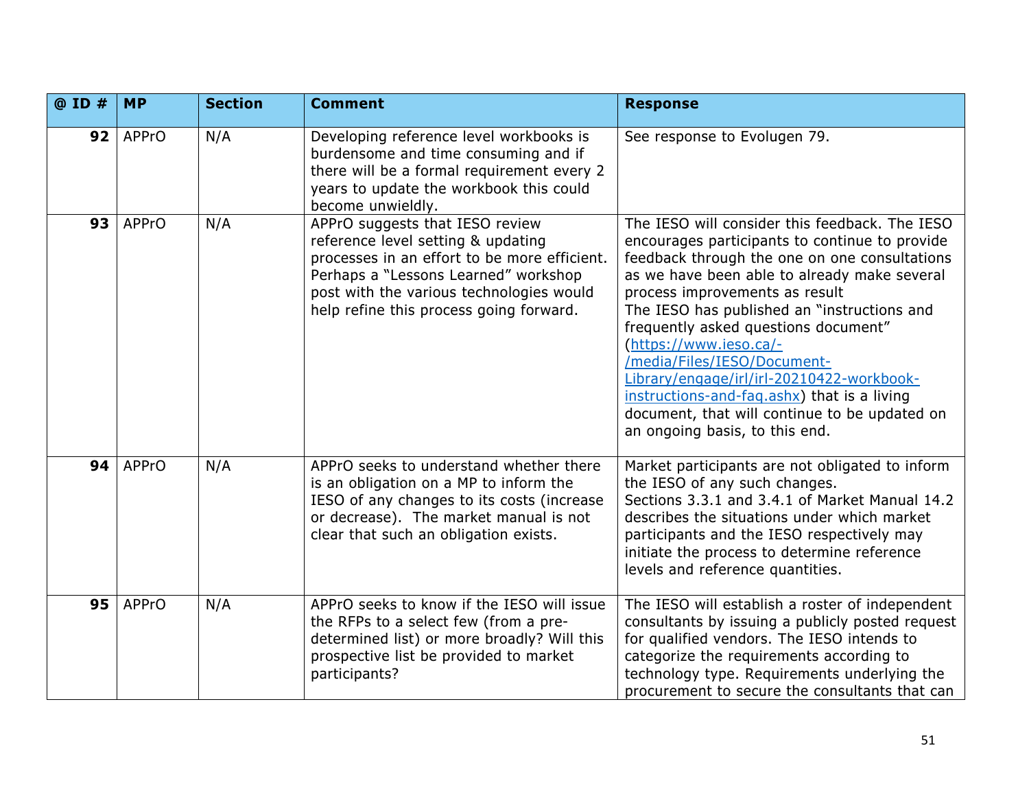| @ ID # | MP | Section | Comment | Response |
|---|---|---|---|---|
| **92** | APPrO | N/A | Developing reference level workbooks is burdensome and time consuming and if there will be a formal requirement every 2 years to update the workbook this could become unwieldly. | See response to Evolugen 79. |
| **93** | APPrO | N/A | APPrO suggests that IESO review reference level setting & updating processes in an effort to be more efficient. Perhaps a "Lessons Learned" workshop post with the various technologies would help refine this process going forward. | The IESO will consider this feedback. The IESO encourages participants to continue to provide feedback through the one on one consultations as we have been able to already make several process improvements as result<br>The IESO has published an "instructions and frequently asked questions document" ([https://www.ieso.ca/-/media/Files/IESO/Document-Library/engage/irl/irl-20210422-workbook-instructions-and-faq.ashx](https://www.ieso.ca/-/media/Files/IESO/Document-Library/engage/irl/irl-20210422-workbook-instructions-and-faq.ashx)) that is a living document, that will continue to be updated on an ongoing basis, to this end. |
| **94** | APPrO | N/A | APPrO seeks to understand whether there is an obligation on a MP to inform the IESO of any changes to its costs (increase or decrease). The market manual is not clear that such an obligation exists. | Market participants are not obligated to inform the IESO of any such changes.<br>Sections 3.3.1 and 3.4.1 of Market Manual 14.2 describes the situations under which market participants and the IESO respectively may initiate the process to determine reference levels and reference quantities. |
| **95** | APPrO | N/A | APPrO seeks to know if the IESO will issue the RFPs to a select few (from a pre-determined list) or more broadly? Will this prospective list be provided to market participants? | The IESO will establish a roster of independent consultants by issuing a publicly posted request for qualified vendors. The IESO intends to categorize the requirements according to technology type. Requirements underlying the procurement to secure the consultants that can |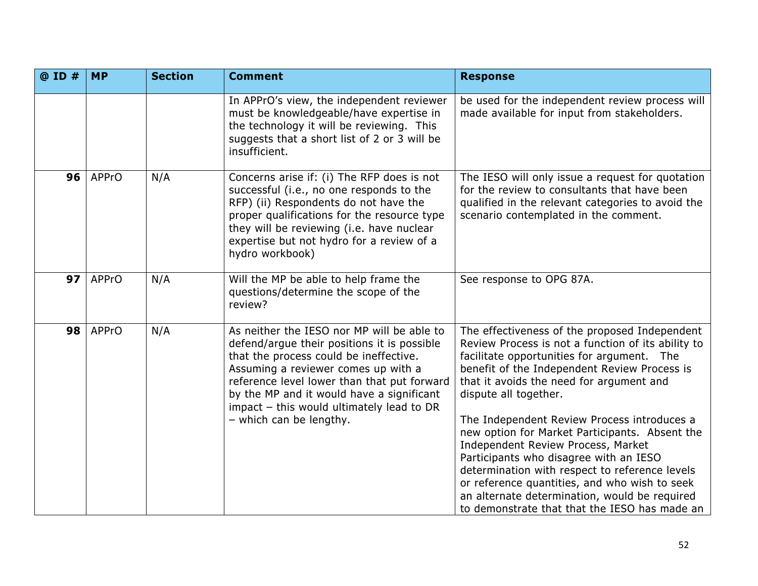| @ ID # | MP | Section | Comment | Response |
|---|---|---|---|---|
| | | | In APPrO's view, the independent reviewer must be knowledgeable/have expertise in the technology it will be reviewing. This suggests that a short list of 2 or 3 will be insufficient. | be used for the independent review process will made available for input from stakeholders. |
| **96** | APPrO | N/A | Concerns arise if: (i) The RFP does is not successful (i.e., no one responds to the RFP) (ii) Respondents do not have the proper qualifications for the resource type they will be reviewing (i.e. have nuclear expertise but not hydro for a review of a hydro workbook) | The IESO will only issue a request for quotation for the review to consultants that have been qualified in the relevant categories to avoid the scenario contemplated in the comment. |
| **97** | APPrO | N/A | Will the MP be able to help frame the questions/determine the scope of the review? | See response to OPG 87A. |
| **98** | APPrO | N/A | As neither the IESO nor MP will be able to defend/argue their positions it is possible that the process could be ineffective. Assuming a reviewer comes up with a reference level lower than that put forward by the MP and it would have a significant impact – this would ultimately lead to DR – which can be lengthy. | The effectiveness of the proposed Independent Review Process is not a function of its ability to facilitate opportunities for argument. The benefit of the Independent Review Process is that it avoids the need for argument and dispute all together.<br><br>The Independent Review Process introduces a new option for Market Participants. Absent the Independent Review Process, Market Participants who disagree with an IESO determination with respect to reference levels or reference quantities, and who wish to seek an alternate determination, would be required to demonstrate that that the IESO has made an |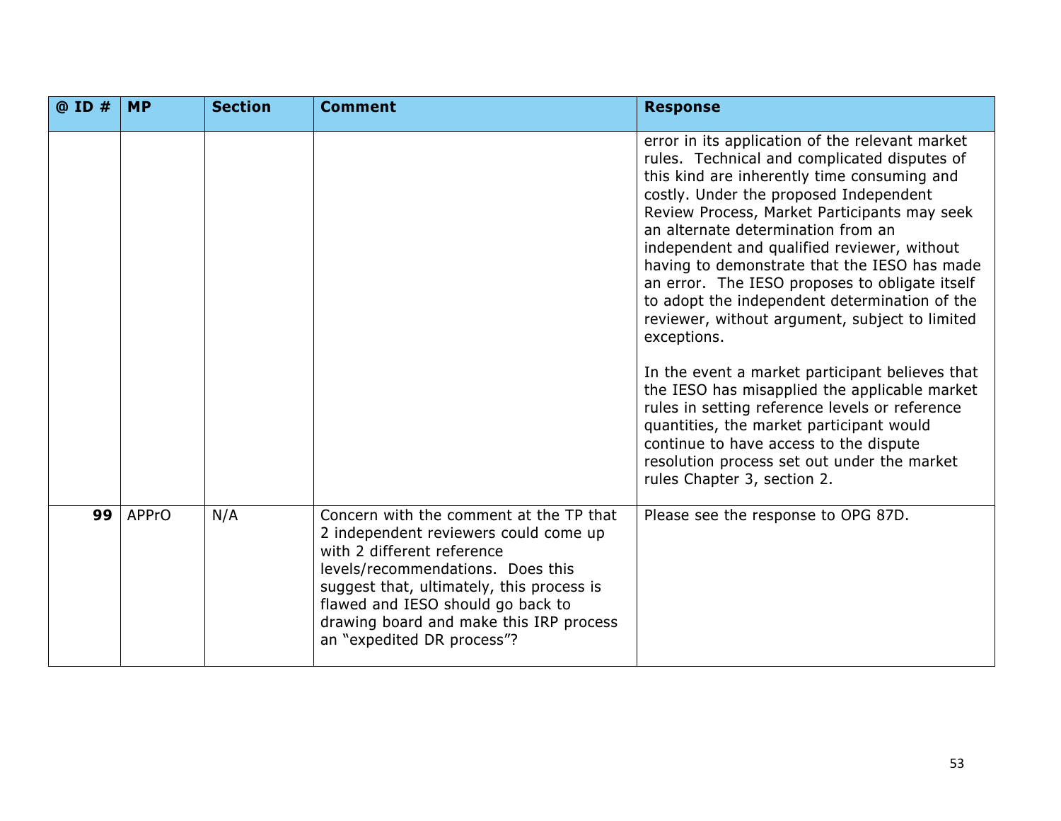| @ ID # | MP | Section | Comment | Response |
|---|---|---|---|---|
| | | | | error in its application of the relevant market rules. Technical and complicated disputes of this kind are inherently time consuming and costly. Under the proposed Independent Review Process, Market Participants may seek an alternate determination from an independent and qualified reviewer, without having to demonstrate that the IESO has made an error. The IESO proposes to obligate itself to adopt the independent determination of the reviewer, without argument, subject to limited exceptions.<br><br>In the event a market participant believes that the IESO has misapplied the applicable market rules in setting reference levels or reference quantities, the market participant would continue to have access to the dispute resolution process set out under the market rules Chapter 3, section 2. |
| **99** | APPrO | N/A | Concern with the comment at the TP that 2 independent reviewers could come up with 2 different reference levels/recommendations. Does this suggest that, ultimately, this process is flawed and IESO should go back to drawing board and make this IRP process an "expedited DR process"? | Please see the response to OPG 87D. |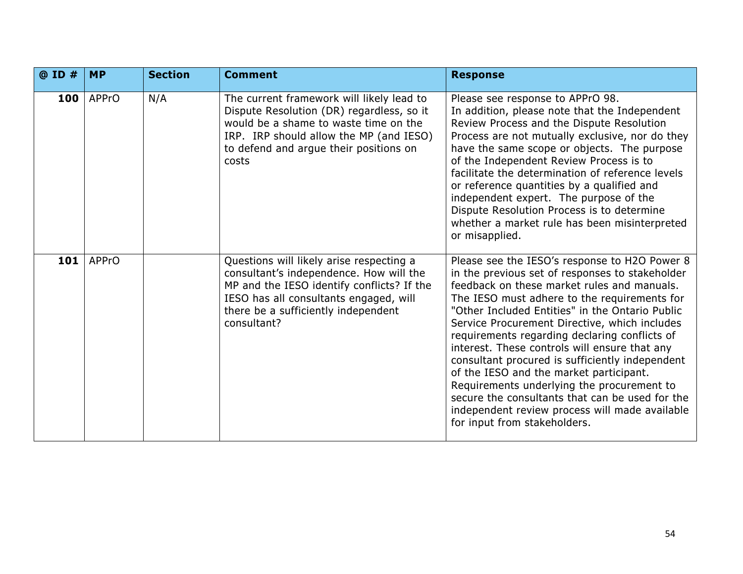| @ ID # | MP | Section | Comment | Response |
|---|---|---|---|---|
| **100** | APPrO | N/A | The current framework will likely lead to Dispute Resolution (DR) regardless, so it would be a shame to waste time on the IRP. IRP should allow the MP (and IESO) to defend and argue their positions on costs | Please see response to APPrO 98. In addition, please note that the Independent Review Process and the Dispute Resolution Process are not mutually exclusive, nor do they have the same scope or objects. The purpose of the Independent Review Process is to facilitate the determination of reference levels or reference quantities by a qualified and independent expert. The purpose of the Dispute Resolution Process is to determine whether a market rule has been misinterpreted or misapplied. |
| **101** | APPrO | | Questions will likely arise respecting a consultant's independence. How will the MP and the IESO identify conflicts? If the IESO has all consultants engaged, will there be a sufficiently independent consultant? | Please see the IESO's response to H2O Power 8 in the previous set of responses to stakeholder feedback on these market rules and manuals. The IESO must adhere to the requirements for "Other Included Entities" in the Ontario Public Service Procurement Directive, which includes requirements regarding declaring conflicts of interest. These controls will ensure that any consultant procured is sufficiently independent of the IESO and the market participant. Requirements underlying the procurement to secure the consultants that can be used for the independent review process will made available for input from stakeholders. |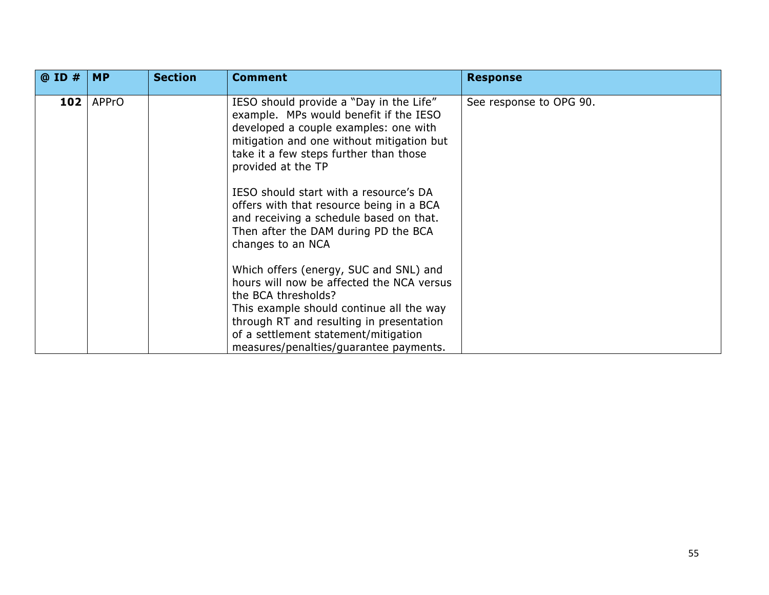| @ ID # | MP | Section | Comment | Response |
|---|---|---|---|---|
| **102** | APPrO | | IESO should provide a "Day in the Life" example. MPs would benefit if the IESO developed a couple examples: one with mitigation and one without mitigation but take it a few steps further than those provided at the TP<br><br>IESO should start with a resource's DA offers with that resource being in a BCA and receiving a schedule based on that. Then after the DAM during PD the BCA changes to an NCA<br><br>Which offers (energy, SUC and SNL) and hours will now be affected the NCA versus the BCA thresholds?<br>This example should continue all the way through RT and resulting in presentation of a settlement statement/mitigation measures/penalties/guarantee payments. | See response to OPG 90. |